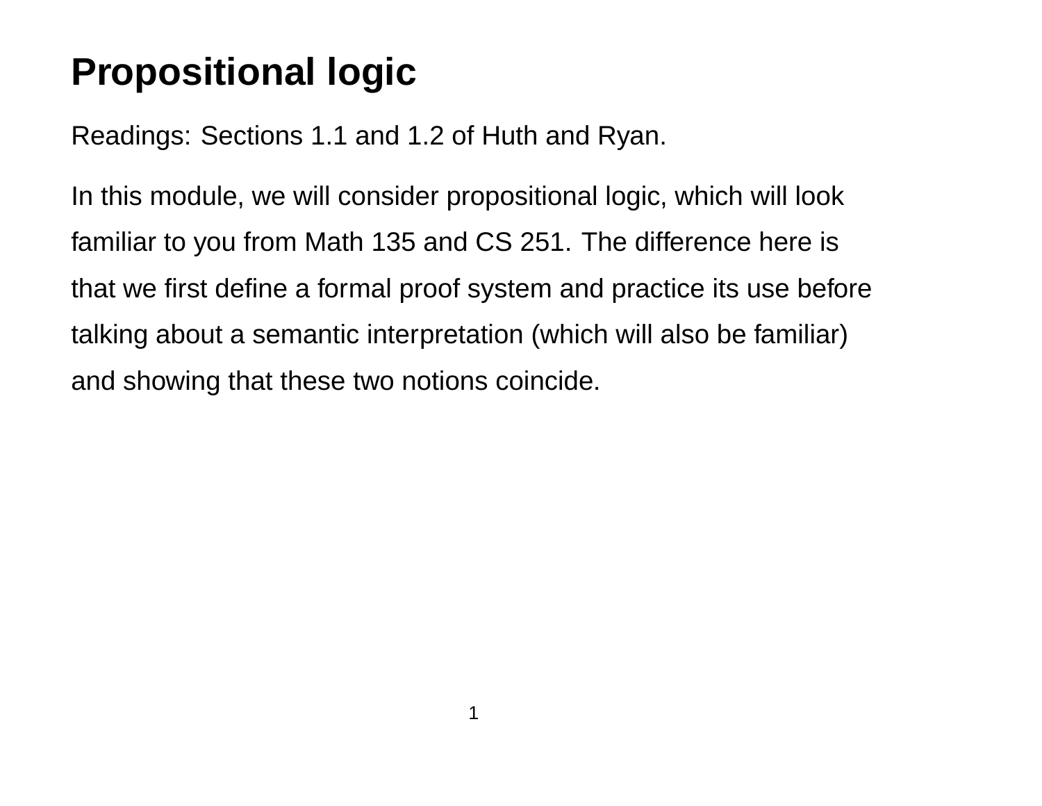# Propositional logic

Readings: Sections 1.1 and 1.2 of Huth and Ryan.

In this module, we will consider propositional logic, which will look familiar to you from Math 135 and CS 251. The difference here is that we first define a formal proof system and practice its use before talking about a semantic interpretation (which will also be familiar) and showing that these two notions coincide.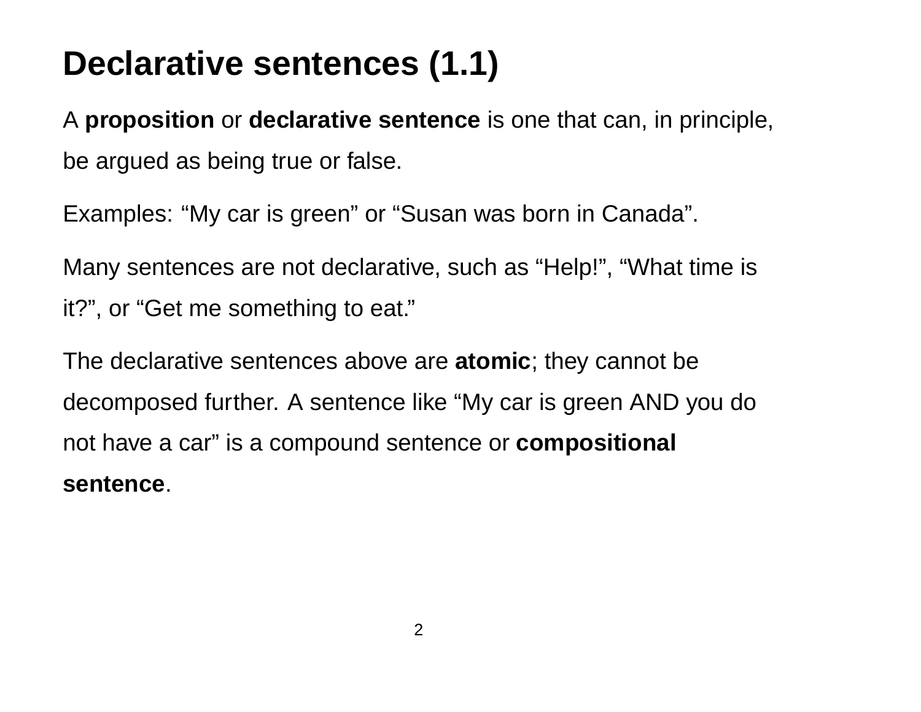# Declarative sentences (1.1)

A **proposition** or **declarative sentence** is one that can, in principle, be argued as being true or false.

Examples: “My car is green” or “Susan was born in Canada”.

Many sentences are not declarative, such as “Help!”, “What time is it?”, or “Get me something to eat.”

The declarative sentences above are **atomic**; they cannot be decomposed further. A sentence like “My car is green AND you do not have a car” is a compound sentence or **compositional sentence**.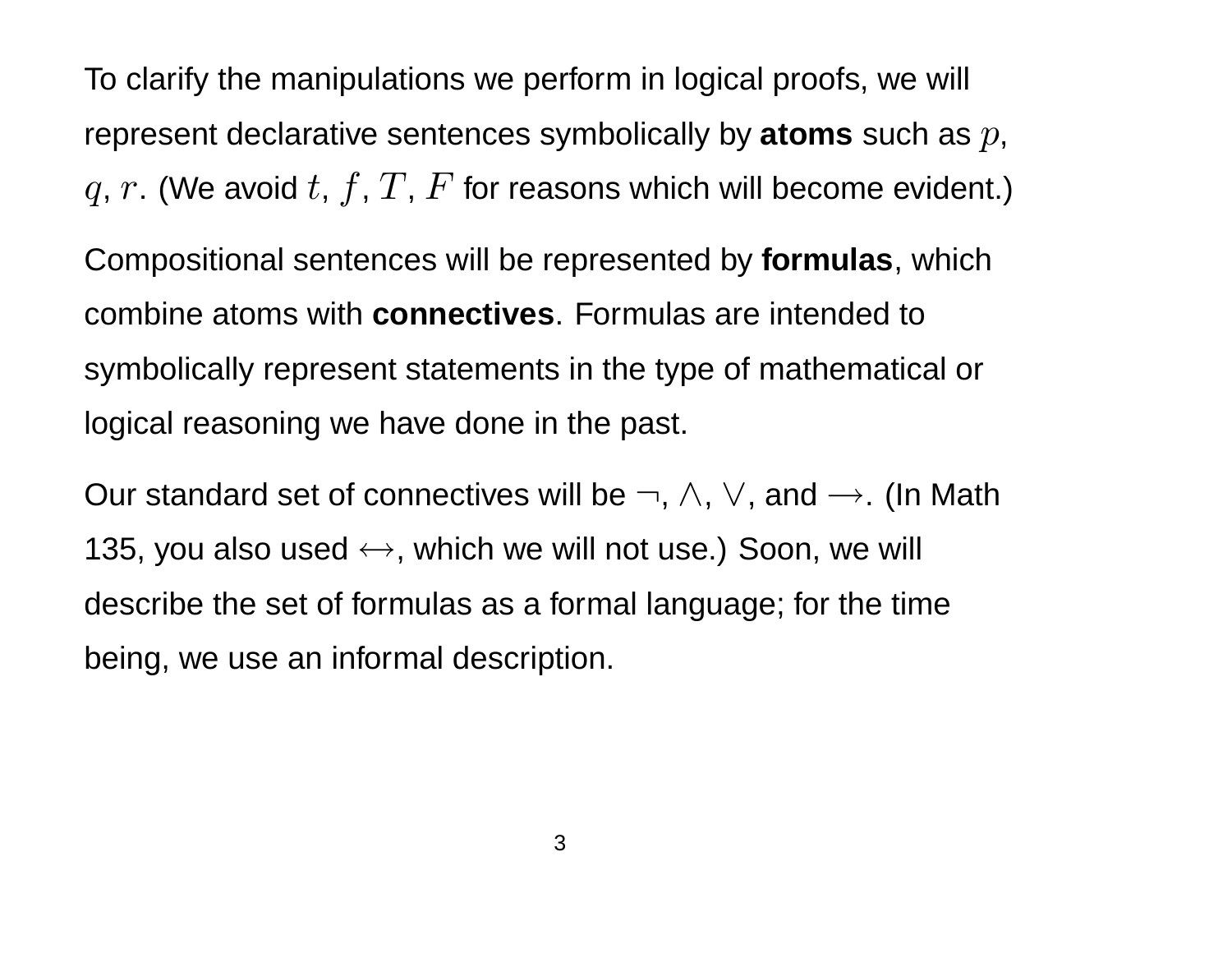To clarify the manipulations we perform in logical proofs, we will represent declarative sentences symbolically by **atoms** such as $p$, $q$, $r$. (We avoid $t$, $f$, $T$, $F$ for reasons which will become evident.)

Compositional sentences will be represented by **formulas**, which combine atoms with **connectives**. Formulas are intended to symbolically represent statements in the type of mathematical or logical reasoning we have done in the past.

Our standard set of connectives will be $\neg$, $\wedge$, $\vee$, and $\rightarrow$. (In Math 135, you also used $\leftrightarrow$, which we will not use.) Soon, we will describe the set of formulas as a formal language; for the time being, we use an informal description.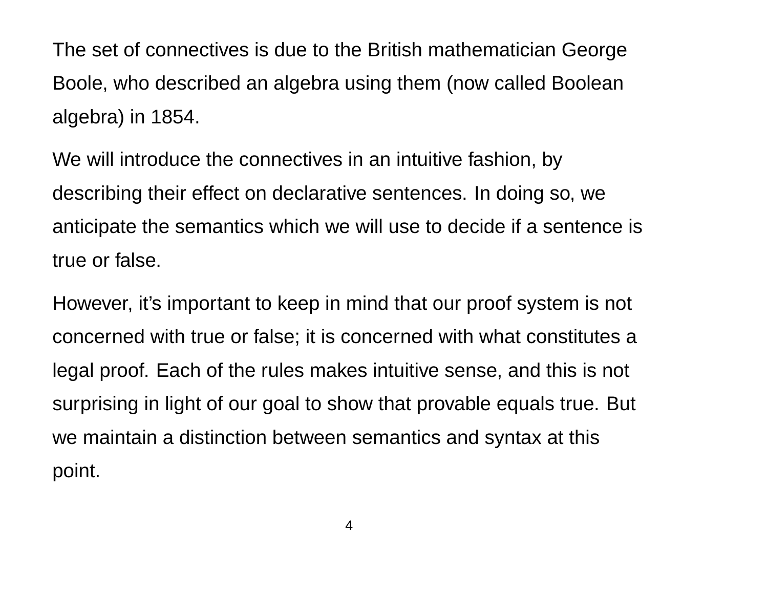The set of connectives is due to the British mathematician George Boole, who described an algebra using them (now called Boolean algebra) in 1854.

We will introduce the connectives in an intuitive fashion, by describing their effect on declarative sentences. In doing so, we anticipate the semantics which we will use to decide if a sentence is true or false.

However, it’s important to keep in mind that our proof system is not concerned with true or false; it is concerned with what constitutes a legal proof. Each of the rules makes intuitive sense, and this is not surprising in light of our goal to show that provable equals true. But we maintain a distinction between semantics and syntax at this point.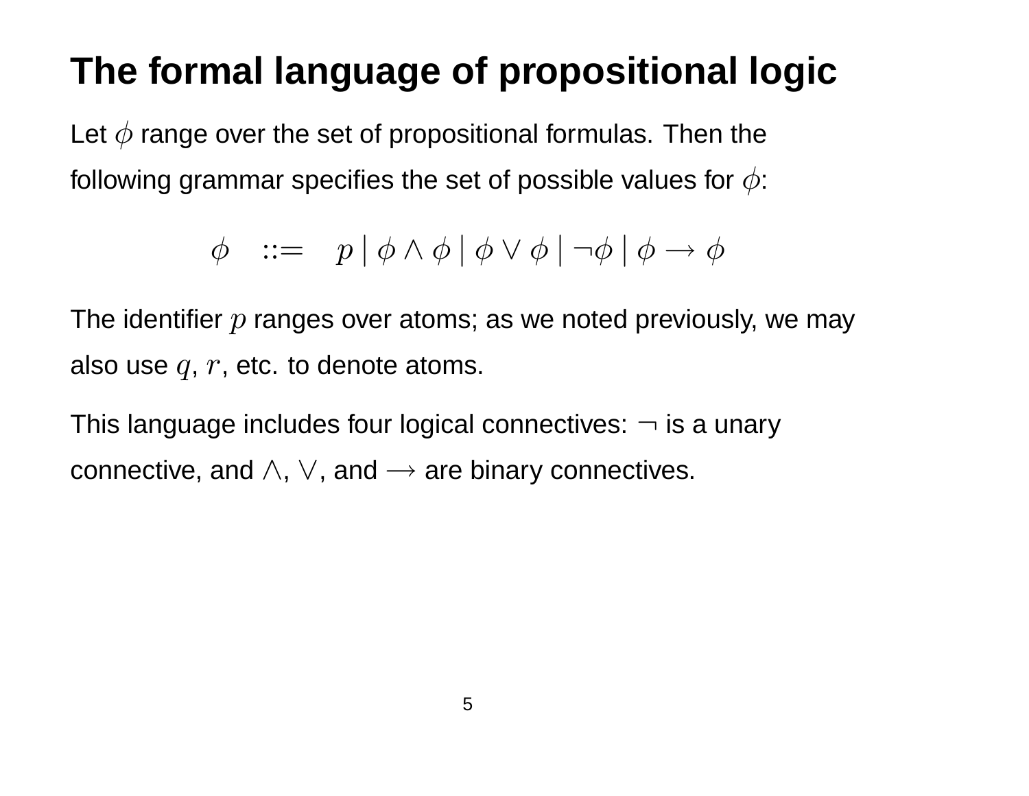# The formal language of propositional logic

Let $\phi$ range over the set of propositional formulas. Then the following grammar specifies the set of possible values for $\phi$:

$$\phi \quad ::= \quad p \mid \phi \wedge \phi \mid \phi \vee \phi \mid \neg\phi \mid \phi \rightarrow \phi$$

The identifier $p$ ranges over atoms; as we noted previously, we may also use $q$, $r$, etc. to denote atoms.

This language includes four logical connectives: $\neg$ is a unary connective, and $\wedge$, $\vee$, and $\rightarrow$ are binary connectives.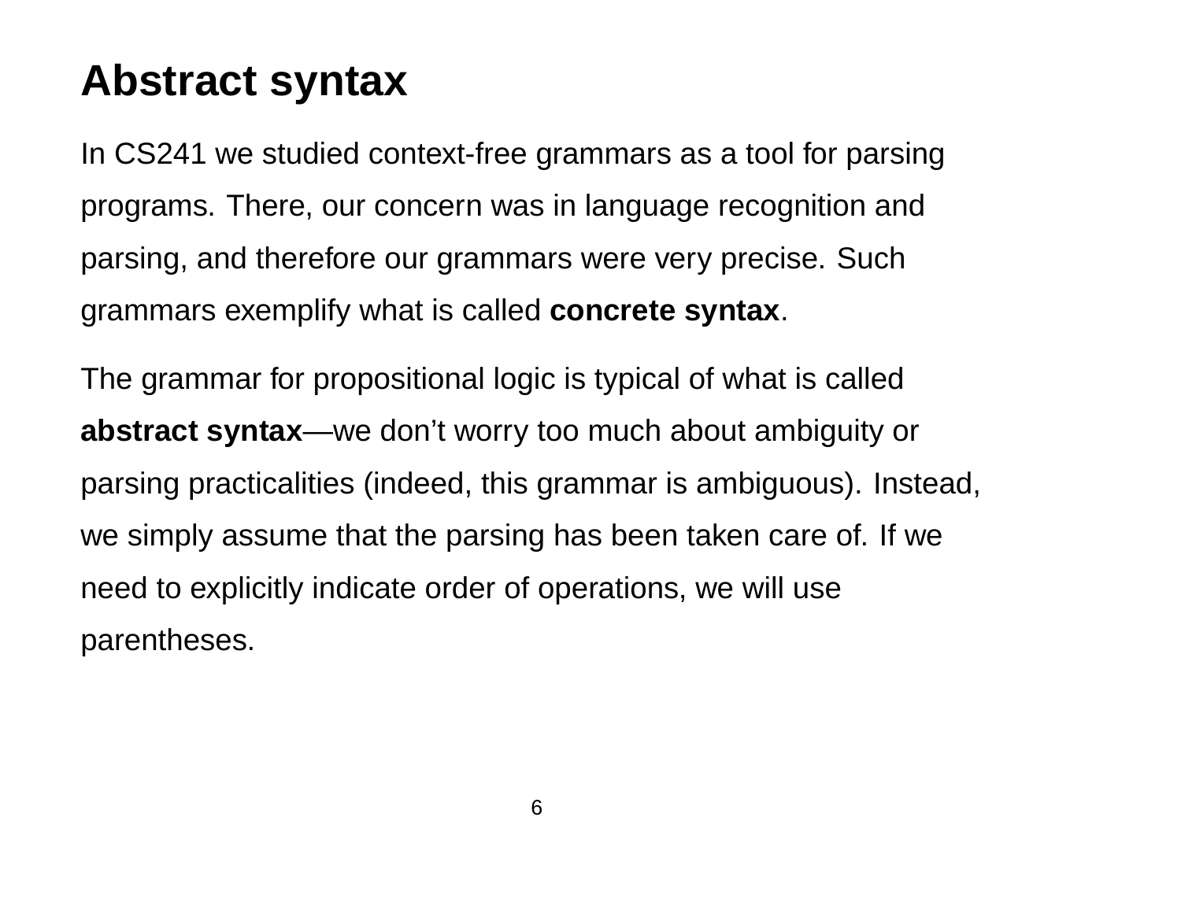# Abstract syntax

In CS241 we studied context-free grammars as a tool for parsing programs. There, our concern was in language recognition and parsing, and therefore our grammars were very precise. Such grammars exemplify what is called **concrete syntax**.

The grammar for propositional logic is typical of what is called **abstract syntax**—we don't worry too much about ambiguity or parsing practicalities (indeed, this grammar is ambiguous). Instead, we simply assume that the parsing has been taken care of. If we need to explicitly indicate order of operations, we will use parentheses.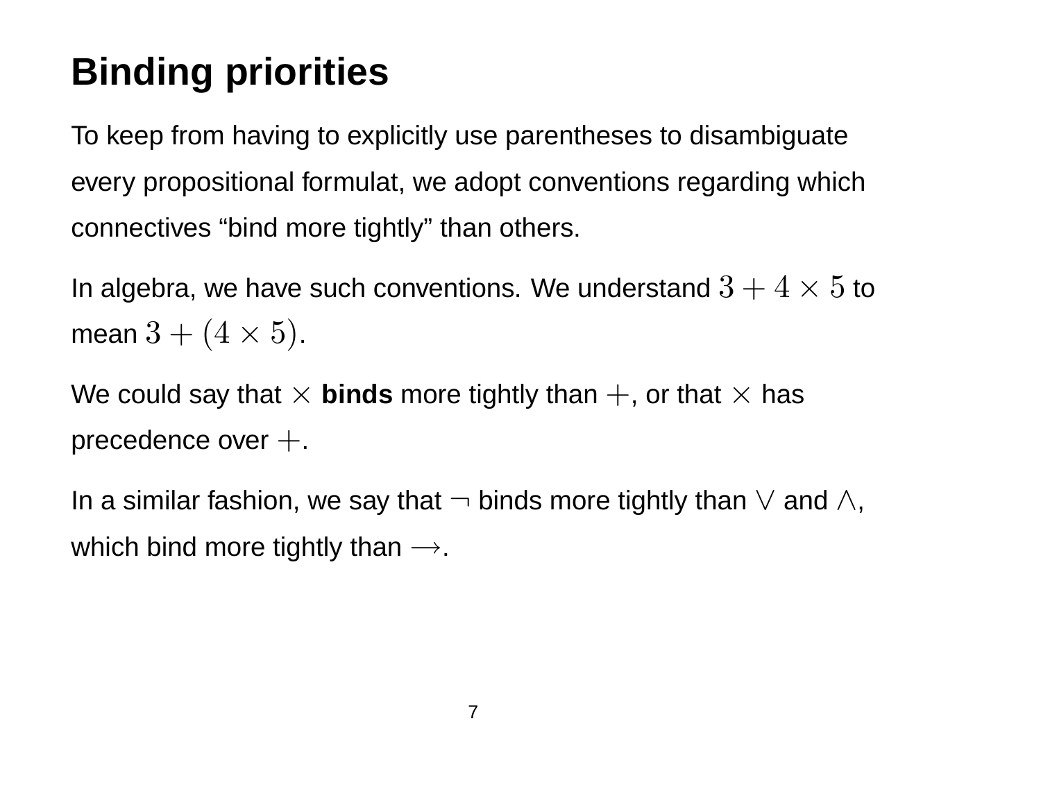# Binding priorities

To keep from having to explicitly use parentheses to disambiguate every propositional formulat, we adopt conventions regarding which connectives "bind more tightly" than others.

In algebra, we have such conventions. We understand $3 + 4 \times 5$ to mean $3 + (4 \times 5)$.

We could say that $\times$ **binds** more tightly than $+$, or that $\times$ has precedence over $+$.

In a similar fashion, we say that $\neg$ binds more tightly than $\vee$ and $\wedge$, which bind more tightly than $\rightarrow$.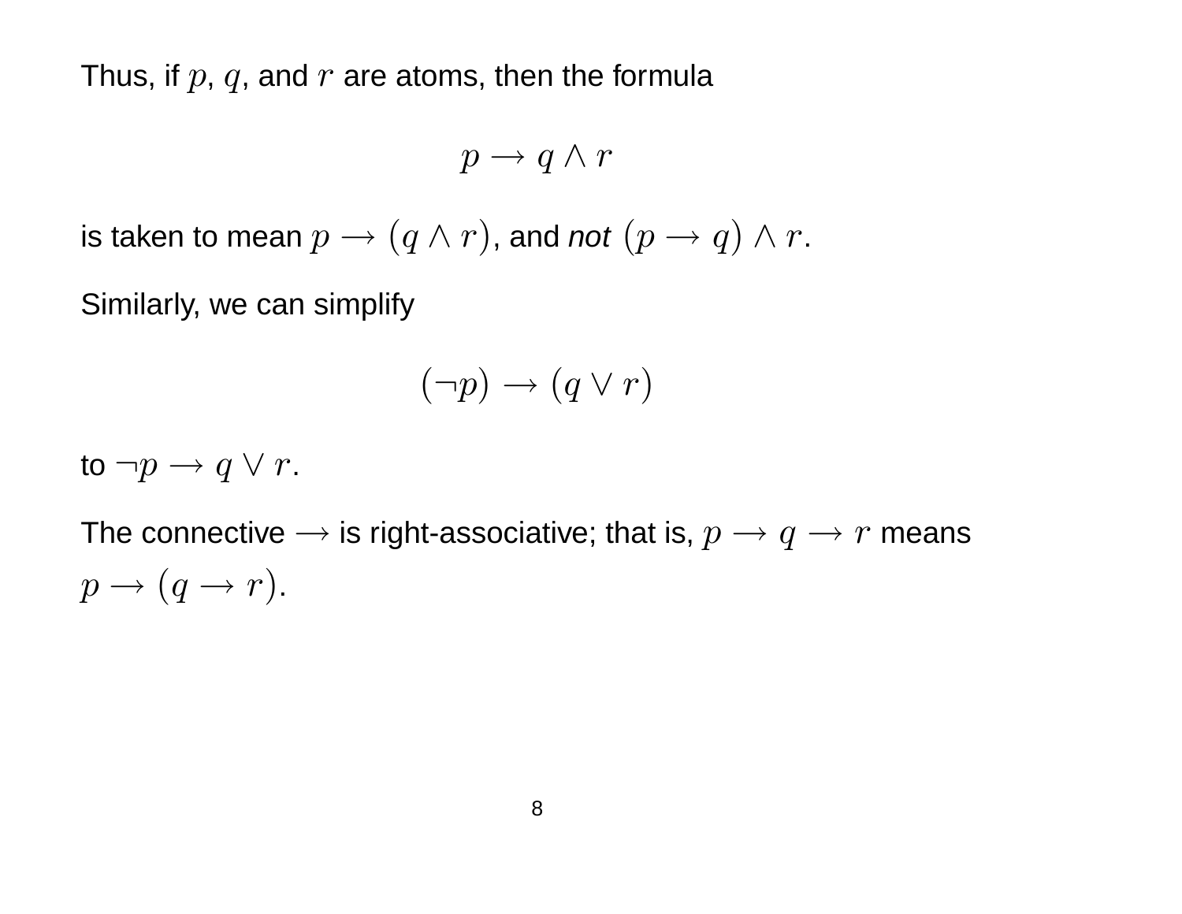Thus, if $p$, $q$, and $r$ are atoms, then the formula

$$p \rightarrow q \wedge r$$

is taken to mean $p \rightarrow (q \wedge r)$, and *not* $(p \rightarrow q) \wedge r$.

Similarly, we can simplify

$$(\neg p) \rightarrow (q \vee r)$$

to $\neg p \rightarrow q \vee r$.

The connective $\rightarrow$ is right-associative; that is, $p \rightarrow q \rightarrow r$ means $p \rightarrow (q \rightarrow r)$.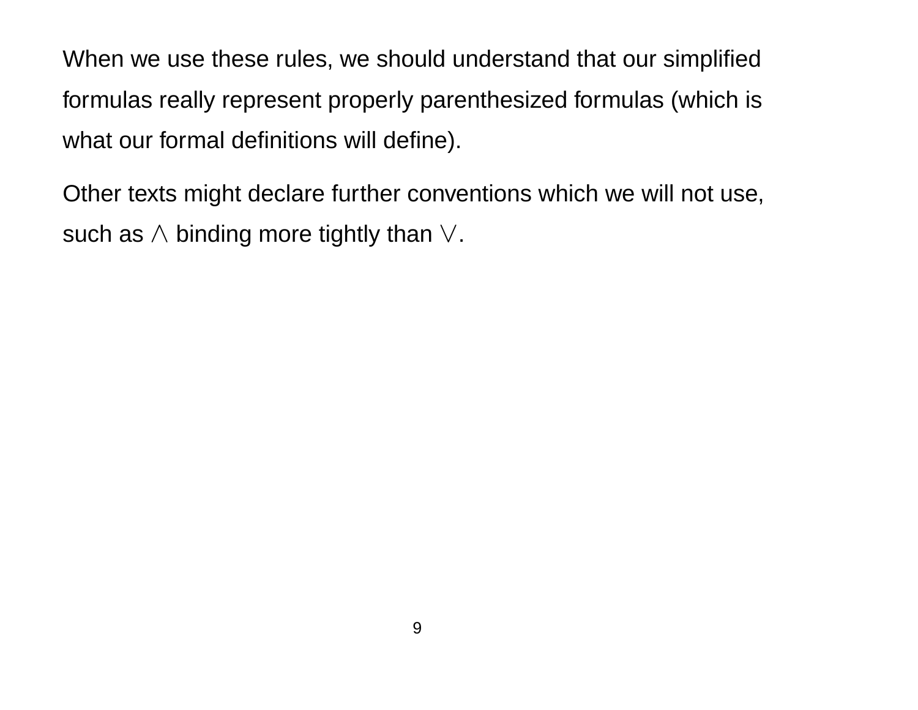When we use these rules, we should understand that our simplified formulas really represent properly parenthesized formulas (which is what our formal definitions will define).

Other texts might declare further conventions which we will not use, such as $\wedge$ binding more tightly than $\vee$.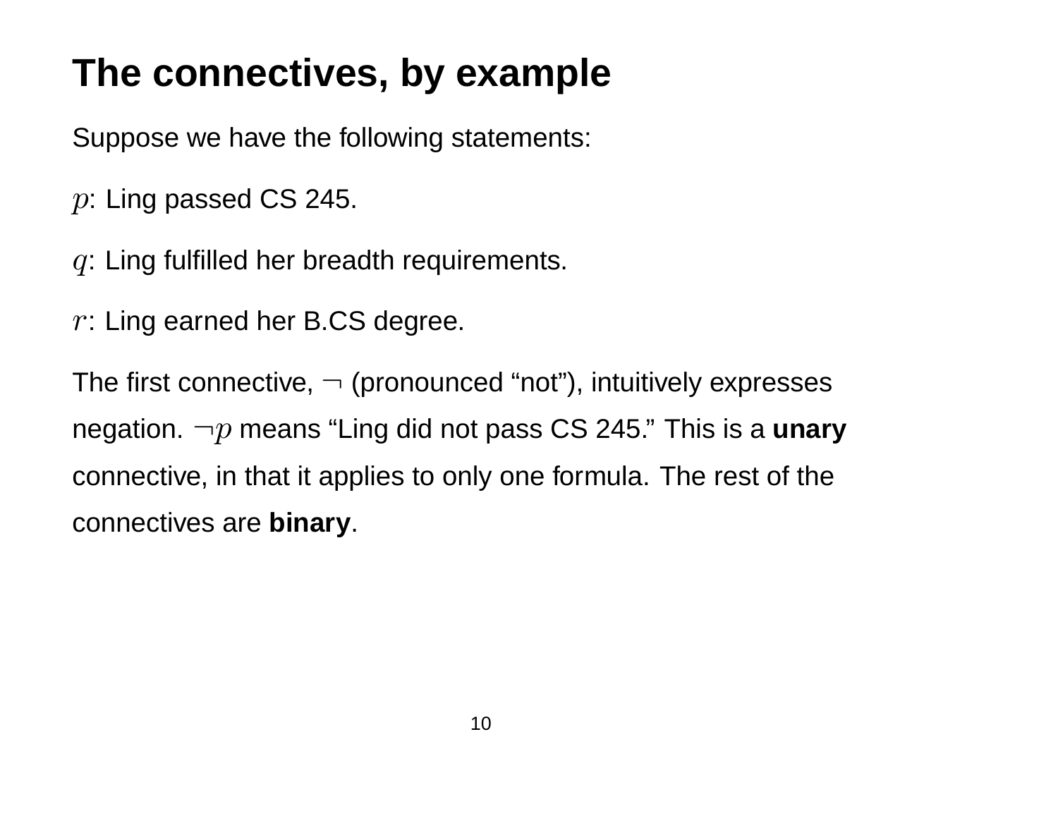# The connectives, by example

Suppose we have the following statements:

$p$: Ling passed CS 245.

$q$: Ling fulfilled her breadth requirements.

$r$: Ling earned her B.CS degree.

The first connective, $\neg$ (pronounced "not"), intuitively expresses negation. $\neg p$ means "Ling did not pass CS 245." This is a **unary** connective, in that it applies to only one formula. The rest of the connectives are **binary**.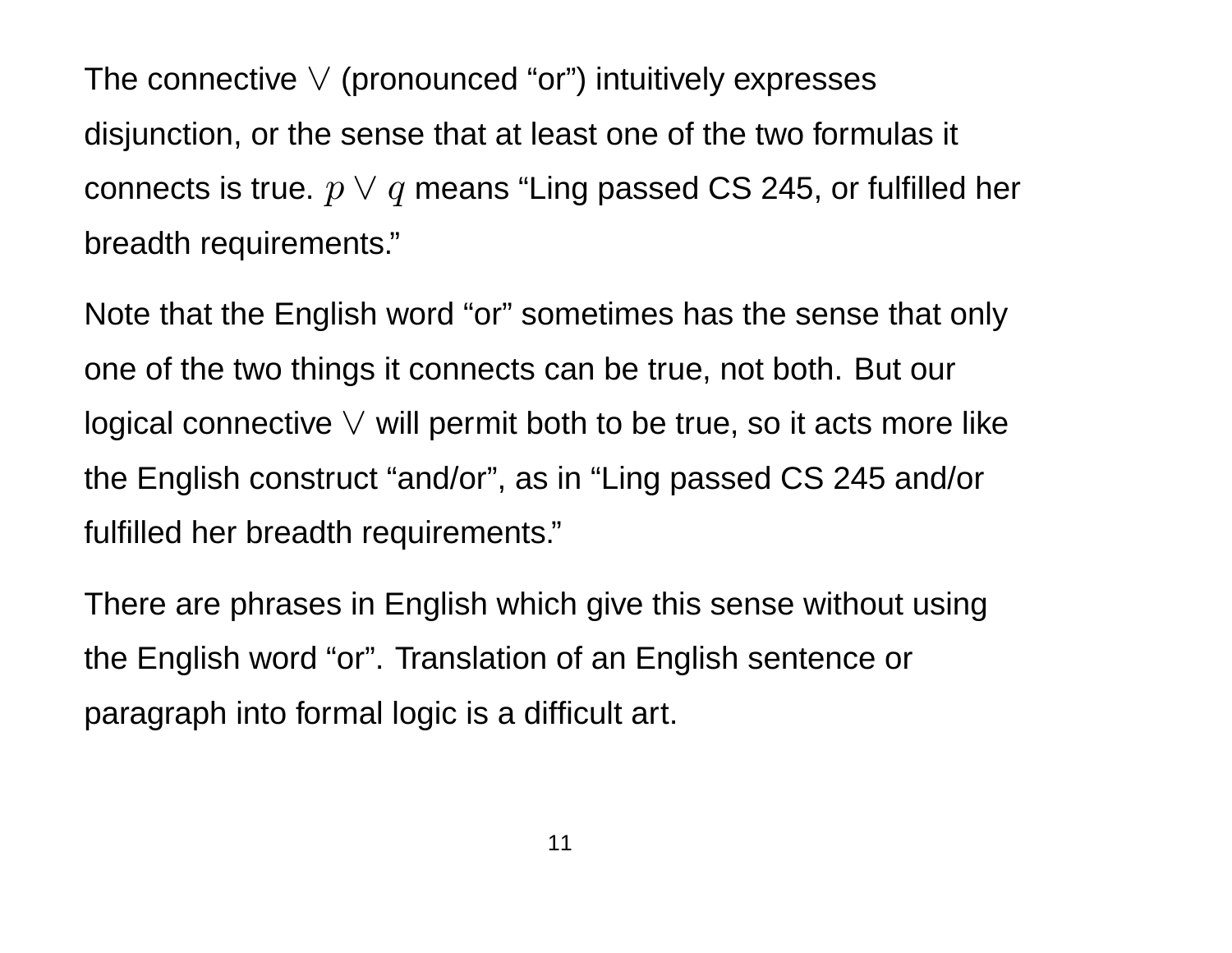The connective $\vee$ (pronounced "or") intuitively expresses disjunction, or the sense that at least one of the two formulas it connects is true. $p \vee q$ means "Ling passed CS 245, or fulfilled her breadth requirements."

Note that the English word "or" sometimes has the sense that only one of the two things it connects can be true, not both. But our logical connective $\vee$ will permit both to be true, so it acts more like the English construct "and/or", as in "Ling passed CS 245 and/or fulfilled her breadth requirements."

There are phrases in English which give this sense without using the English word "or". Translation of an English sentence or paragraph into formal logic is a difficult art.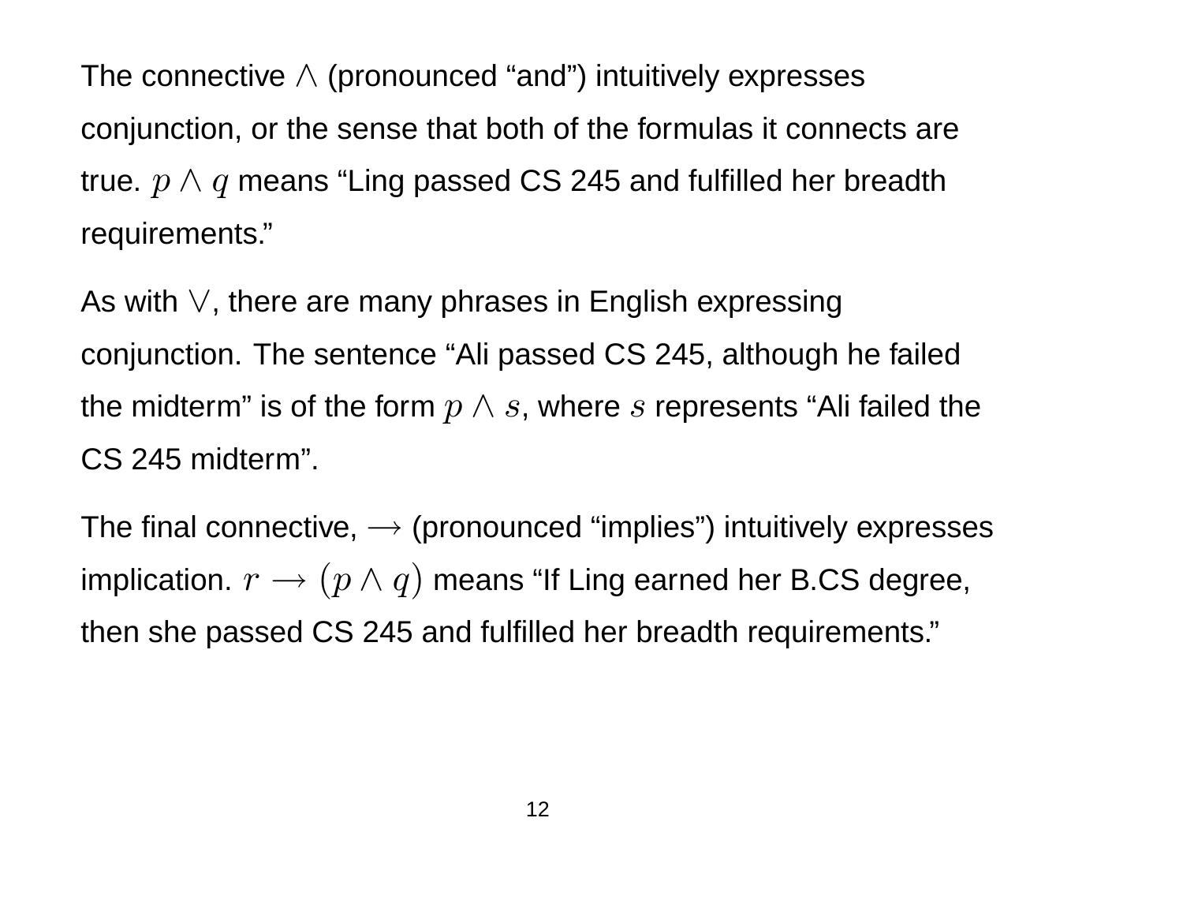The connective $\wedge$ (pronounced "and") intuitively expresses conjunction, or the sense that both of the formulas it connects are true. $p \wedge q$ means "Ling passed CS 245 and fulfilled her breadth requirements."

As with $\vee$, there are many phrases in English expressing conjunction. The sentence "Ali passed CS 245, although he failed the midterm" is of the form $p \wedge s$, where $s$ represents "Ali failed the CS 245 midterm".

The final connective, $\rightarrow$ (pronounced "implies") intuitively expresses implication. $r \rightarrow (p \wedge q)$ means "If Ling earned her B.CS degree, then she passed CS 245 and fulfilled her breadth requirements."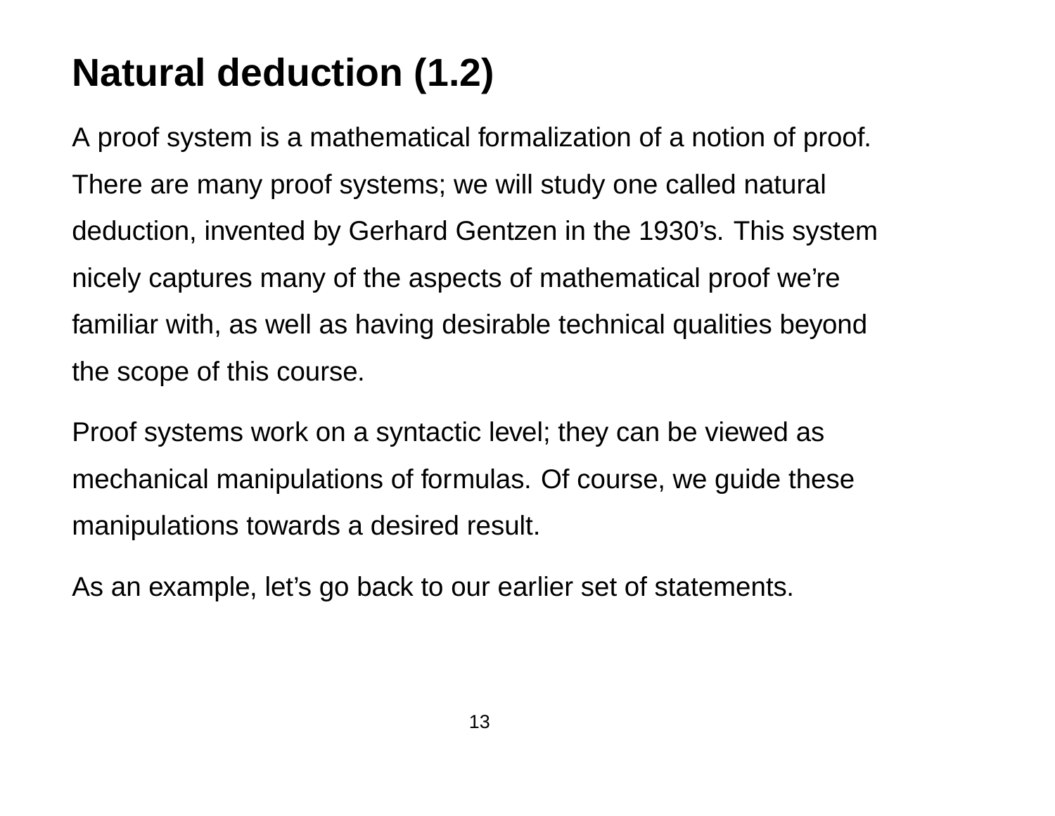# Natural deduction (1.2)

A proof system is a mathematical formalization of a notion of proof. There are many proof systems; we will study one called natural deduction, invented by Gerhard Gentzen in the 1930's. This system nicely captures many of the aspects of mathematical proof we're familiar with, as well as having desirable technical qualities beyond the scope of this course.

Proof systems work on a syntactic level; they can be viewed as mechanical manipulations of formulas. Of course, we guide these manipulations towards a desired result.

As an example, let's go back to our earlier set of statements.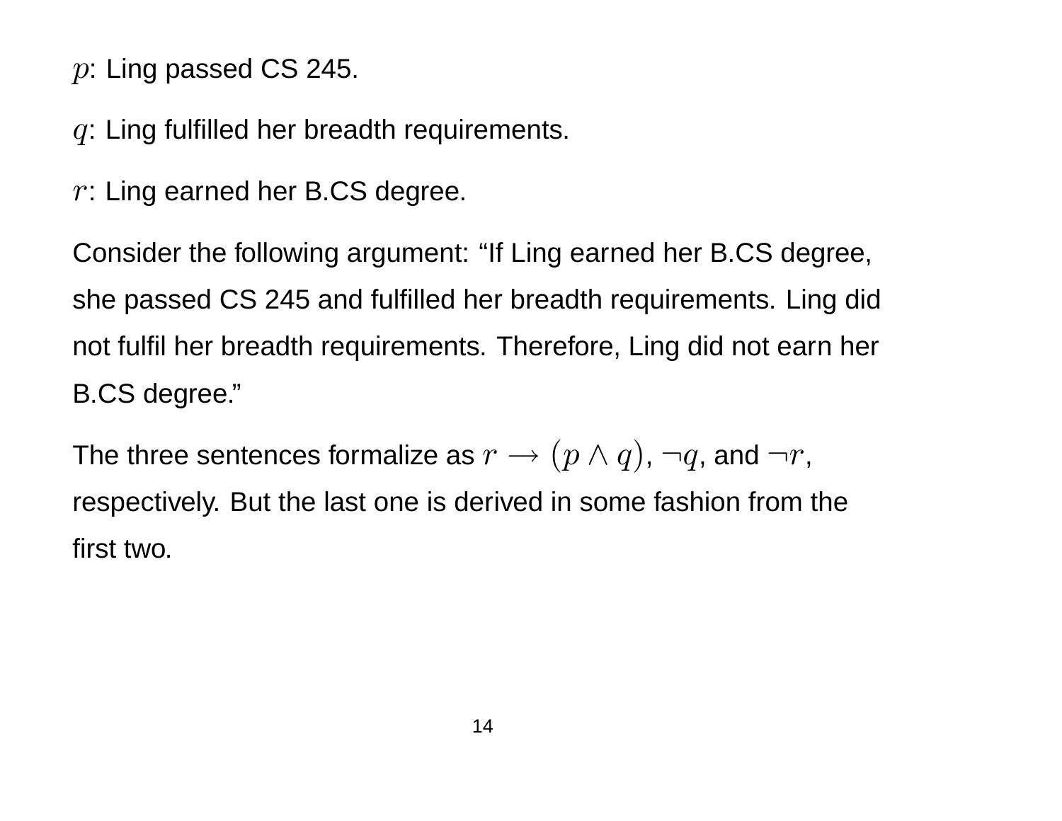$p$: Ling passed CS 245.

$q$: Ling fulfilled her breadth requirements.

$r$: Ling earned her B.CS degree.

Consider the following argument: "If Ling earned her B.CS degree, she passed CS 245 and fulfilled her breadth requirements. Ling did not fulfil her breadth requirements. Therefore, Ling did not earn her B.CS degree."

The three sentences formalize as $r \rightarrow (p \wedge q)$, $\neg q$, and $\neg r$, respectively. But the last one is derived in some fashion from the first two.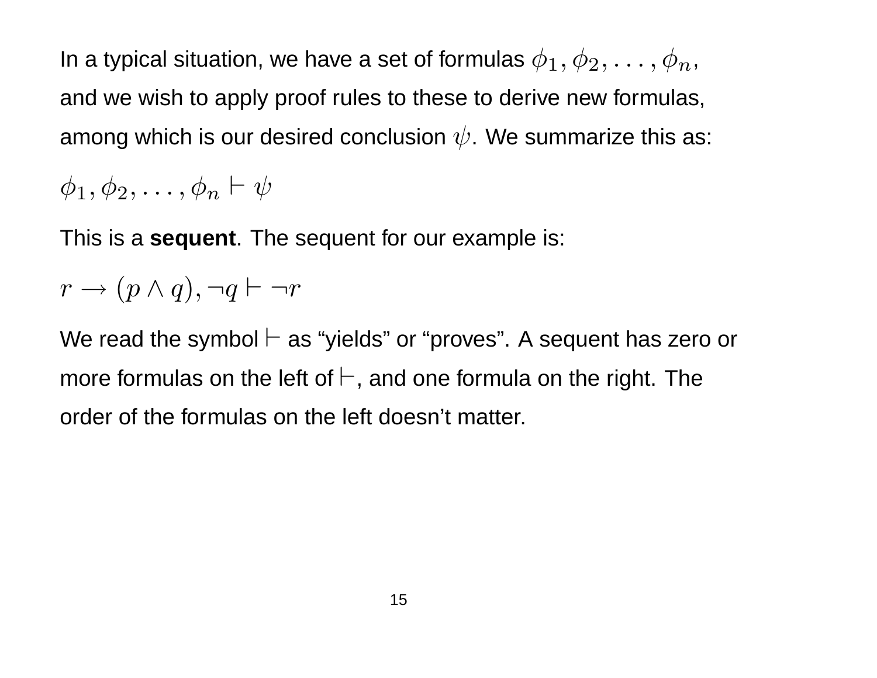In a typical situation, we have a set of formulas $\phi_1, \phi_2, \ldots, \phi_n$, and we wish to apply proof rules to these to derive new formulas, among which is our desired conclusion $\psi$. We summarize this as:

$$\phi_1, \phi_2, \ldots, \phi_n \vdash \psi$$

This is a **sequent**. The sequent for our example is:

$$r \rightarrow (p \wedge q), \neg q \vdash \neg r$$

We read the symbol $\vdash$ as "yields" or "proves". A sequent has zero or more formulas on the left of $\vdash$, and one formula on the right. The order of the formulas on the left doesn't matter.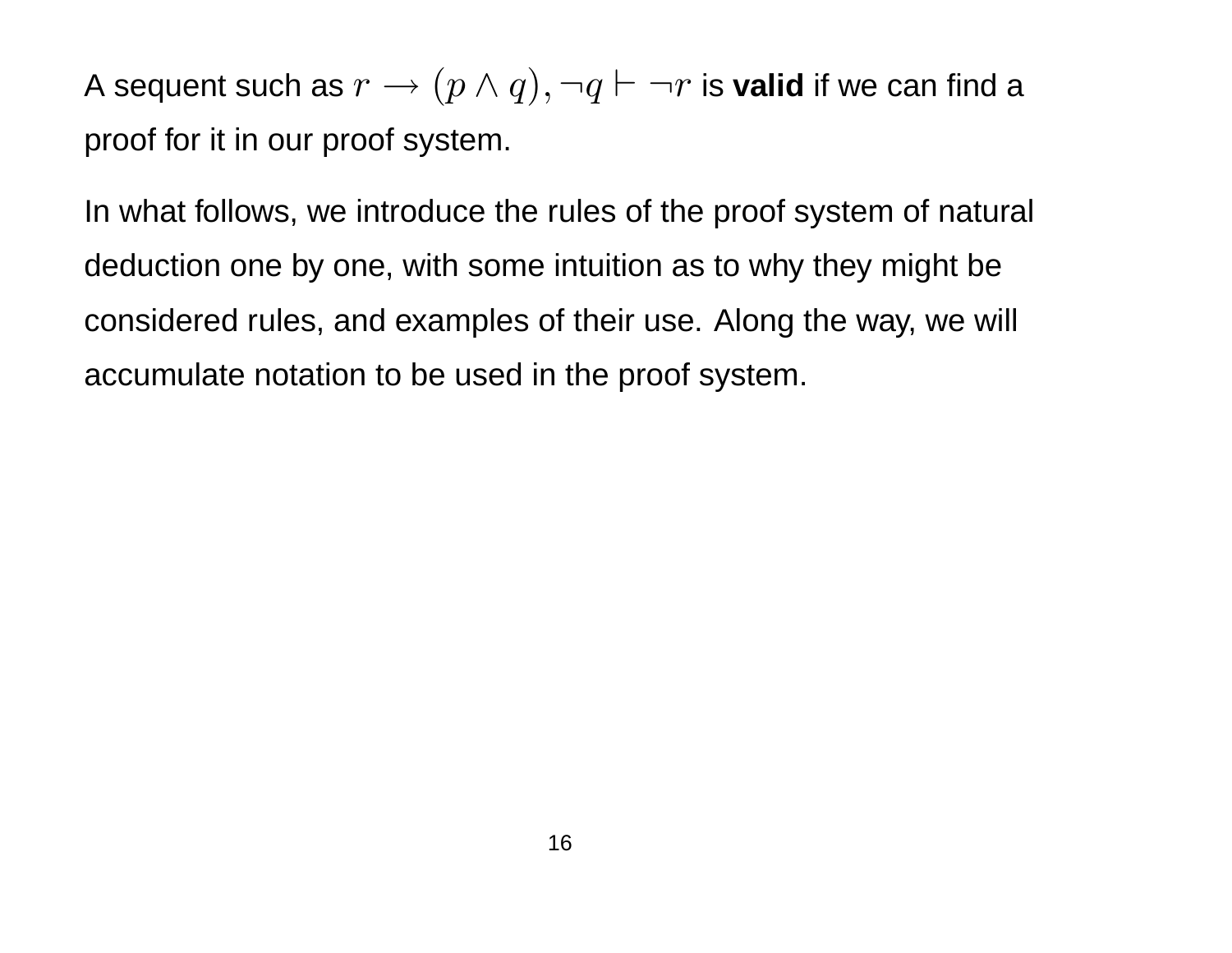A sequent such as $r \rightarrow (p \wedge q), \neg q \vdash \neg r$ is **valid** if we can find a proof for it in our proof system.

In what follows, we introduce the rules of the proof system of natural deduction one by one, with some intuition as to why they might be considered rules, and examples of their use. Along the way, we will accumulate notation to be used in the proof system.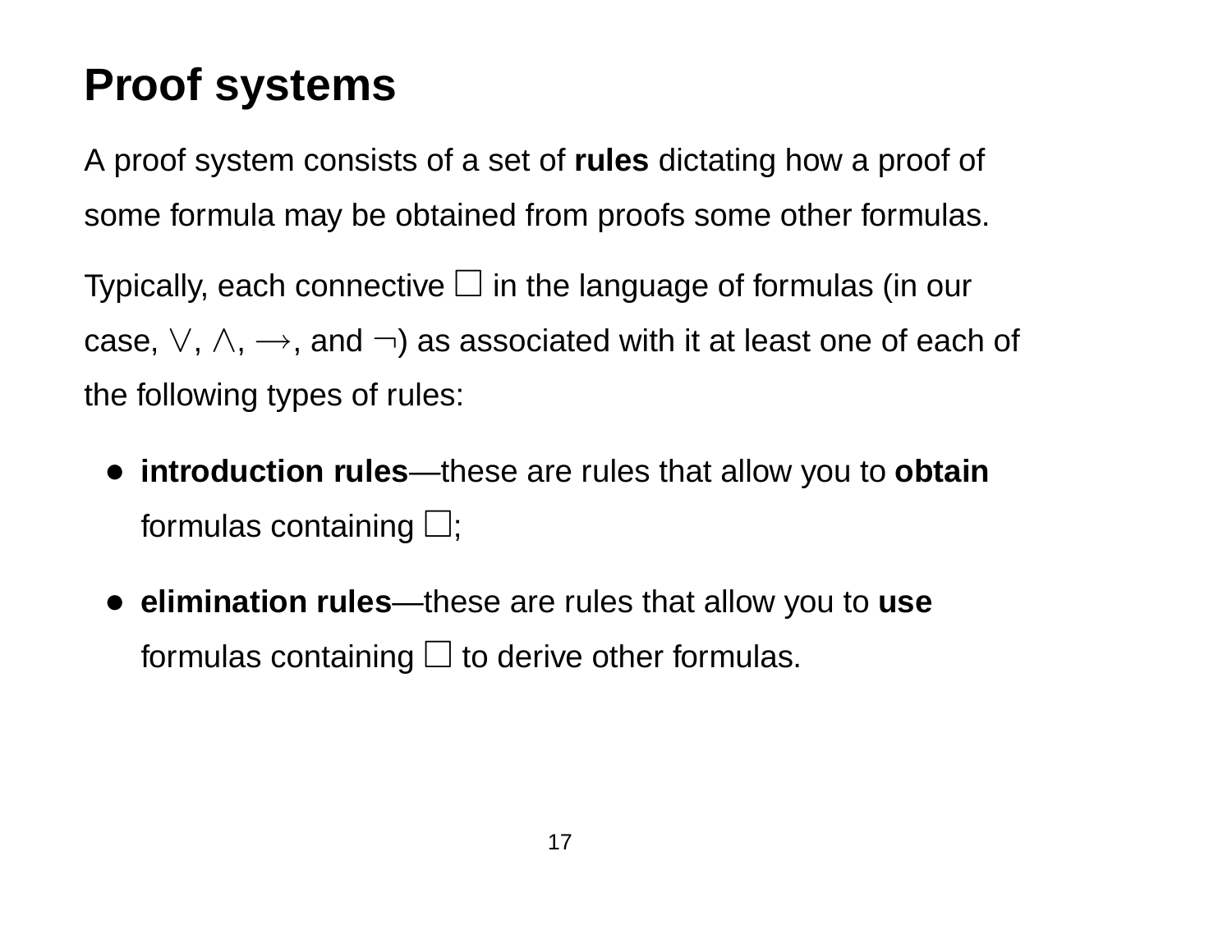# Proof systems

A proof system consists of a set of **rules** dictating how a proof of some formula may be obtained from proofs some other formulas.

Typically, each connective $\square$ in the language of formulas (in our case, $\vee$, $\wedge$, $\rightarrow$, and $\neg$) as associated with it at least one of each of the following types of rules:

- **introduction rules**—these are rules that allow you to **obtain** formulas containing $\square$;
- **elimination rules**—these are rules that allow you to **use** formulas containing $\square$ to derive other formulas.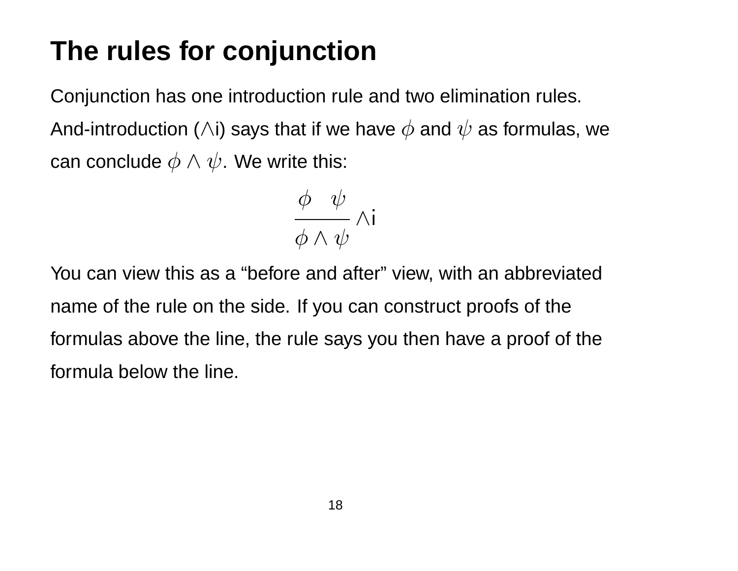# The rules for conjunction

Conjunction has one introduction rule and two elimination rules.

And-introduction ($\wedge$i) says that if we have $\phi$ and $\psi$ as formulas, we can conclude $\phi \wedge \psi$. We write this:

$$\frac{\phi \quad \psi}{\phi \wedge \psi} \wedge\text{i}$$

You can view this as a "before and after" view, with an abbreviated name of the rule on the side. If you can construct proofs of the formulas above the line, the rule says you then have a proof of the formula below the line.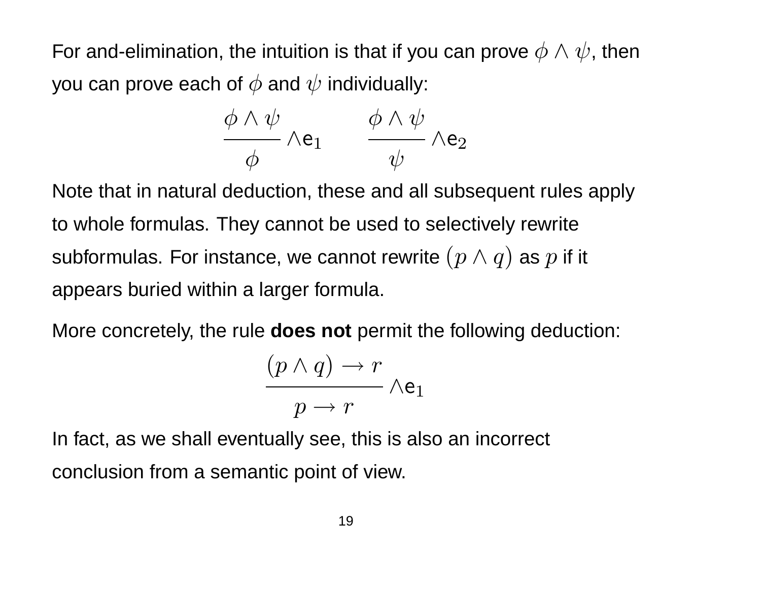For and-elimination, the intuition is that if you can prove $\phi \wedge \psi$, then you can prove each of $\phi$ and $\psi$ individually:

$$\frac{\phi \wedge \psi}{\phi} \wedge\mathsf{e}_1 \qquad \frac{\phi \wedge \psi}{\psi} \wedge\mathsf{e}_2$$

Note that in natural deduction, these and all subsequent rules apply to whole formulas. They cannot be used to selectively rewrite subformulas. For instance, we cannot rewrite $(p \wedge q)$ as $p$ if it appears buried within a larger formula.

More concretely, the rule **does not** permit the following deduction:

$$\frac{(p \wedge q) \rightarrow r}{p \rightarrow r} \wedge\mathsf{e}_1$$

In fact, as we shall eventually see, this is also an incorrect conclusion from a semantic point of view.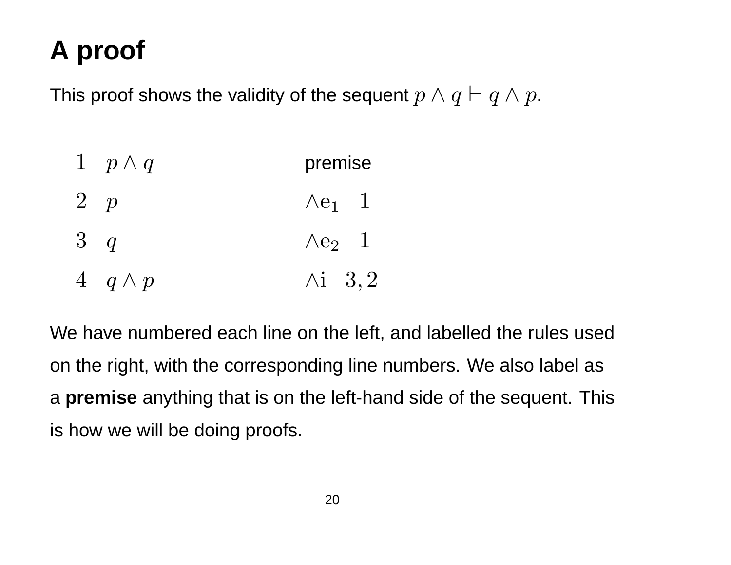# A proof

This proof shows the validity of the sequent $p \wedge q \vdash q \wedge p$.

| | | |
|---|---|---|
| 1 | $p \wedge q$ | premise |
| 2 | $p$ | $\wedge e_1 \quad 1$ |
| 3 | $q$ | $\wedge e_2 \quad 1$ |
| 4 | $q \wedge p$ | $\wedge i \quad 3, 2$ |

We have numbered each line on the left, and labelled the rules used on the right, with the corresponding line numbers. We also label as a **premise** anything that is on the left-hand side of the sequent. This is how we will be doing proofs.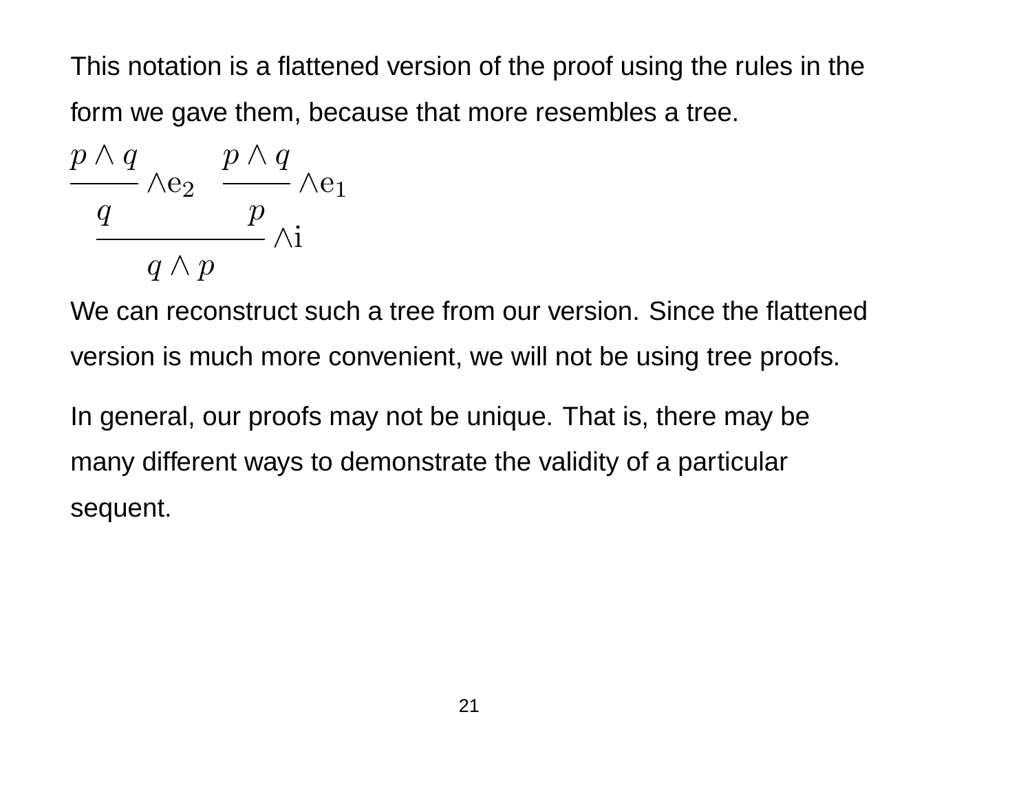This notation is a flattened version of the proof using the rules in the form we gave them, because that more resembles a tree.

$$
\dfrac{\dfrac{p \wedge q}{q}\,\wedge\mathrm{e}_2 \qquad \dfrac{p \wedge q}{p}\,\wedge\mathrm{e}_1}{q \wedge p}\,\wedge\mathrm{i}
$$

We can reconstruct such a tree from our version. Since the flattened version is much more convenient, we will not be using tree proofs.

In general, our proofs may not be unique. That is, there may be many different ways to demonstrate the validity of a particular sequent.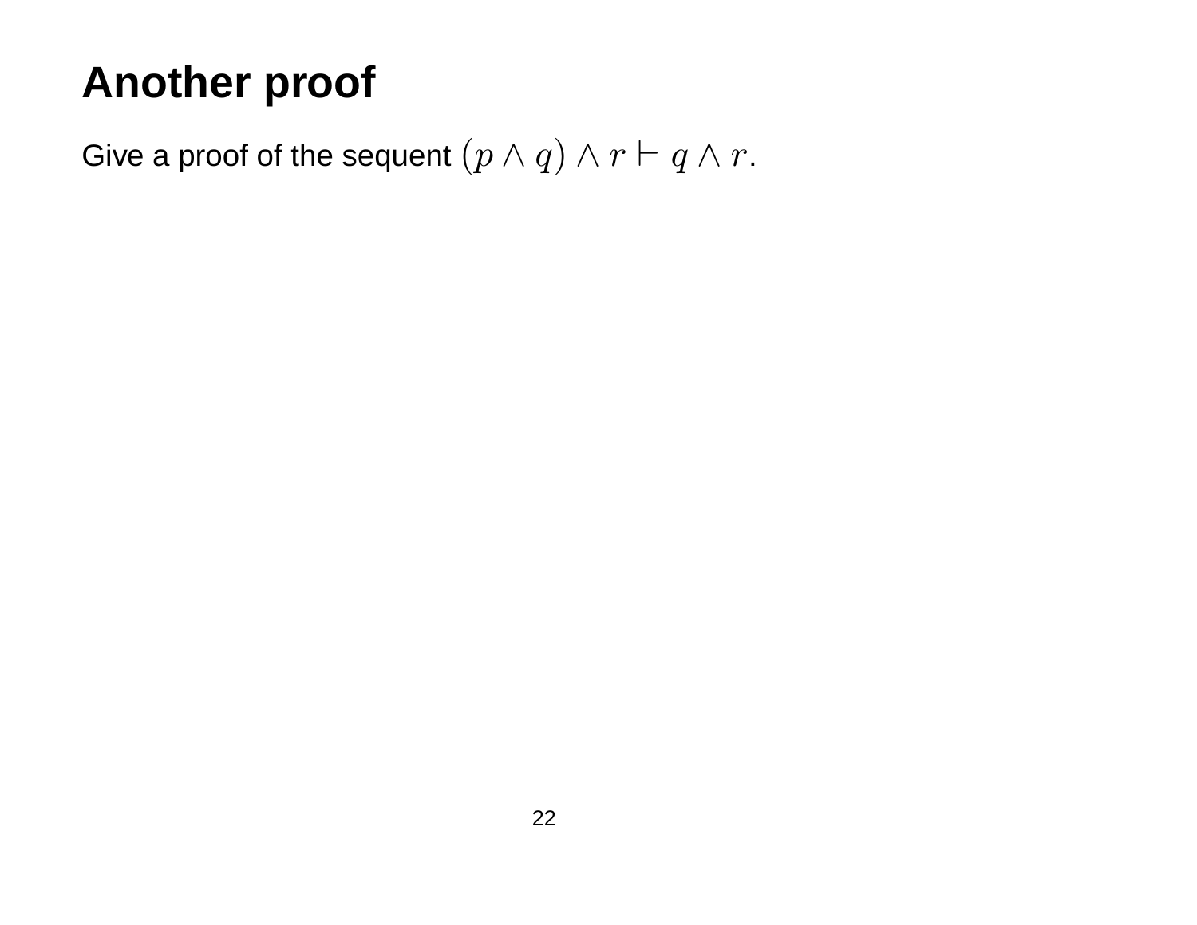# Another proof

Give a proof of the sequent $(p \wedge q) \wedge r \vdash q \wedge r$.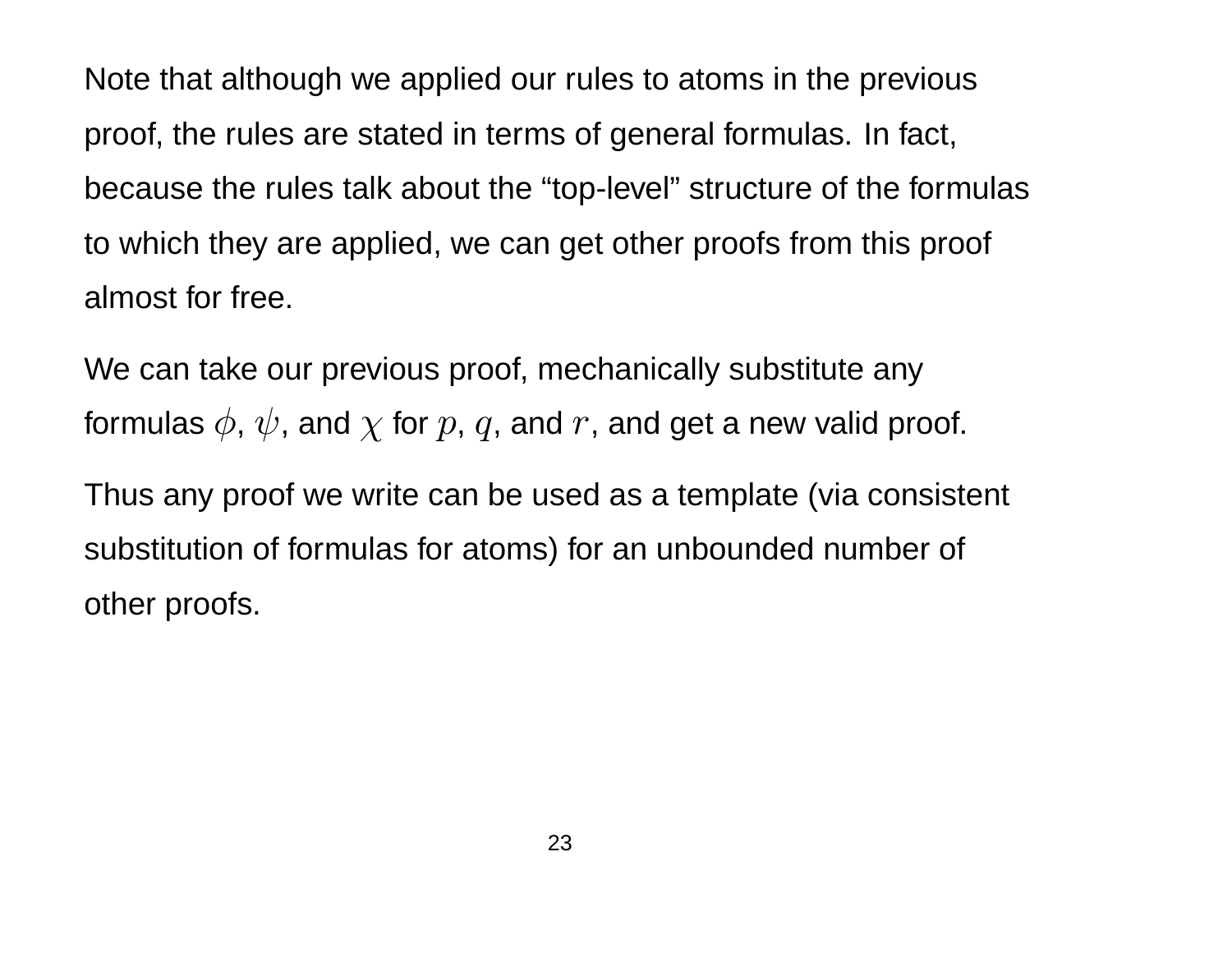Note that although we applied our rules to atoms in the previous proof, the rules are stated in terms of general formulas. In fact, because the rules talk about the "top-level" structure of the formulas to which they are applied, we can get other proofs from this proof almost for free.

We can take our previous proof, mechanically substitute any formulas $\phi$, $\psi$, and $\chi$ for $p$, $q$, and $r$, and get a new valid proof.

Thus any proof we write can be used as a template (via consistent substitution of formulas for atoms) for an unbounded number of other proofs.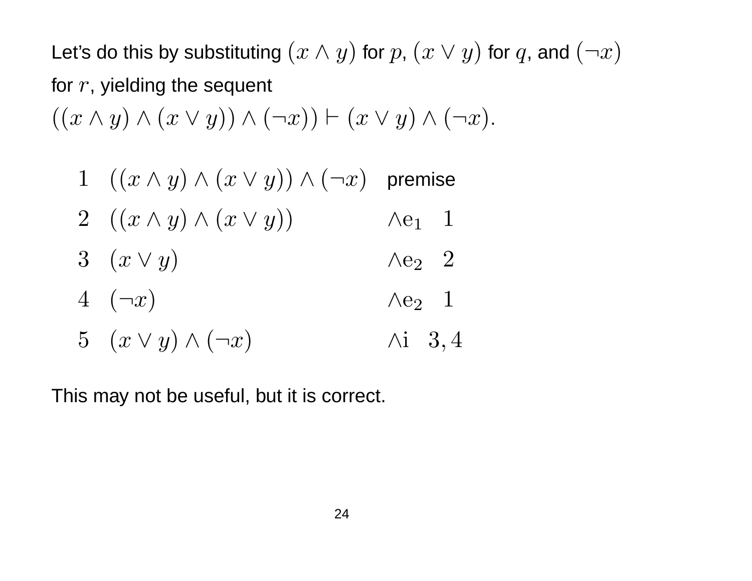Let's do this by substituting $(x \wedge y)$ for $p$, $(x \vee y)$ for $q$, and $(\neg x)$ for $r$, yielding the sequent

$((x \wedge y) \wedge (x \vee y)) \wedge (\neg x)) \vdash (x \vee y) \wedge (\neg x)$.

| | | |
|---|---|---|
| 1 | $((x \wedge y) \wedge (x \vee y)) \wedge (\neg x)$ | premise |
| 2 | $((x \wedge y) \wedge (x \vee y))$ | $\wedge e_1 \quad 1$ |
| 3 | $(x \vee y)$ | $\wedge e_2 \quad 2$ |
| 4 | $(\neg x)$ | $\wedge e_2 \quad 1$ |
| 5 | $(x \vee y) \wedge (\neg x)$ | $\wedge i \quad 3, 4$ |

This may not be useful, but it is correct.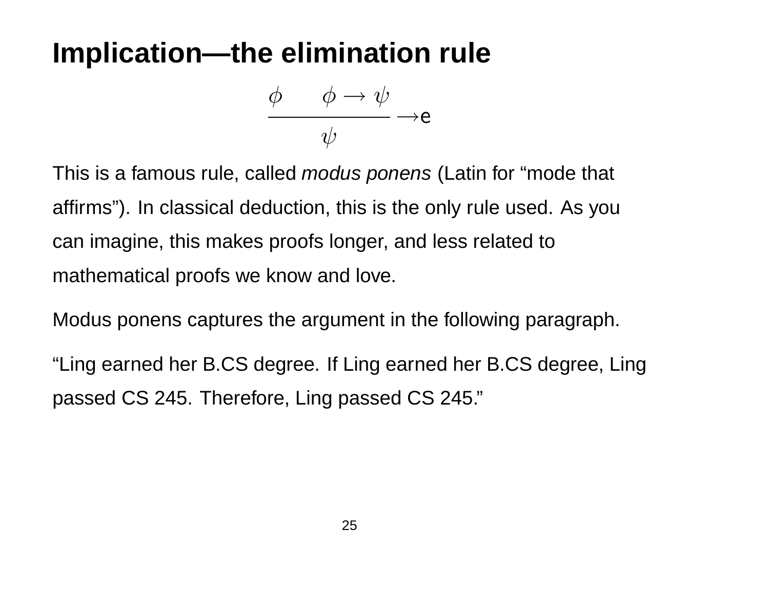# Implication—the elimination rule

$$\frac{\phi \qquad \phi \to \psi}{\psi} \to\text{e}$$

This is a famous rule, called *modus ponens* (Latin for “mode that affirms”). In classical deduction, this is the only rule used. As you can imagine, this makes proofs longer, and less related to mathematical proofs we know and love.

Modus ponens captures the argument in the following paragraph.

“Ling earned her B.CS degree. If Ling earned her B.CS degree, Ling passed CS 245. Therefore, Ling passed CS 245.”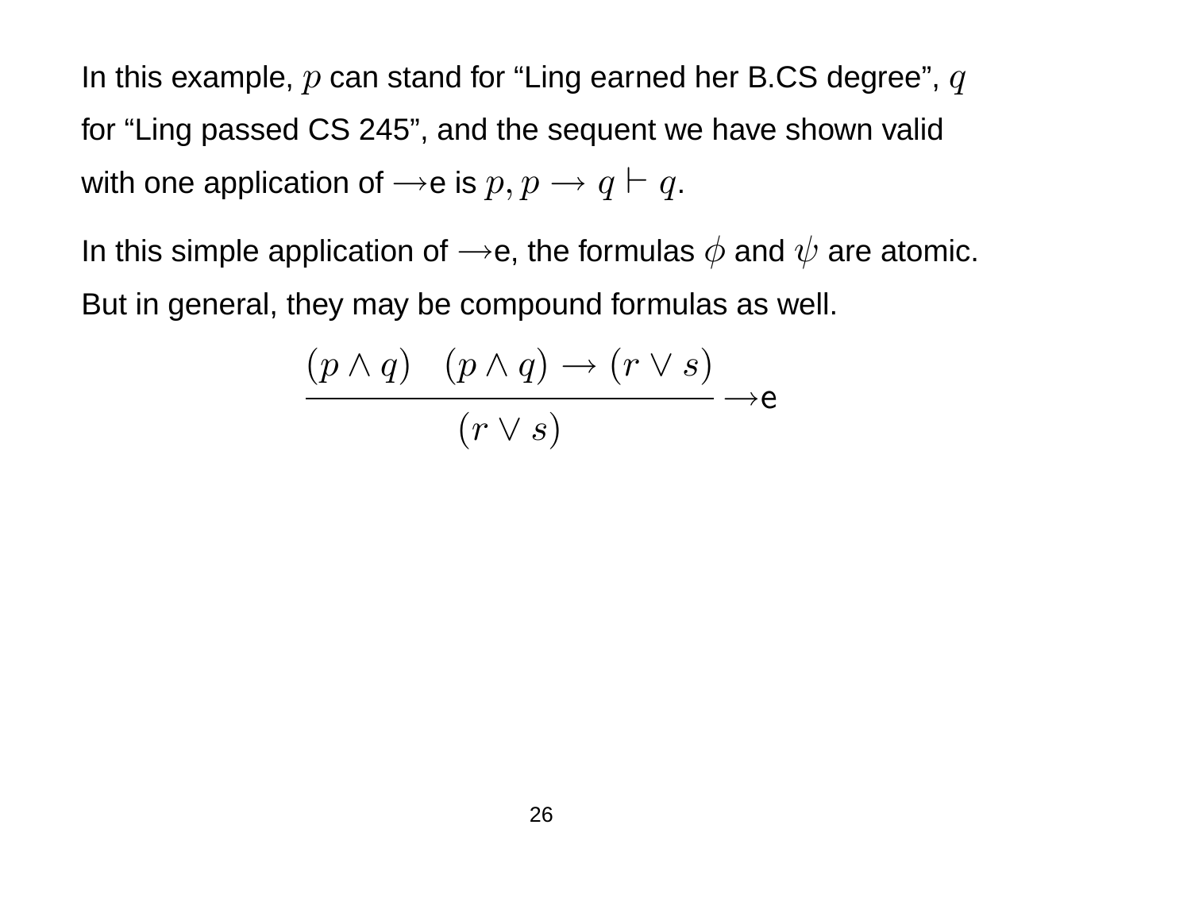In this example, $p$ can stand for “Ling earned her B.CS degree”, $q$ for “Ling passed CS 245”, and the sequent we have shown valid with one application of $\rightarrow$e is $p, p \rightarrow q \vdash q$.

In this simple application of $\rightarrow$e, the formulas $\phi$ and $\psi$ are atomic. But in general, they may be compound formulas as well.

$$\frac{(p \wedge q) \quad (p \wedge q) \rightarrow (r \vee s)}{(r \vee s)} \rightarrow\text{e}$$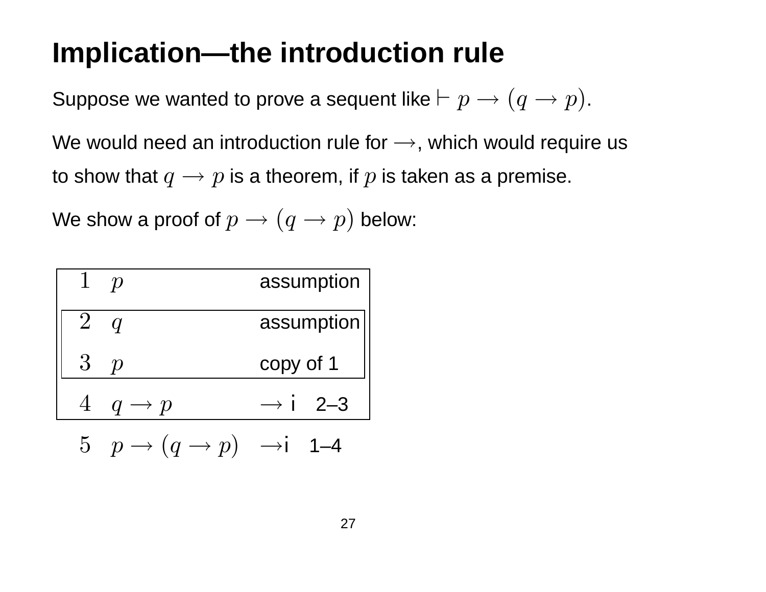# Implication—the introduction rule

Suppose we wanted to prove a sequent like $\vdash p \longrightarrow (q \longrightarrow p)$.

We would need an introduction rule for $\longrightarrow$, which would require us to show that $q \longrightarrow p$ is a theorem, if $p$ is taken as a premise.

We show a proof of $p \longrightarrow (q \longrightarrow p)$ below:

| | | |
|---|---|---|
| 1 | $p$ | assumption |
| 2 | $q$ | assumption |
| 3 | $p$ | copy of 1 |
| 4 | $q \rightarrow p$ | $\rightarrow$i 2–3 |
| 5 | $p \rightarrow (q \rightarrow p)$ | $\rightarrow$i 1–4 |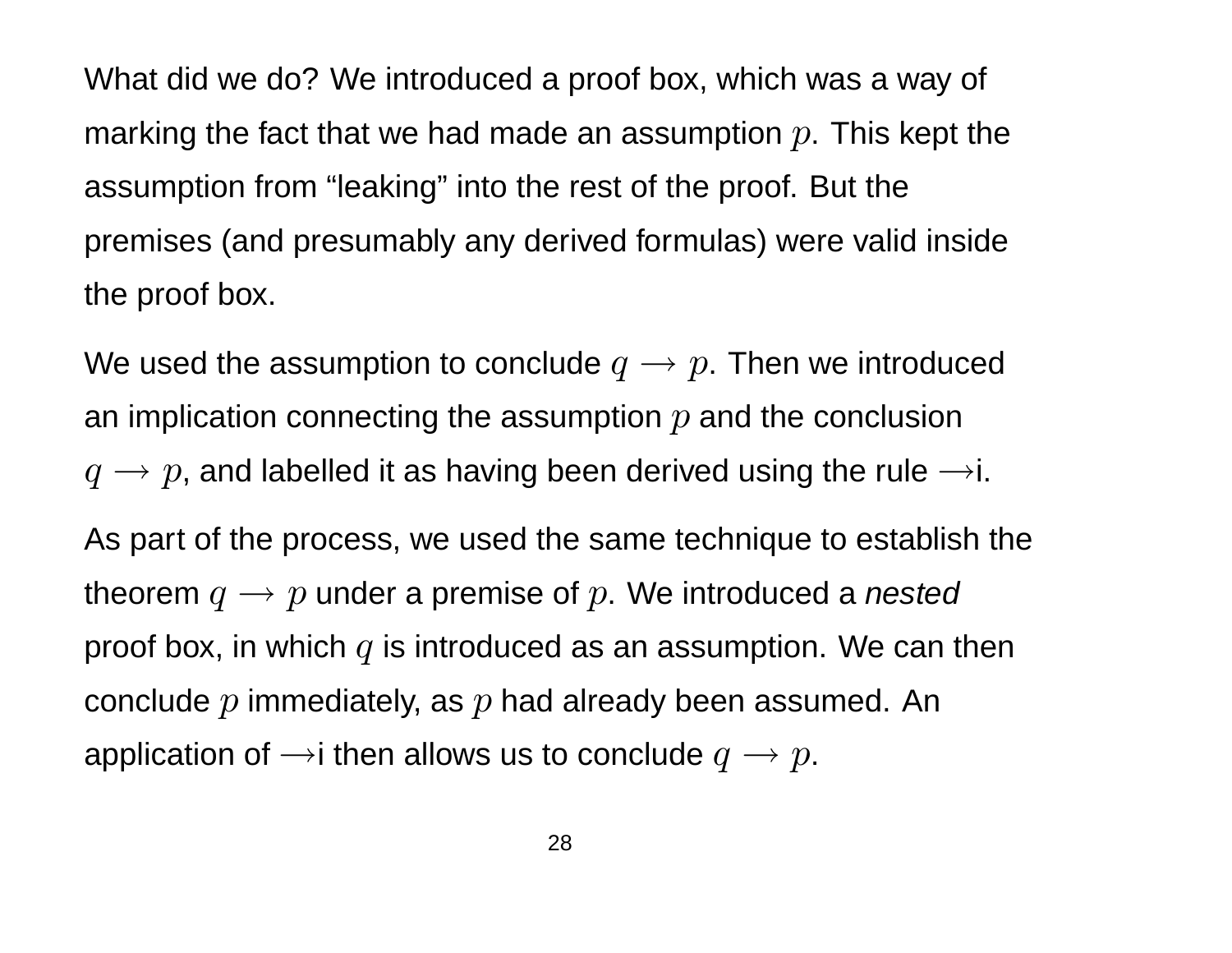What did we do? We introduced a proof box, which was a way of marking the fact that we had made an assumption $p$. This kept the assumption from "leaking" into the rest of the proof. But the premises (and presumably any derived formulas) were valid inside the proof box.

We used the assumption to conclude $q \rightarrow p$. Then we introduced an implication connecting the assumption $p$ and the conclusion $q \rightarrow p$, and labelled it as having been derived using the rule $\rightarrow$i.

As part of the process, we used the same technique to establish the theorem $q \rightarrow p$ under a premise of $p$. We introduced a *nested* proof box, in which $q$ is introduced as an assumption. We can then conclude $p$ immediately, as $p$ had already been assumed. An application of $\rightarrow$i then allows us to conclude $q \rightarrow p$.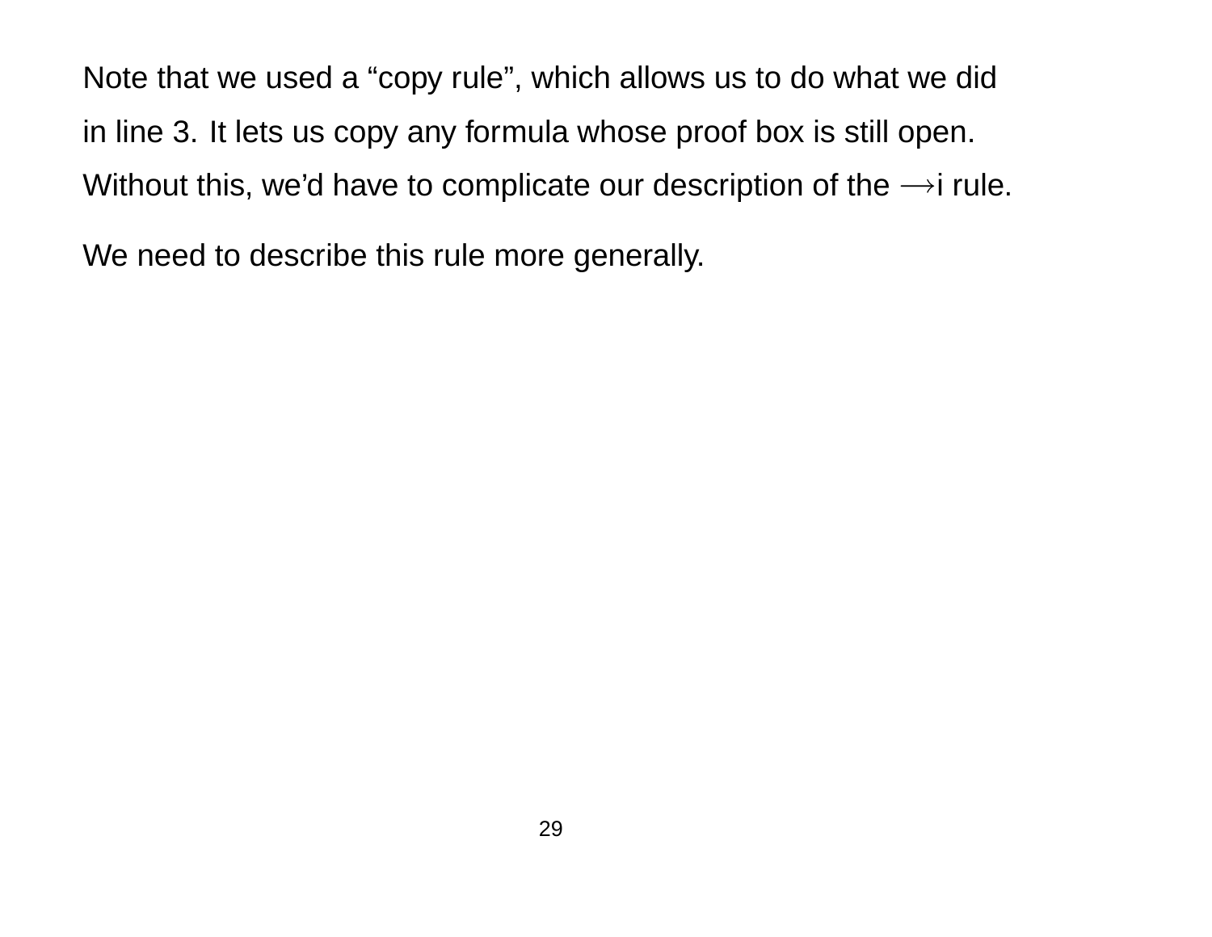Note that we used a “copy rule”, which allows us to do what we did in line 3. It lets us copy any formula whose proof box is still open. Without this, we’d have to complicate our description of the $\longrightarrow$i rule.

We need to describe this rule more generally.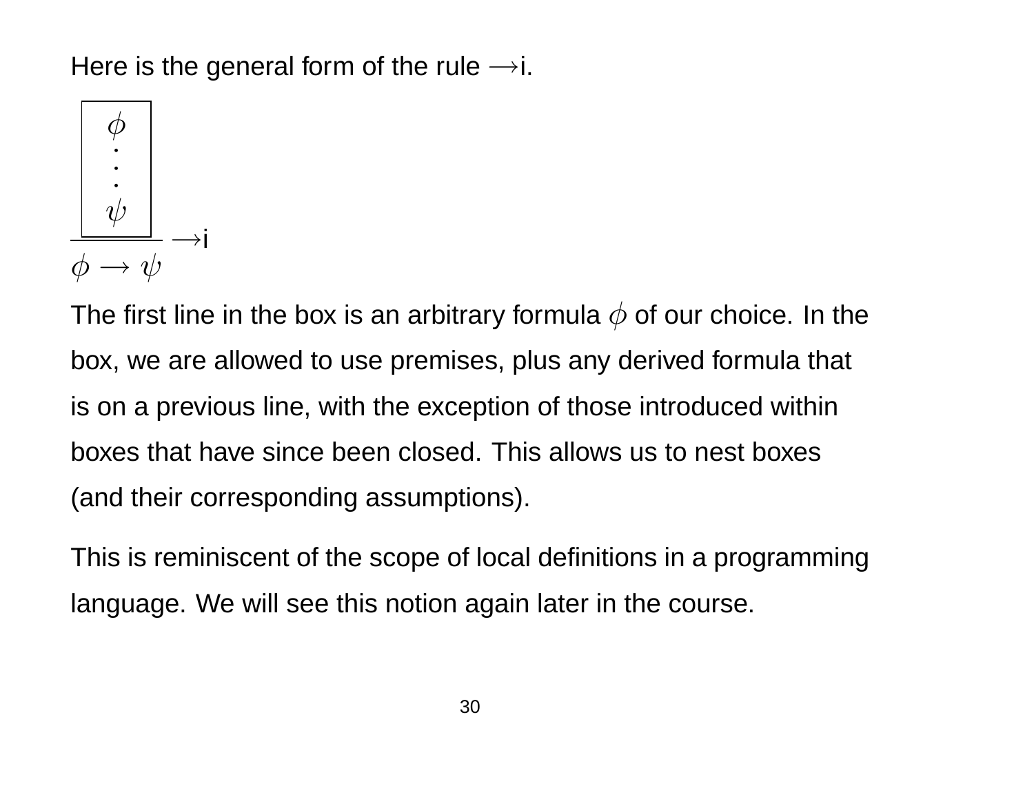Here is the general form of the rule $\longrightarrow$i.

$$\frac{\boxed{\begin{array}{c}\phi \\ \vdots \\ \psi\end{array}}}{\phi \rightarrow \psi} \longrightarrow\text{i}$$

The first line in the box is an arbitrary formula $\phi$ of our choice. In the box, we are allowed to use premises, plus any derived formula that is on a previous line, with the exception of those introduced within boxes that have since been closed. This allows us to nest boxes (and their corresponding assumptions).

This is reminiscent of the scope of local definitions in a programming language. We will see this notion again later in the course.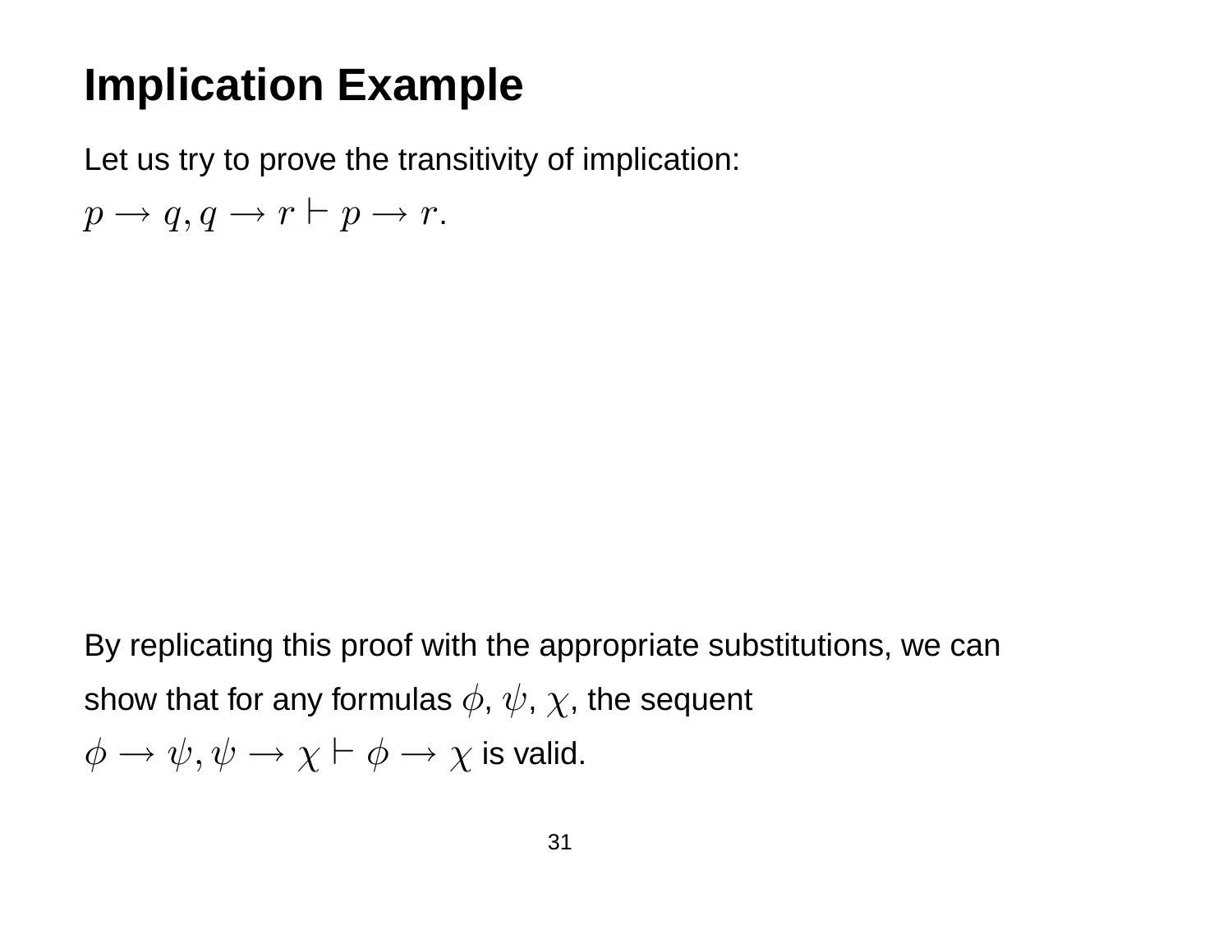# Implication Example

Let us try to prove the transitivity of implication:

$p \to q, q \to r \vdash p \to r$.

By replicating this proof with the appropriate substitutions, we can show that for any formulas $\phi$, $\psi$, $\chi$, the sequent $\phi \to \psi, \psi \to \chi \vdash \phi \to \chi$ is valid.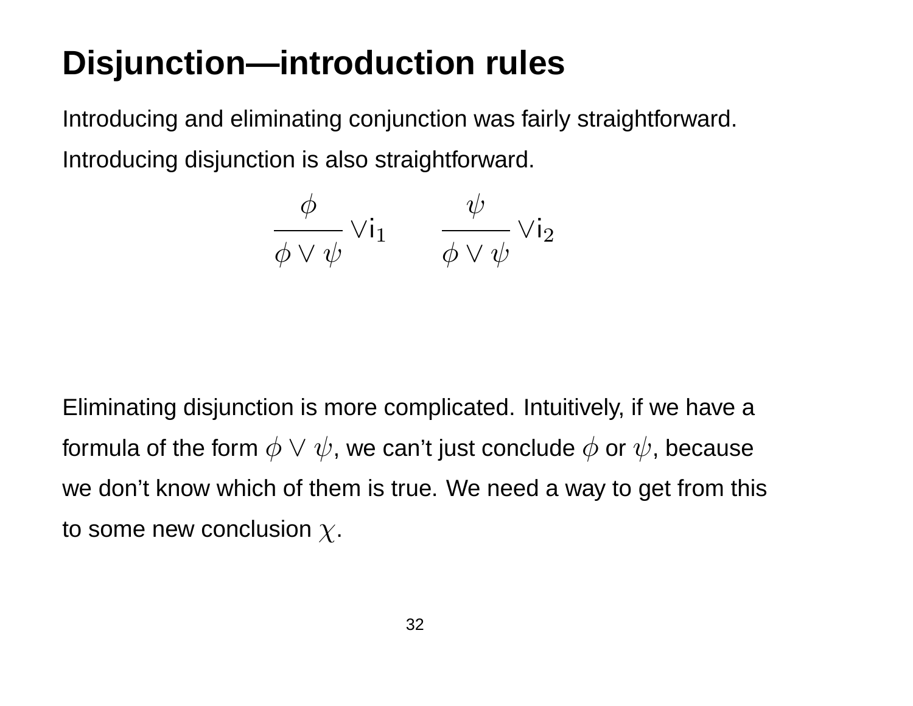# Disjunction—introduction rules

Introducing and eliminating conjunction was fairly straightforward.

Introducing disjunction is also straightforward.

$$\frac{\phi}{\phi \vee \psi} \vee \mathsf{i}_1 \qquad \frac{\psi}{\phi \vee \psi} \vee \mathsf{i}_2$$

Eliminating disjunction is more complicated. Intuitively, if we have a formula of the form $\phi \vee \psi$, we can't just conclude $\phi$ or $\psi$, because we don't know which of them is true. We need a way to get from this to some new conclusion $\chi$.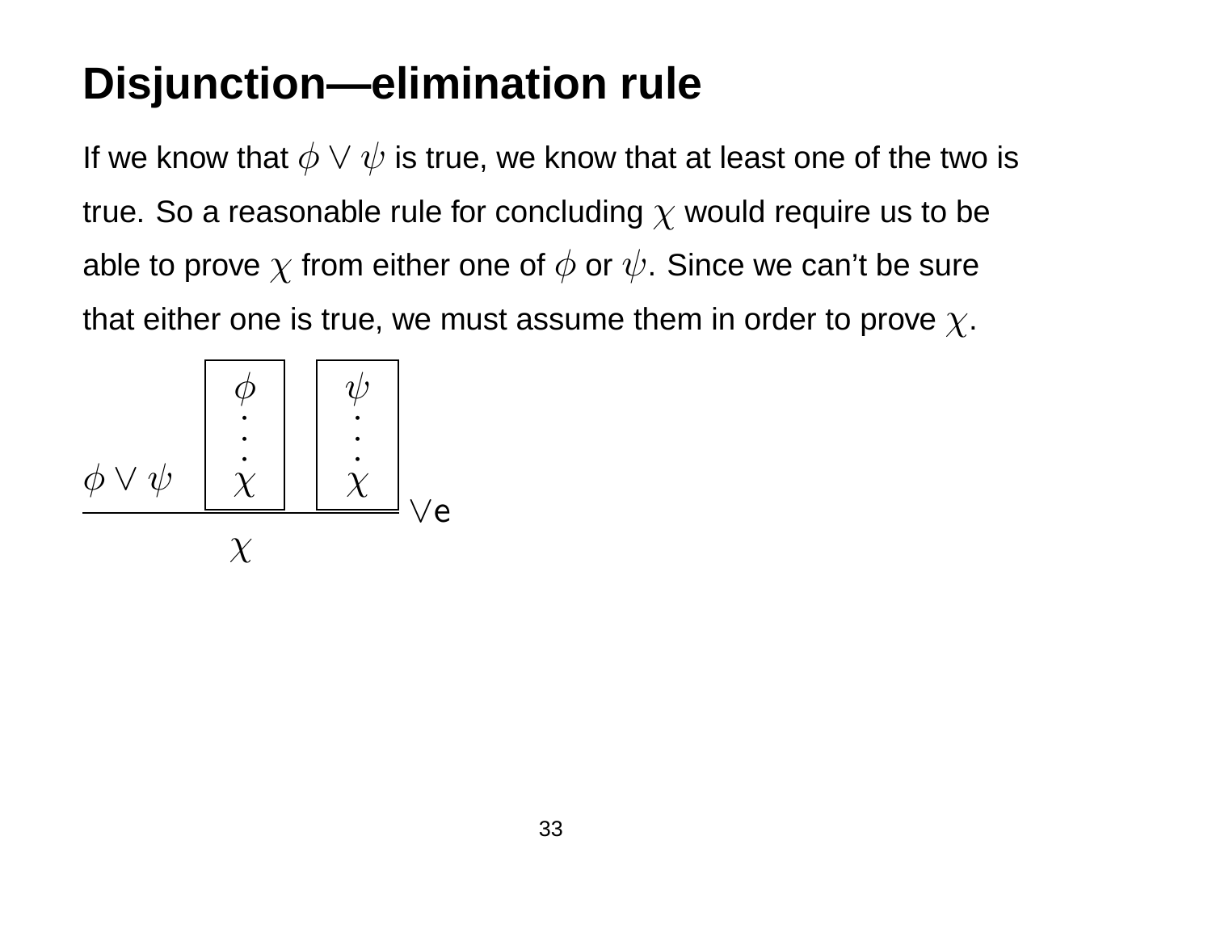# Disjunction—elimination rule

If we know that $\phi \vee \psi$ is true, we know that at least one of the two is true. So a reasonable rule for concluding $\chi$ would require us to be able to prove $\chi$ from either one of $\phi$ or $\psi$. Since we can't be sure that either one is true, we must assume them in order to prove $\chi$.

$$\dfrac{\phi \vee \psi \quad \boxed{\begin{array}{c}\phi \\ \vdots \\ \chi\end{array}} \quad \boxed{\begin{array}{c}\psi \\ \vdots \\ \chi\end{array}}}{\chi} \vee\text{e}$$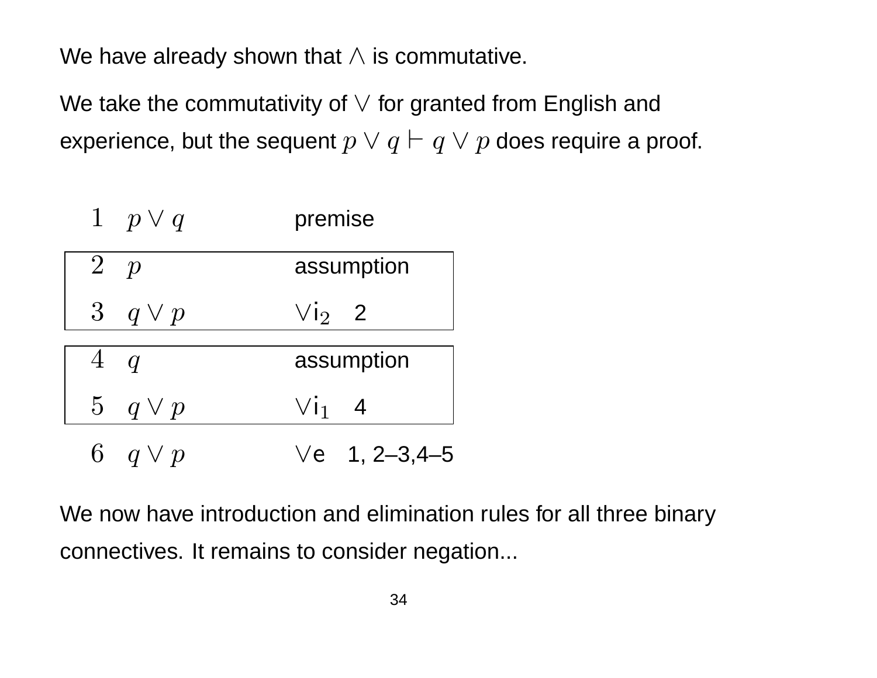We have already shown that $\wedge$ is commutative.

We take the commutativity of $\vee$ for granted from English and experience, but the sequent $p \vee q \vdash q \vee p$ does require a proof.

| | | |
|---|---|---|
| 1 | $p \vee q$ | premise |
| 2 | $p$ | assumption |
| 3 | $q \vee p$ | $\vee$i$_2$ 2 |
| 4 | $q$ | assumption |
| 5 | $q \vee p$ | $\vee$i$_1$ 4 |
| 6 | $q \vee p$ | $\vee$e 1, 2–3,4–5 |

We now have introduction and elimination rules for all three binary connectives. It remains to consider negation...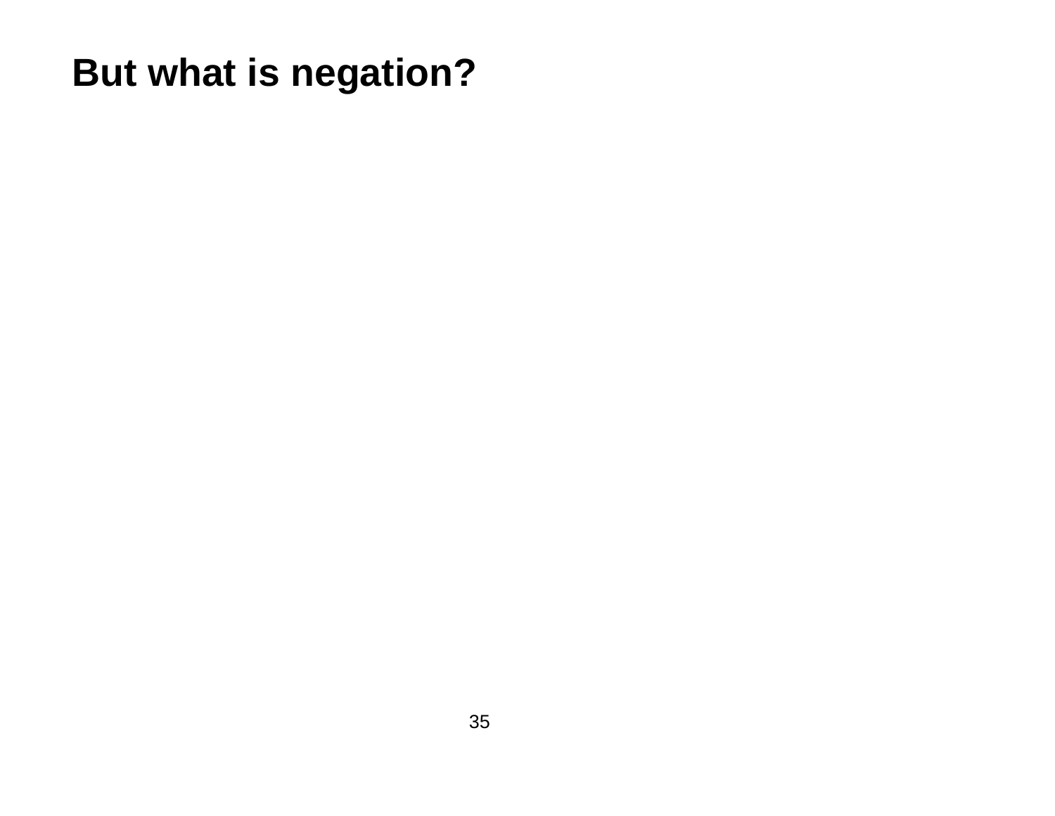# But what is negation?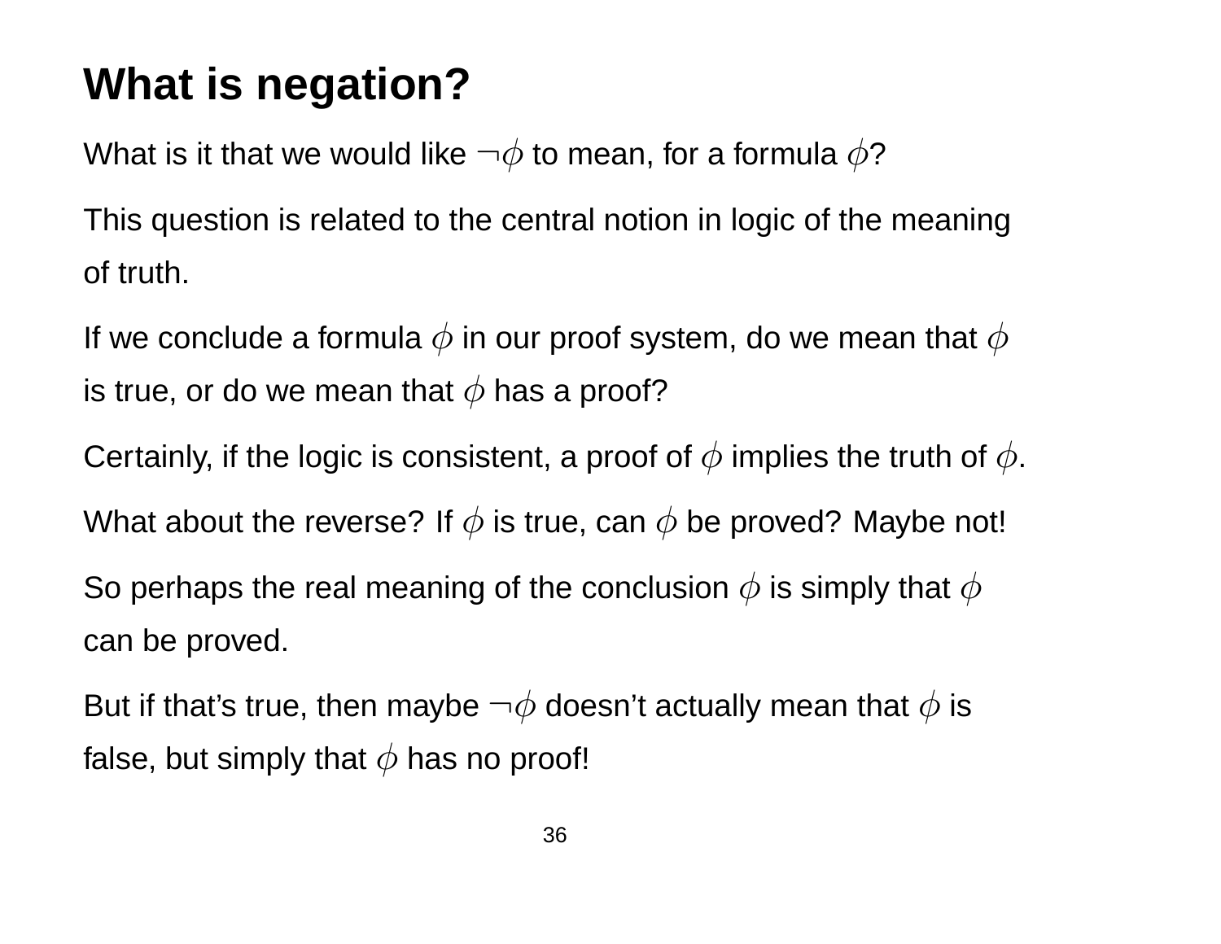# What is negation?

What is it that we would like $\neg\phi$ to mean, for a formula $\phi$?

This question is related to the central notion in logic of the meaning of truth.

If we conclude a formula $\phi$ in our proof system, do we mean that $\phi$ is true, or do we mean that $\phi$ has a proof?

Certainly, if the logic is consistent, a proof of $\phi$ implies the truth of $\phi$.

What about the reverse? If $\phi$ is true, can $\phi$ be proved? Maybe not!

So perhaps the real meaning of the conclusion $\phi$ is simply that $\phi$ can be proved.

But if that's true, then maybe $\neg\phi$ doesn't actually mean that $\phi$ is false, but simply that $\phi$ has no proof!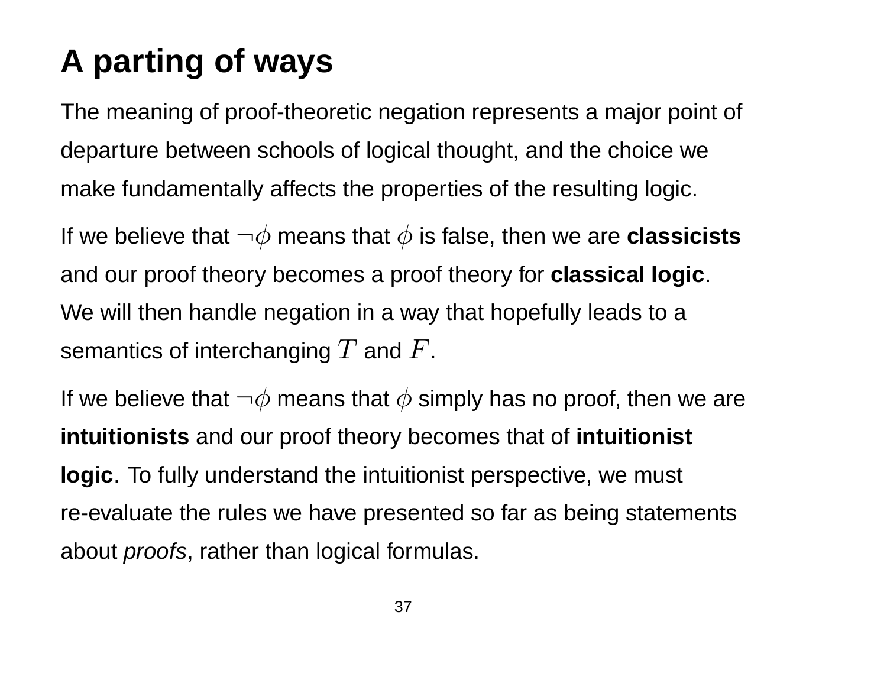# A parting of ways

The meaning of proof-theoretic negation represents a major point of departure between schools of logical thought, and the choice we make fundamentally affects the properties of the resulting logic.

If we believe that $\neg\phi$ means that $\phi$ is false, then we are **classicists** and our proof theory becomes a proof theory for **classical logic**. We will then handle negation in a way that hopefully leads to a semantics of interchanging $T$ and $F$.

If we believe that $\neg\phi$ means that $\phi$ simply has no proof, then we are **intuitionists** and our proof theory becomes that of **intuitionist logic**. To fully understand the intuitionist perspective, we must re-evaluate the rules we have presented so far as being statements about *proofs*, rather than logical formulas.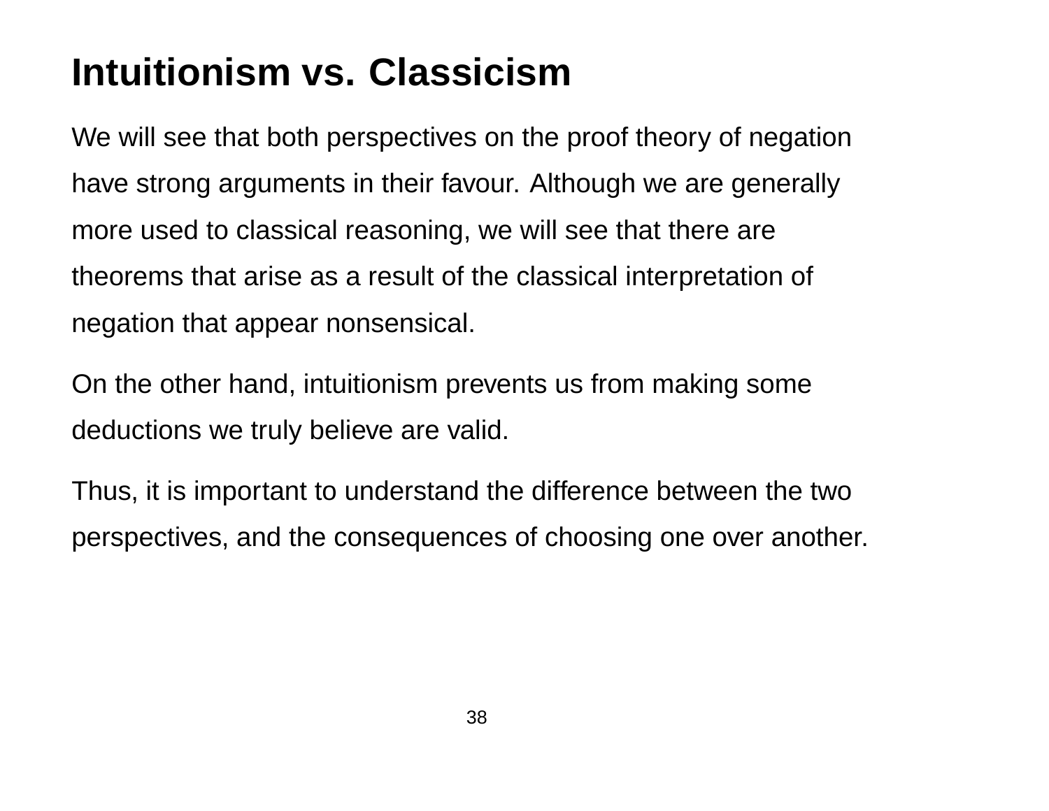# Intuitionism vs. Classicism

We will see that both perspectives on the proof theory of negation have strong arguments in their favour. Although we are generally more used to classical reasoning, we will see that there are theorems that arise as a result of the classical interpretation of negation that appear nonsensical.

On the other hand, intuitionism prevents us from making some deductions we truly believe are valid.

Thus, it is important to understand the difference between the two perspectives, and the consequences of choosing one over another.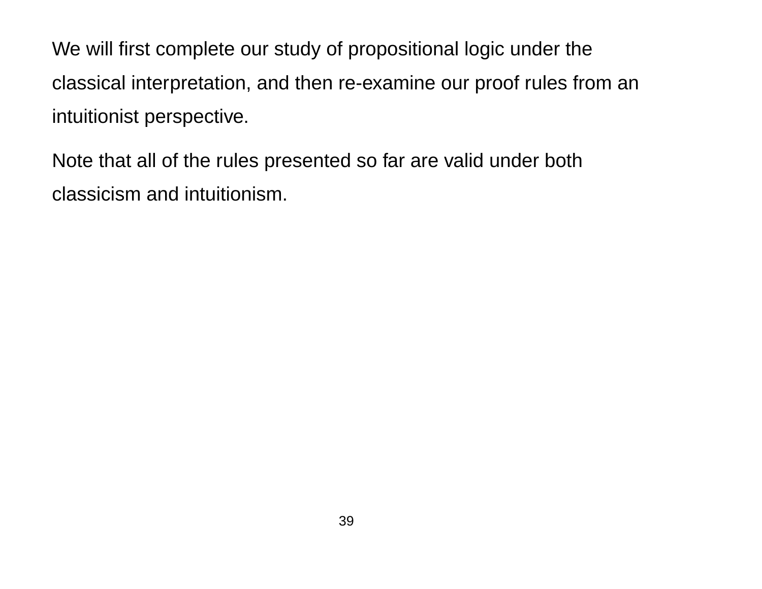We will first complete our study of propositional logic under the classical interpretation, and then re-examine our proof rules from an intuitionist perspective.

Note that all of the rules presented so far are valid under both classicism and intuitionism.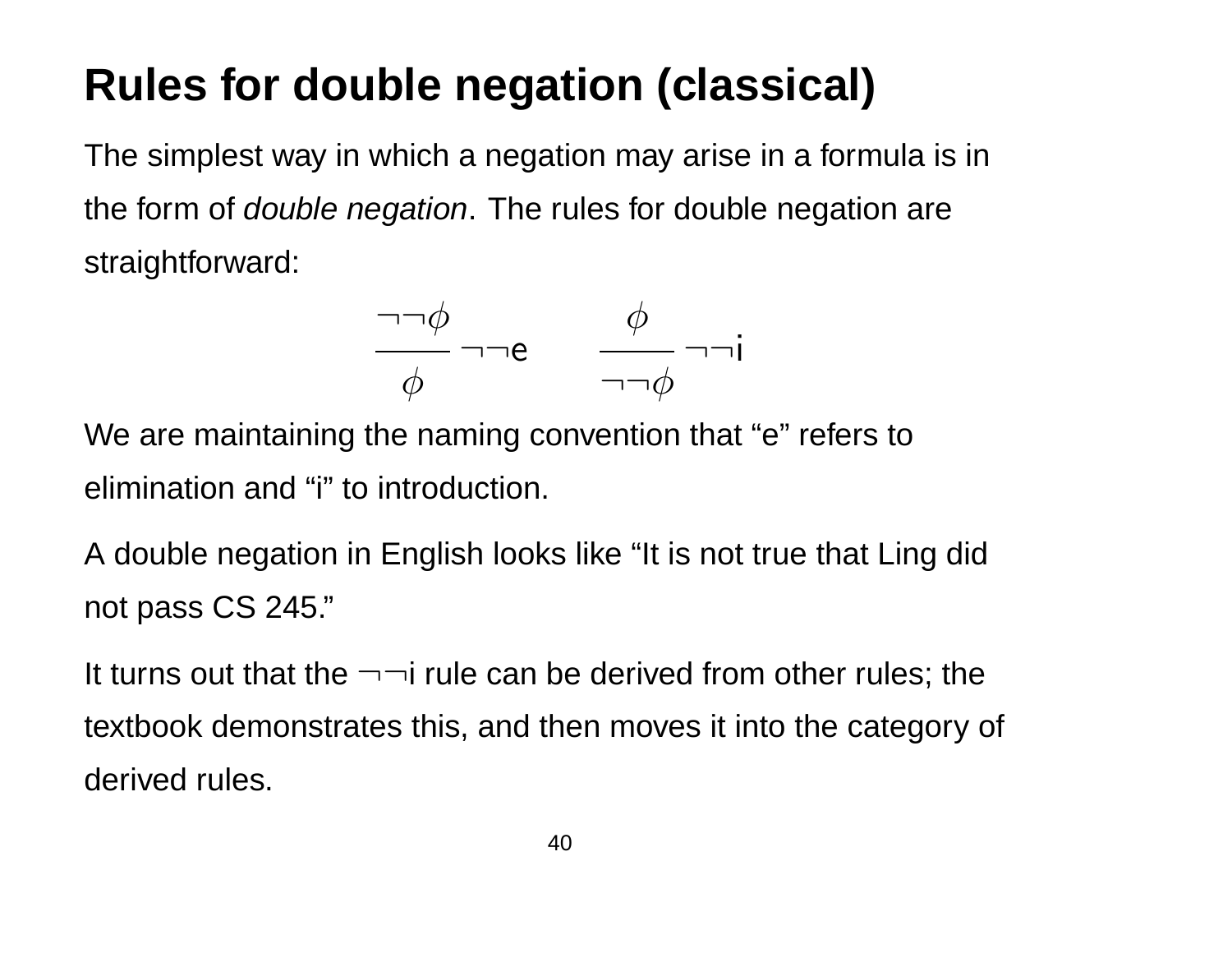# Rules for double negation (classical)

The simplest way in which a negation may arise in a formula is in the form of *double negation*. The rules for double negation are straightforward:

$$\frac{\neg\neg\phi}{\phi}\ \neg\neg\text{e} \qquad \frac{\phi}{\neg\neg\phi}\ \neg\neg\text{i}$$

We are maintaining the naming convention that “e” refers to elimination and “i” to introduction.

A double negation in English looks like “It is not true that Ling did not pass CS 245.”

It turns out that the $\neg\neg$i rule can be derived from other rules; the textbook demonstrates this, and then moves it into the category of derived rules.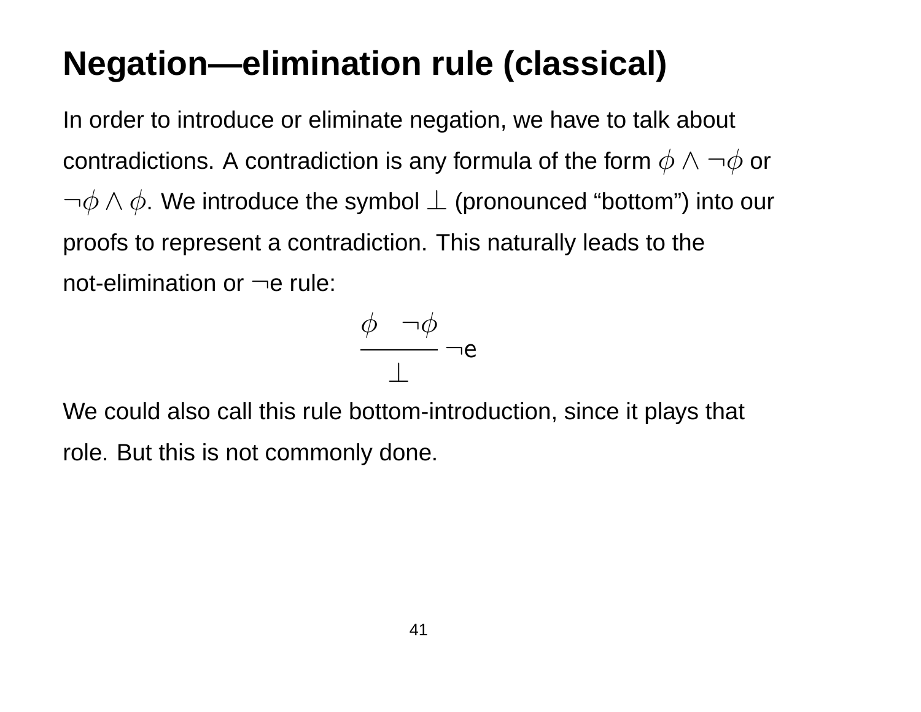# Negation—elimination rule (classical)

In order to introduce or eliminate negation, we have to talk about contradictions. A contradiction is any formula of the form $\phi \wedge \neg\phi$ or $\neg\phi \wedge \phi$. We introduce the symbol $\perp$ (pronounced "bottom") into our proofs to represent a contradiction. This naturally leads to the not-elimination or $\neg$e rule:

$$\frac{\phi \quad \neg\phi}{\perp}\ \neg\text{e}$$

We could also call this rule bottom-introduction, since it plays that role. But this is not commonly done.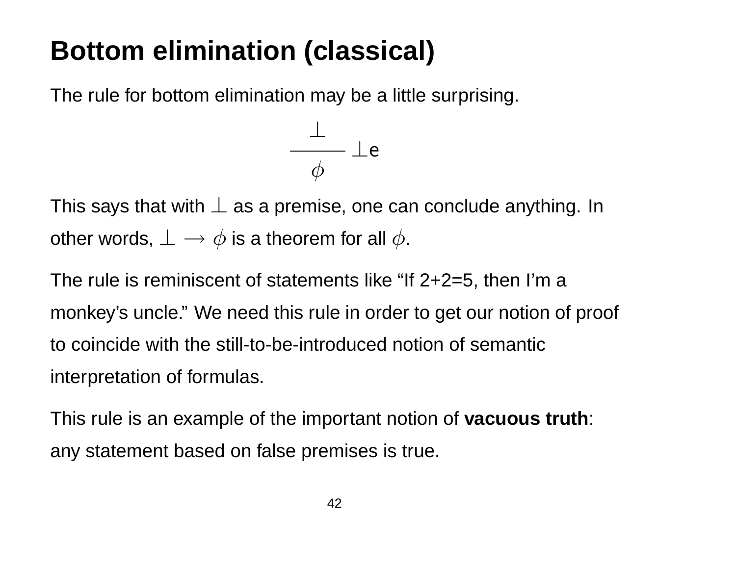# Bottom elimination (classical)

The rule for bottom elimination may be a little surprising.

$$\frac{\bot}{\phi} \;\bot\text{e}$$

This says that with $\bot$ as a premise, one can conclude anything. In other words, $\bot \rightarrow \phi$ is a theorem for all $\phi$.

The rule is reminiscent of statements like “If 2+2=5, then I’m a monkey’s uncle.” We need this rule in order to get our notion of proof to coincide with the still-to-be-introduced notion of semantic interpretation of formulas.

This rule is an example of the important notion of **vacuous truth**: any statement based on false premises is true.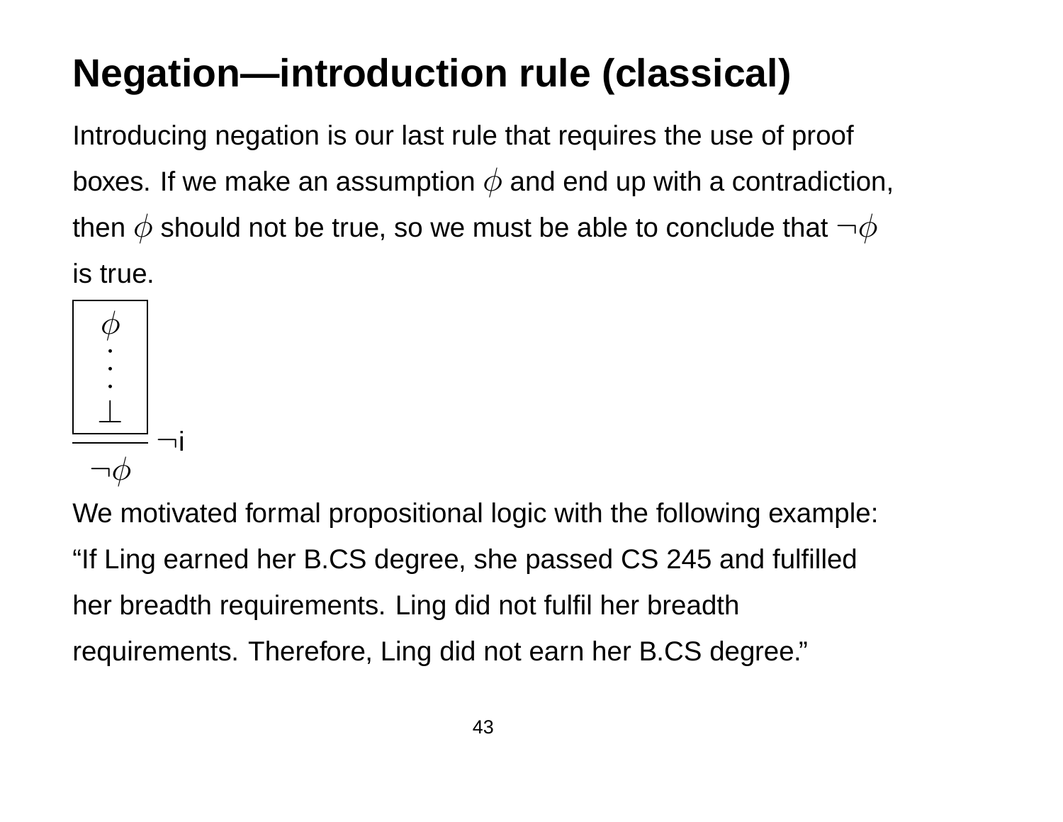# Negation—introduction rule (classical)

Introducing negation is our last rule that requires the use of proof boxes. If we make an assumption $\phi$ and end up with a contradiction, then $\phi$ should not be true, so we must be able to conclude that $\neg\phi$ is true.

$$\frac{\boxed{\begin{array}{c}\phi \\ \vdots \\ \bot\end{array}}}{\neg\phi}\ \neg\text{i}$$

We motivated formal propositional logic with the following example: "If Ling earned her B.CS degree, she passed CS 245 and fulfilled her breadth requirements. Ling did not fulfil her breadth requirements. Therefore, Ling did not earn her B.CS degree."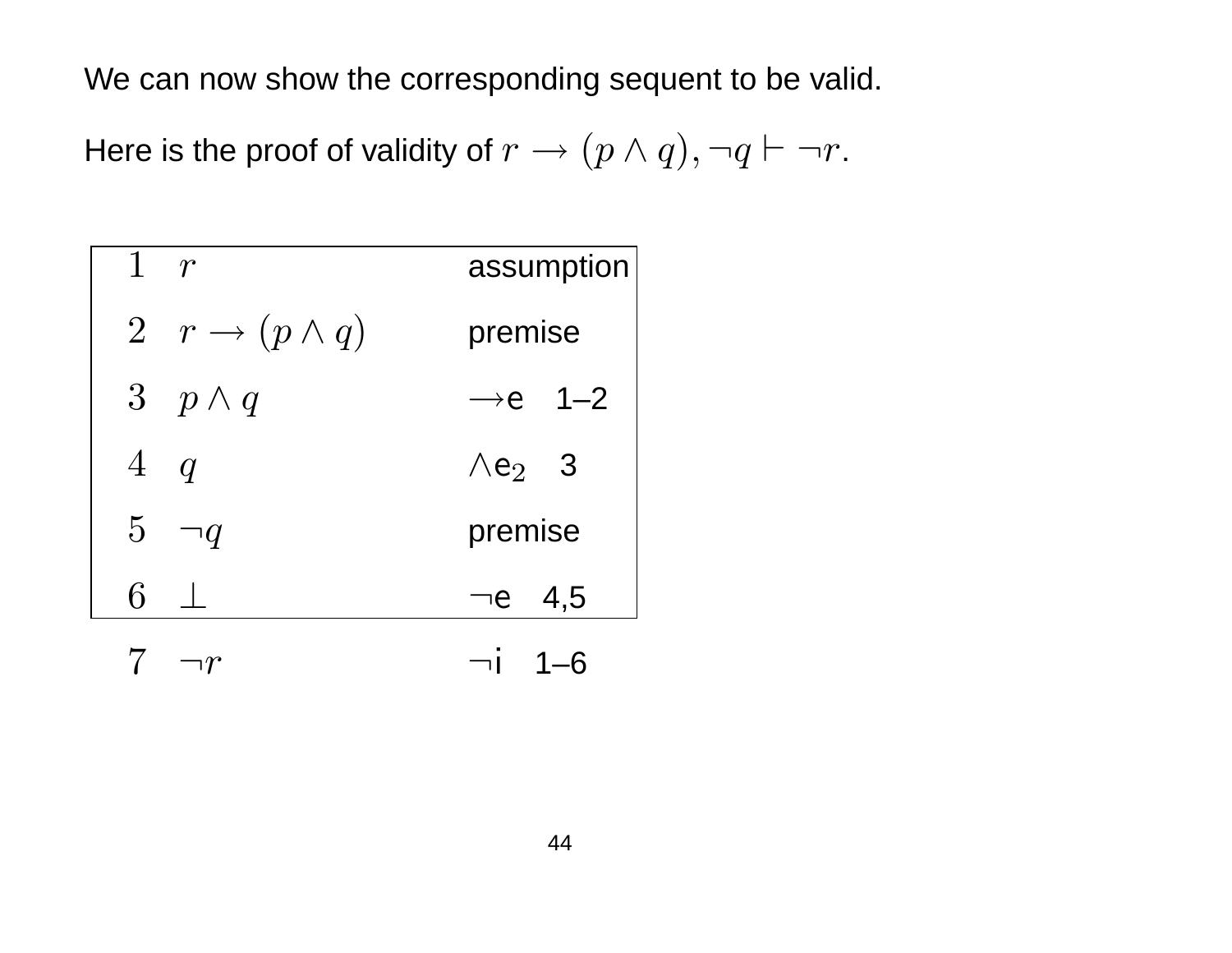We can now show the corresponding sequent to be valid.

Here is the proof of validity of $r \to (p \wedge q), \neg q \vdash \neg r$.

| | | |
|---|---|---|
| 1 | $r$ | assumption |
| 2 | $r \to (p \wedge q)$ | premise |
| 3 | $p \wedge q$ | $\to$e 1–2 |
| 4 | $q$ | $\wedge$e$_2$ 3 |
| 5 | $\neg q$ | premise |
| 6 | $\bot$ | $\neg$e 4,5 |
| 7 | $\neg r$ | $\neg$i 1–6 |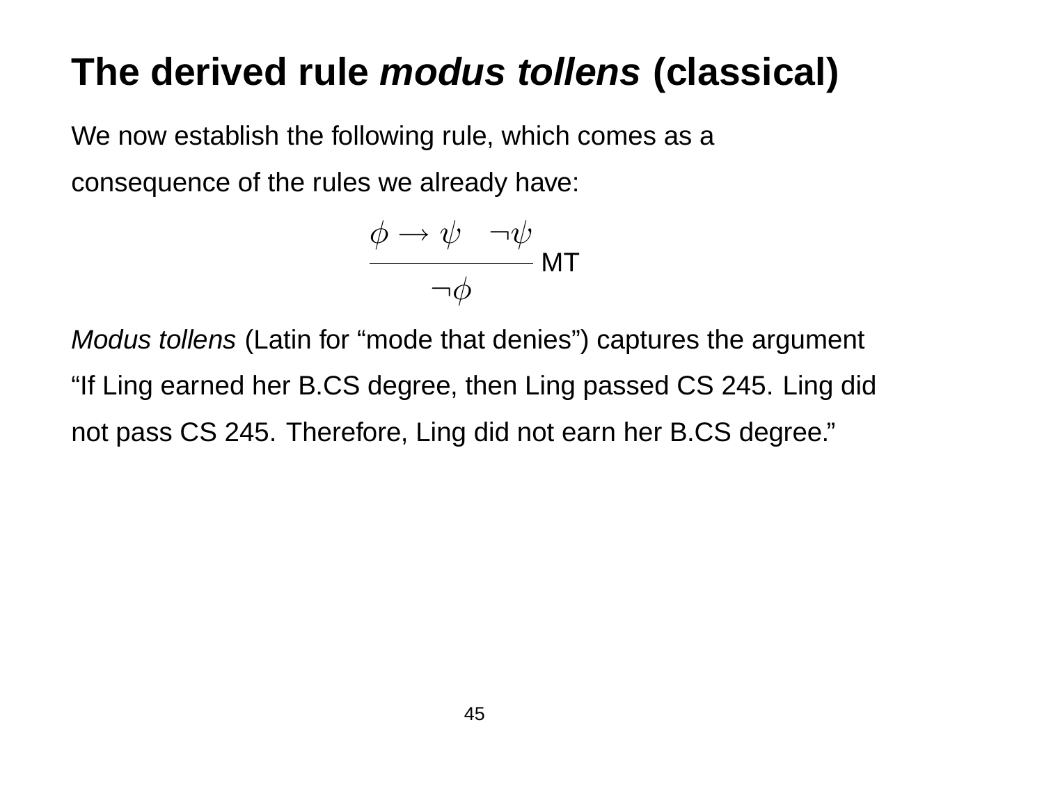# The derived rule *modus tollens* (classical)

We now establish the following rule, which comes as a consequence of the rules we already have:

$$\frac{\phi \to \psi \quad \neg\psi}{\neg\phi}\ \text{MT}$$

*Modus tollens* (Latin for "mode that denies") captures the argument "If Ling earned her B.CS degree, then Ling passed CS 245. Ling did not pass CS 245. Therefore, Ling did not earn her B.CS degree."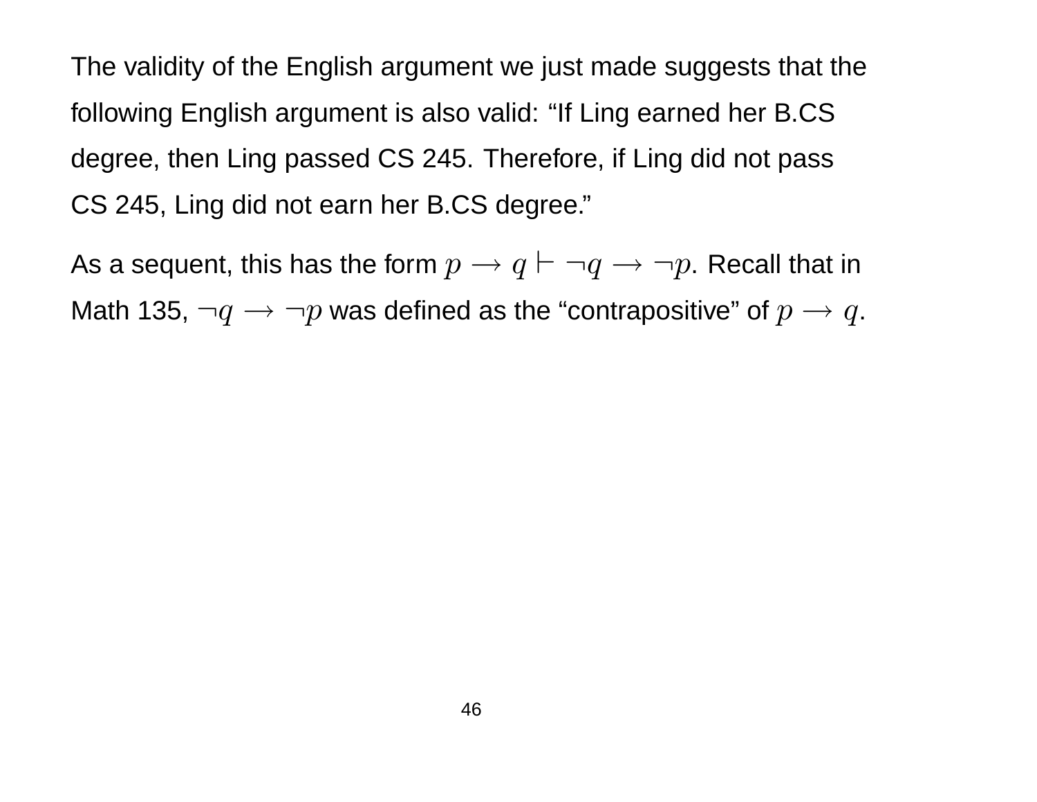The validity of the English argument we just made suggests that the following English argument is also valid: "If Ling earned her B.CS degree, then Ling passed CS 245. Therefore, if Ling did not pass CS 245, Ling did not earn her B.CS degree."

As a sequent, this has the form $p \rightarrow q \vdash \neg q \rightarrow \neg p$. Recall that in Math 135, $\neg q \rightarrow \neg p$ was defined as the "contrapositive" of $p \rightarrow q$.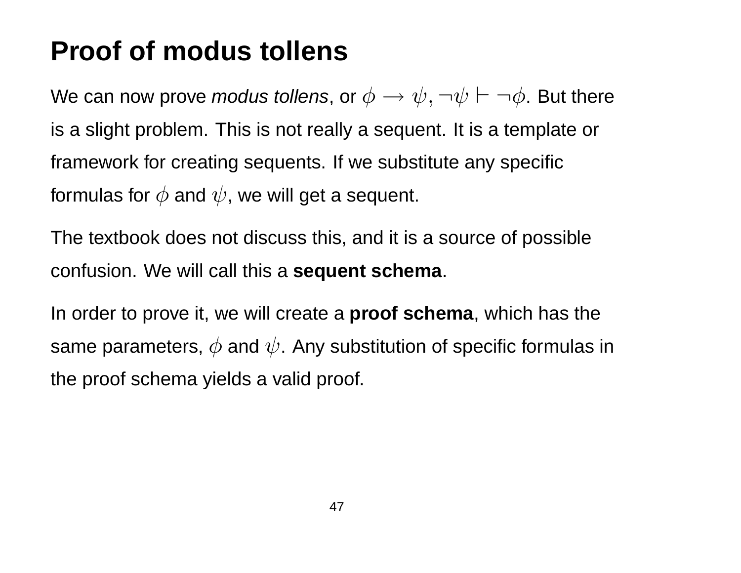# Proof of modus tollens

We can now prove *modus tollens*, or $\phi \to \psi, \neg\psi \vdash \neg\phi$. But there is a slight problem. This is not really a sequent. It is a template or framework for creating sequents. If we substitute any specific formulas for $\phi$ and $\psi$, we will get a sequent.

The textbook does not discuss this, and it is a source of possible confusion. We will call this a **sequent schema**.

In order to prove it, we will create a **proof schema**, which has the same parameters, $\phi$ and $\psi$. Any substitution of specific formulas in the proof schema yields a valid proof.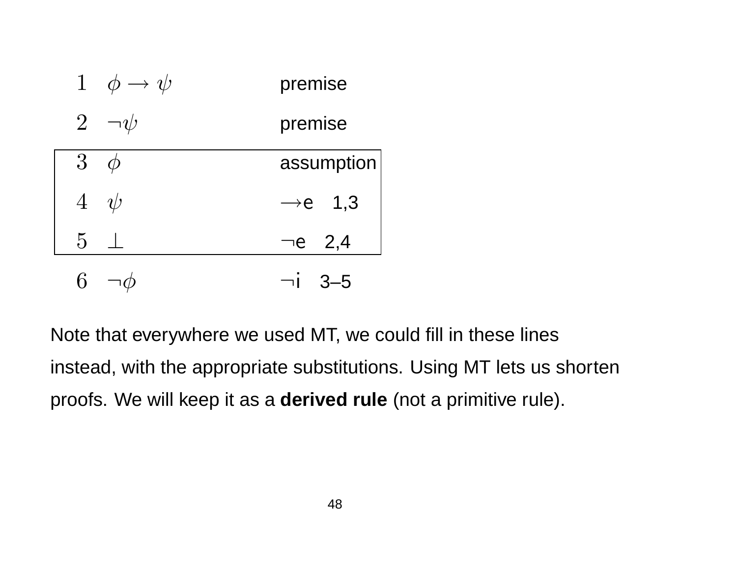| Line | Formula | Justification |
|---|---|---|
| 1 | $\phi \rightarrow \psi$ | premise |
| 2 | $\neg\psi$ | premise |
| 3 | $\phi$ | assumption |
| 4 | $\psi$ | $\rightarrow$e 1,3 |
| 5 | $\bot$ | $\neg$e 2,4 |
| 6 | $\neg\phi$ | $\neg$i 3–5 |

Note that everywhere we used MT, we could fill in these lines instead, with the appropriate substitutions. Using MT lets us shorten proofs. We will keep it as a **derived rule** (not a primitive rule).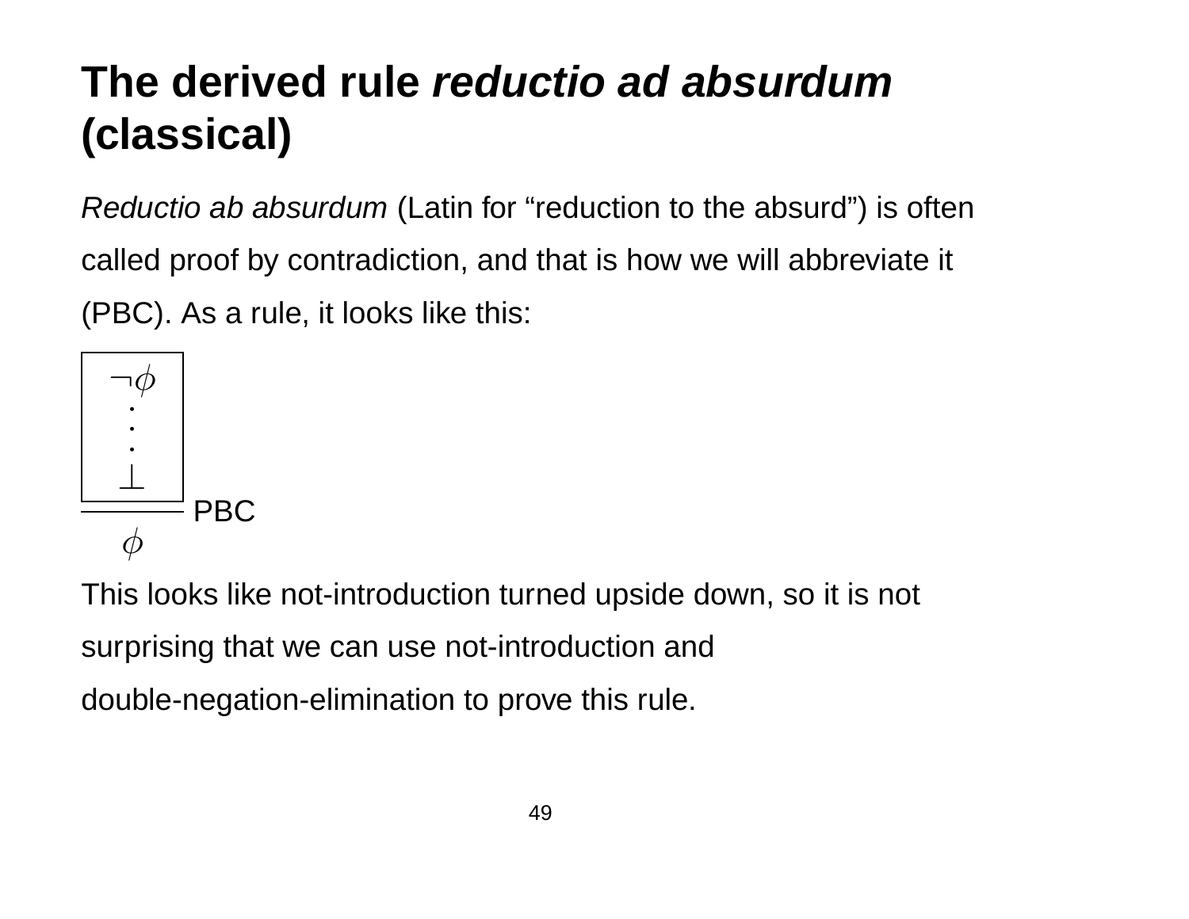# The derived rule *reductio ad absurdum* (classical)

*Reductio ab absurdum* (Latin for “reduction to the absurd”) is often called proof by contradiction, and that is how we will abbreviate it (PBC). As a rule, it looks like this:

$$\dfrac{\boxed{\begin{array}{c} \neg\phi \\ \vdots \\ \bot \end{array}}}{\phi}\ \text{PBC}$$

This looks like not-introduction turned upside down, so it is not surprising that we can use not-introduction and double-negation-elimination to prove this rule.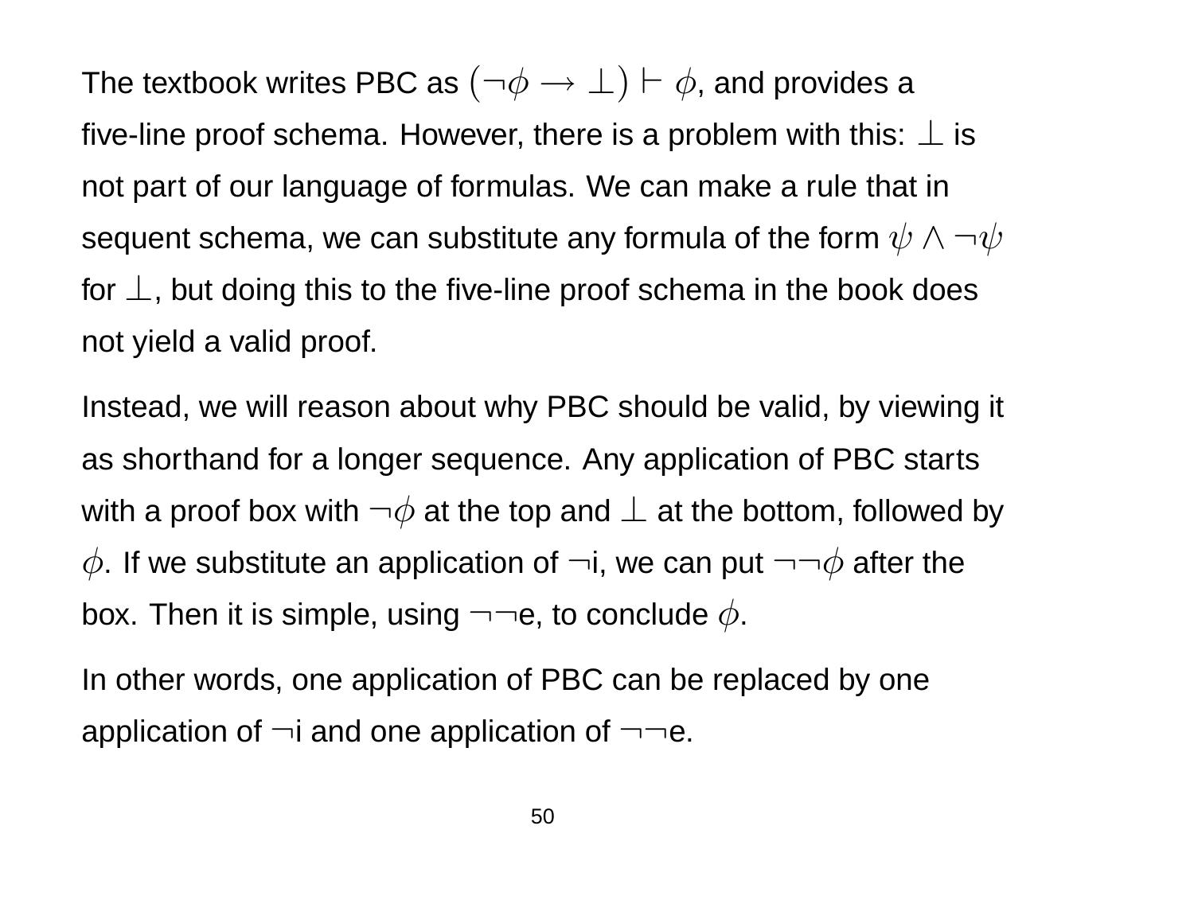The textbook writes PBC as $(\neg\phi \to \bot) \vdash \phi$, and provides a five-line proof schema. However, there is a problem with this: $\bot$ is not part of our language of formulas. We can make a rule that in sequent schema, we can substitute any formula of the form $\psi \wedge \neg\psi$ for $\bot$, but doing this to the five-line proof schema in the book does not yield a valid proof.

Instead, we will reason about why PBC should be valid, by viewing it as shorthand for a longer sequence. Any application of PBC starts with a proof box with $\neg\phi$ at the top and $\bot$ at the bottom, followed by $\phi$. If we substitute an application of $\neg$i, we can put $\neg\neg\phi$ after the box. Then it is simple, using $\neg\neg$e, to conclude $\phi$.

In other words, one application of PBC can be replaced by one application of $\neg$i and one application of $\neg\neg$e.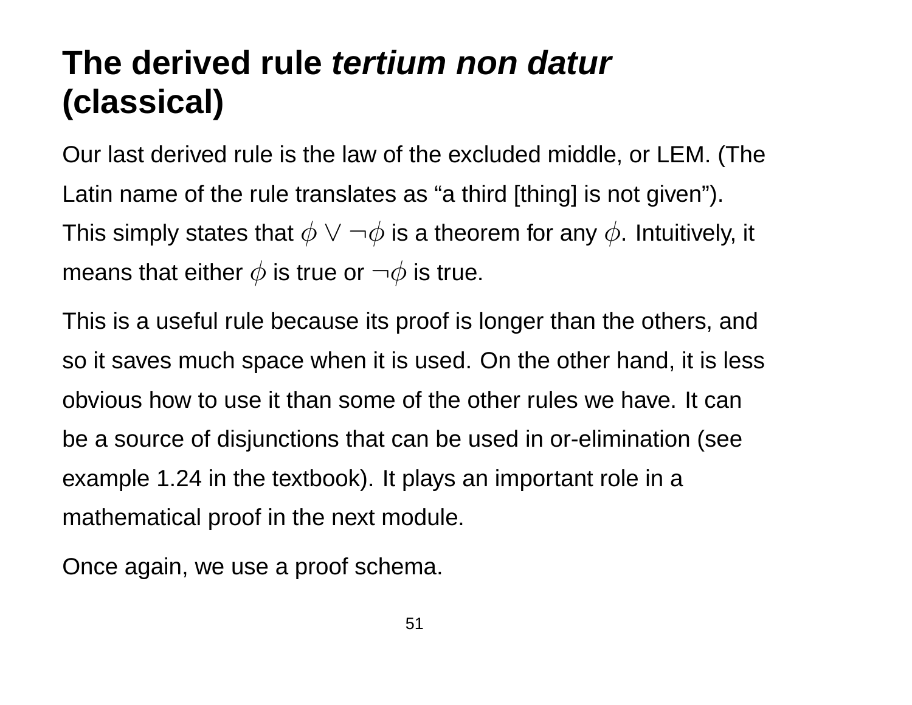# The derived rule *tertium non datur* (classical)

Our last derived rule is the law of the excluded middle, or LEM. (The Latin name of the rule translates as “a third [thing] is not given”). This simply states that $\phi \vee \neg\phi$ is a theorem for any $\phi$. Intuitively, it means that either $\phi$ is true or $\neg\phi$ is true.

This is a useful rule because its proof is longer than the others, and so it saves much space when it is used. On the other hand, it is less obvious how to use it than some of the other rules we have. It can be a source of disjunctions that can be used in or-elimination (see example 1.24 in the textbook). It plays an important role in a mathematical proof in the next module.

Once again, we use a proof schema.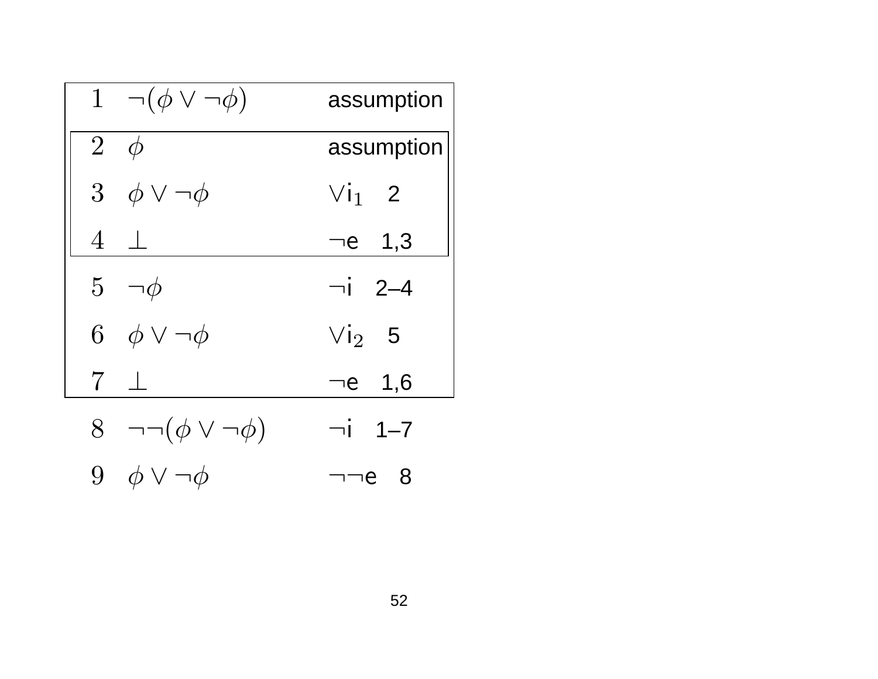| | | |
|---|---|---|
| 1 | $\neg(\phi \vee \neg\phi)$ | assumption |
| 2 | $\phi$ | assumption |
| 3 | $\phi \vee \neg\phi$ | $\vee$i$_1$ 2 |
| 4 | $\bot$ | $\neg$e 1,3 |
| 5 | $\neg\phi$ | $\neg$i 2–4 |
| 6 | $\phi \vee \neg\phi$ | $\vee$i$_2$ 5 |
| 7 | $\bot$ | $\neg$e 1,6 |
| 8 | $\neg\neg(\phi \vee \neg\phi)$ | $\neg$i 1–7 |
| 9 | $\phi \vee \neg\phi$ | $\neg\neg$e 8 |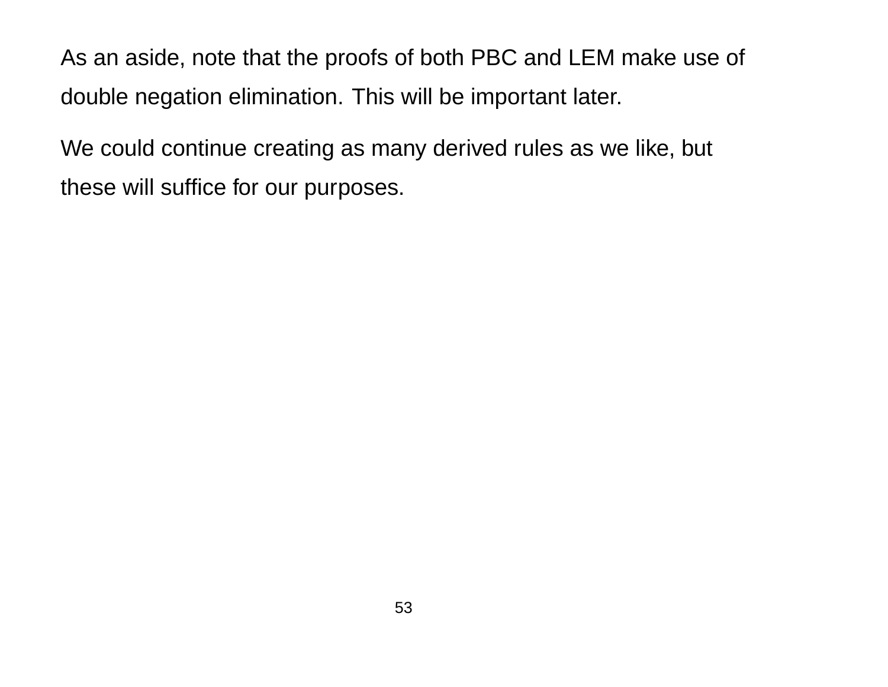As an aside, note that the proofs of both PBC and LEM make use of double negation elimination. This will be important later.

We could continue creating as many derived rules as we like, but these will suffice for our purposes.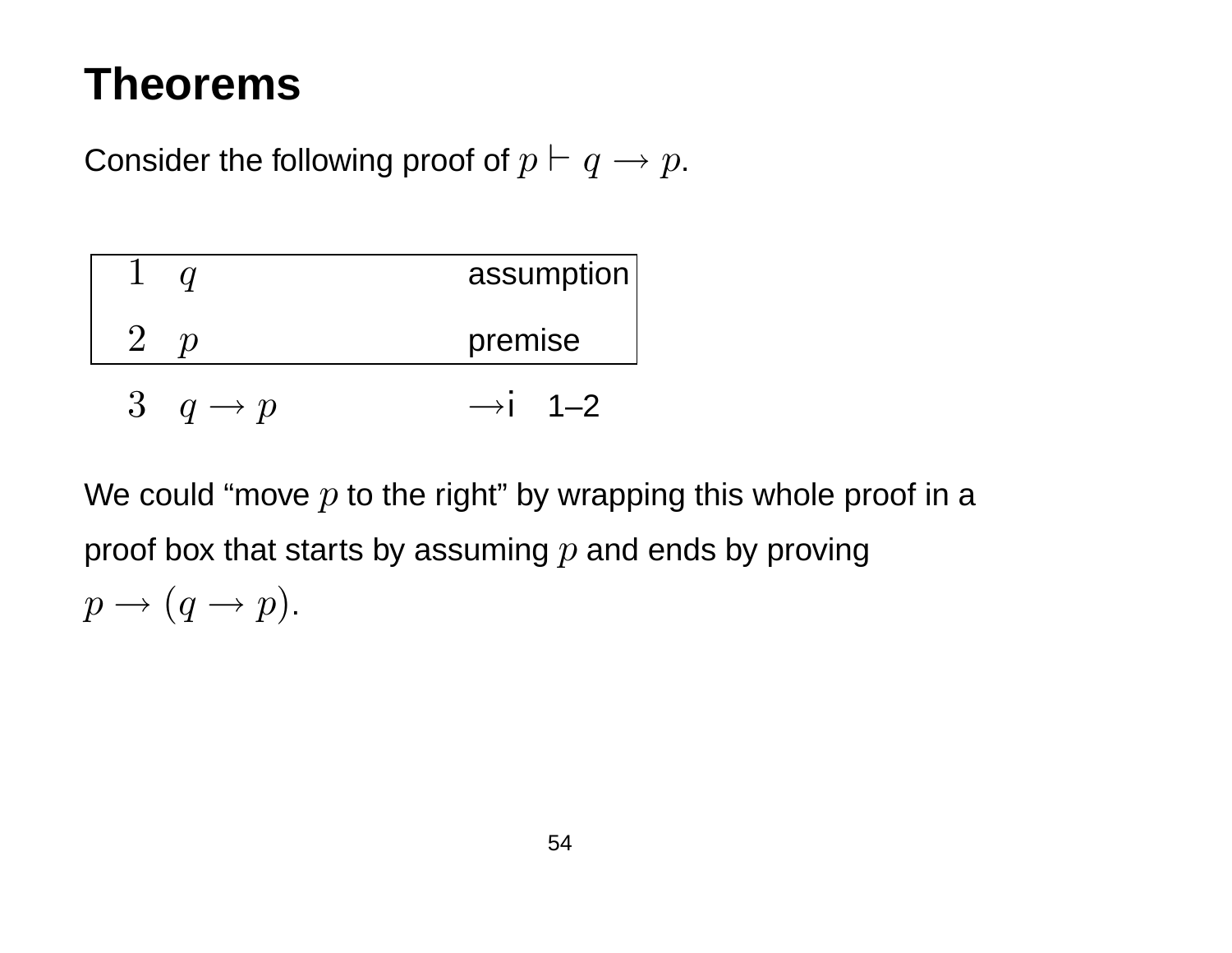# Theorems

Consider the following proof of $p \vdash q \rightarrow p$.

| | | |
|---|---|---|
| 1 | $q$ | assumption |
| 2 | $p$ | premise |
| 3 | $q \rightarrow p$ | $\rightarrow$i 1–2 |

We could "move $p$ to the right" by wrapping this whole proof in a proof box that starts by assuming $p$ and ends by proving $p \rightarrow (q \rightarrow p)$.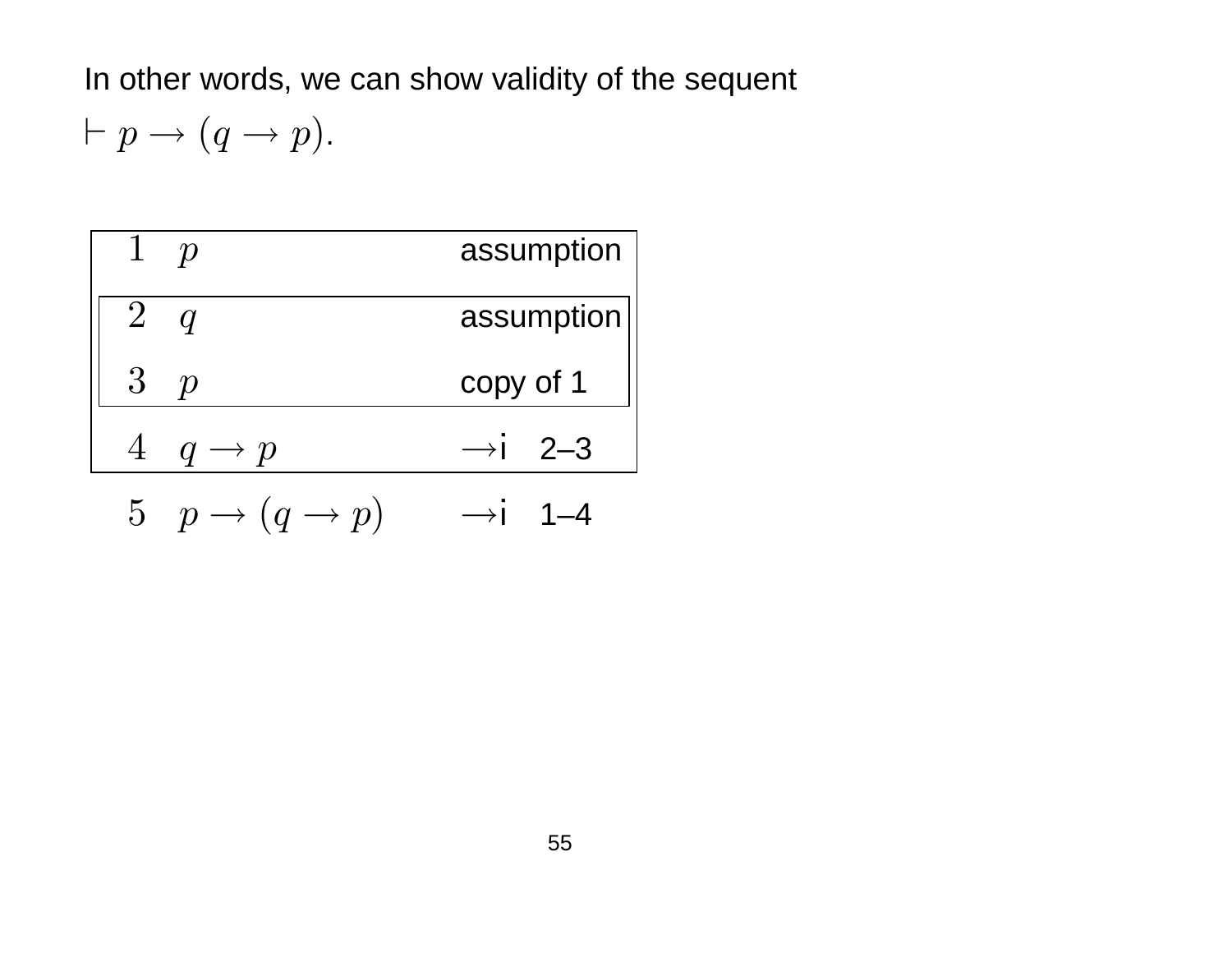In other words, we can show validity of the sequent

$\vdash p \rightarrow (q \rightarrow p)$.

| | | |
|---|---|---|
| 1 | $p$ | assumption |
| 2 | $q$ | assumption |
| 3 | $p$ | copy of 1 |
| 4 | $q \rightarrow p$ | $\rightarrow$i 2–3 |
| 5 | $p \rightarrow (q \rightarrow p)$ | $\rightarrow$i 1–4 |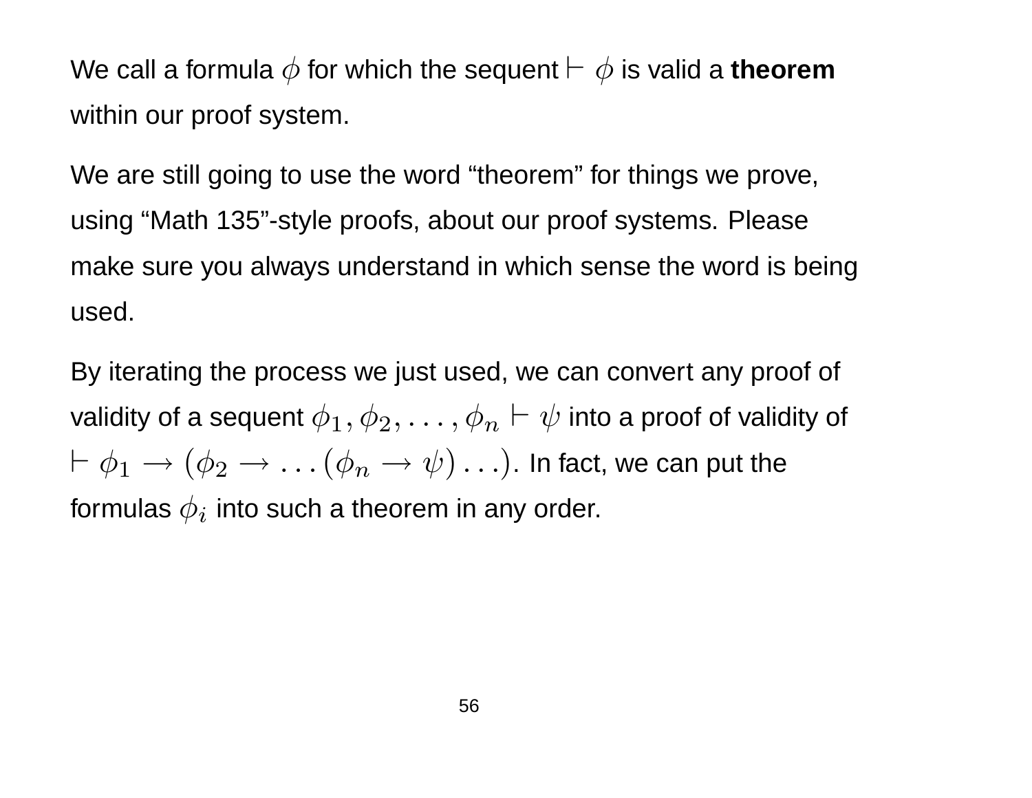We call a formula $\phi$ for which the sequent $\vdash \phi$ is valid a **theorem** within our proof system.

We are still going to use the word “theorem” for things we prove, using “Math 135”-style proofs, about our proof systems. Please make sure you always understand in which sense the word is being used.

By iterating the process we just used, we can convert any proof of validity of a sequent $\phi_1, \phi_2, \ldots, \phi_n \vdash \psi$ into a proof of validity of $\vdash \phi_1 \rightarrow (\phi_2 \rightarrow \ldots(\phi_n \rightarrow \psi)\ldots)$. In fact, we can put the formulas $\phi_i$ into such a theorem in any order.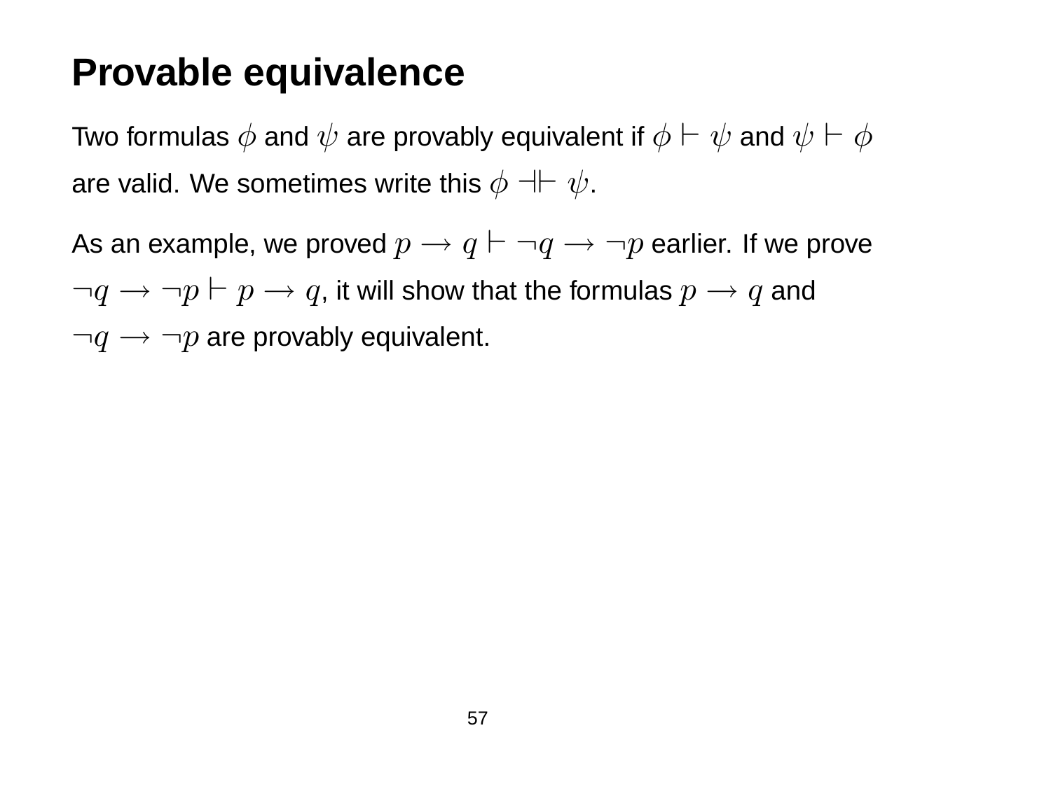# Provable equivalence

Two formulas $\phi$ and $\psi$ are provably equivalent if $\phi \vdash \psi$ and $\psi \vdash \phi$ are valid. We sometimes write this $\phi \dashv\vdash \psi$.

As an example, we proved $p \rightarrow q \vdash \neg q \rightarrow \neg p$ earlier. If we prove $\neg q \rightarrow \neg p \vdash p \rightarrow q$, it will show that the formulas $p \rightarrow q$ and $\neg q \rightarrow \neg p$ are provably equivalent.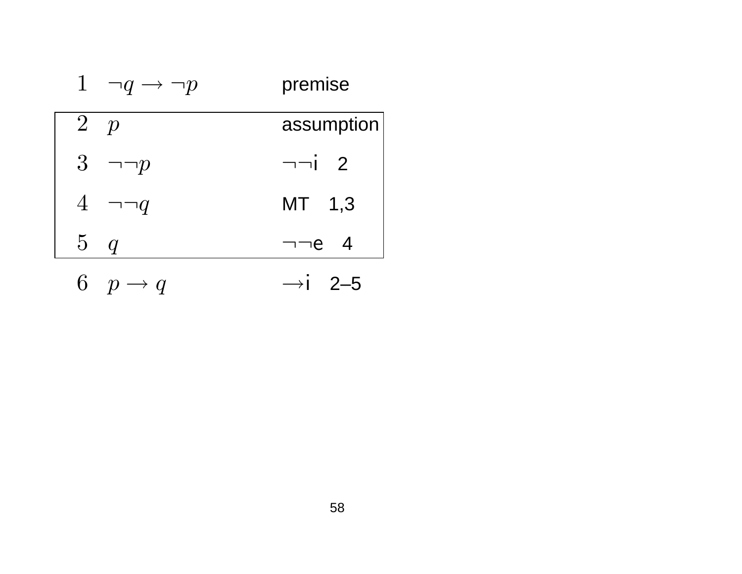| | | |
|---|---|---|
| 1 | $\neg q \rightarrow \neg p$ | premise |
| 2 | $p$ | assumption |
| 3 | $\neg\neg p$ | $\neg\neg$i 2 |
| 4 | $\neg\neg q$ | MT 1,3 |
| 5 | $q$ | $\neg\neg$e 4 |
| 6 | $p \rightarrow q$ | $\rightarrow$i 2–5 |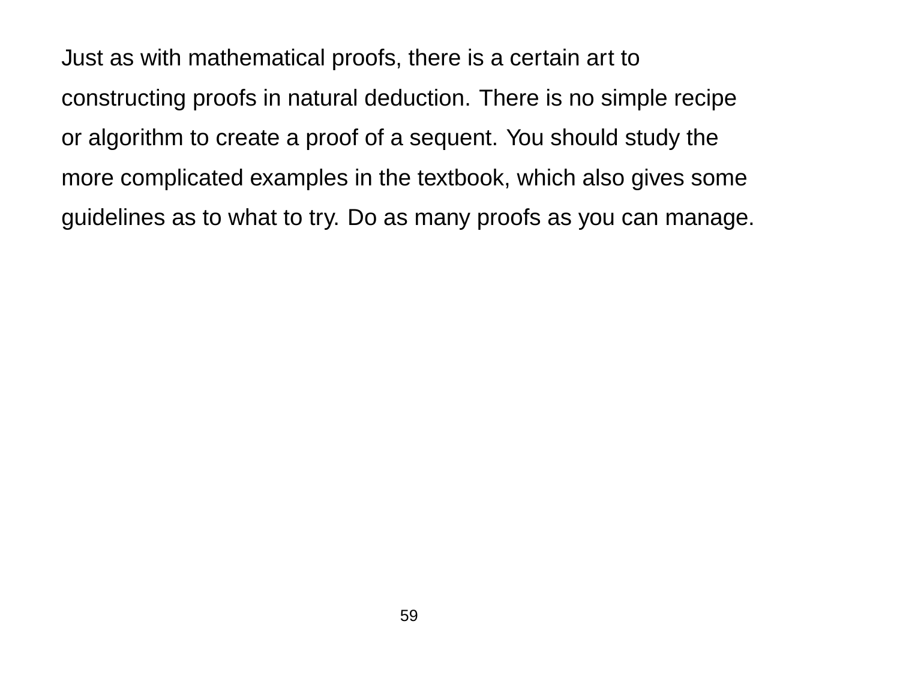Just as with mathematical proofs, there is a certain art to constructing proofs in natural deduction. There is no simple recipe or algorithm to create a proof of a sequent. You should study the more complicated examples in the textbook, which also gives some guidelines as to what to try. Do as many proofs as you can manage.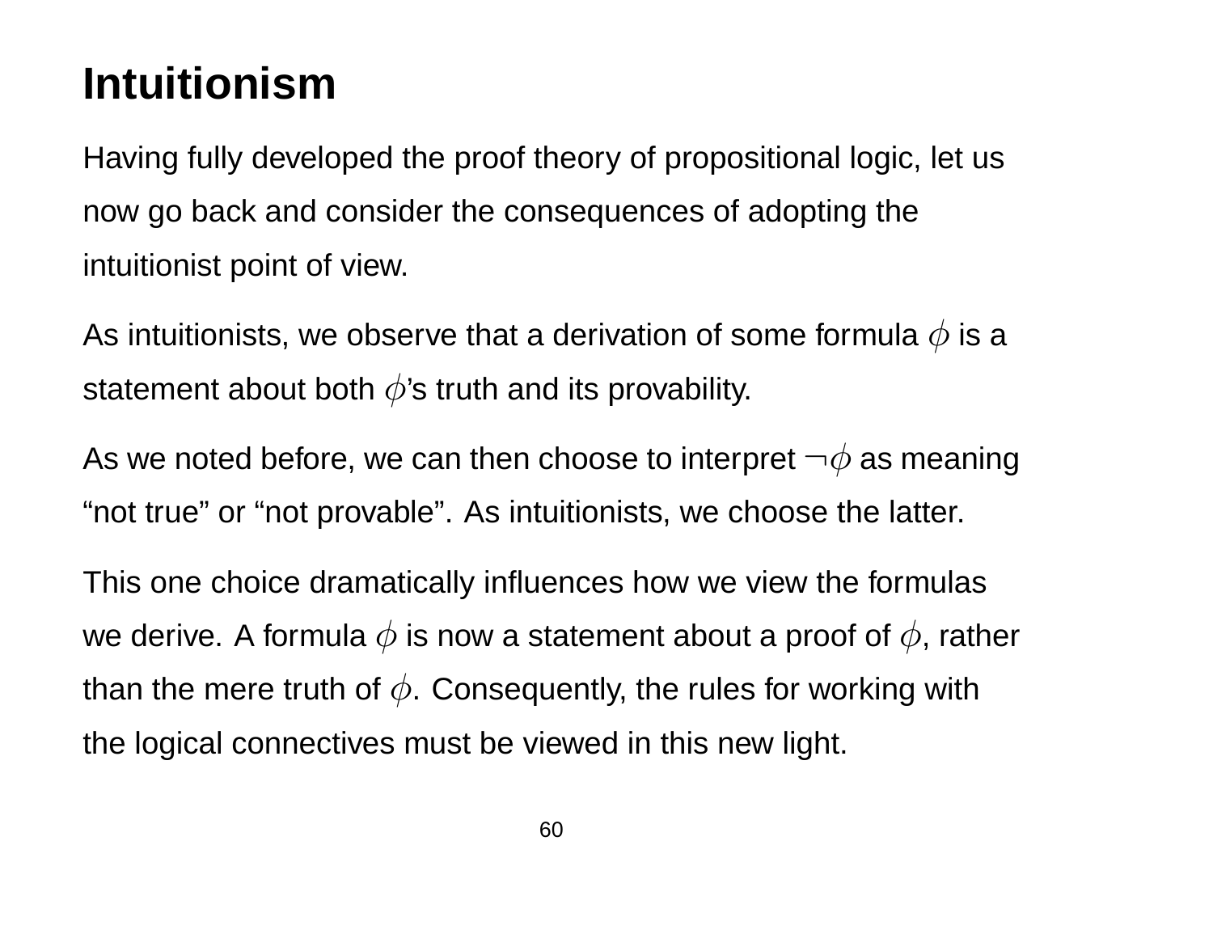# Intuitionism

Having fully developed the proof theory of propositional logic, let us now go back and consider the consequences of adopting the intuitionist point of view.

As intuitionists, we observe that a derivation of some formula $\phi$ is a statement about both $\phi$'s truth and its provability.

As we noted before, we can then choose to interpret $\neg\phi$ as meaning "not true" or "not provable". As intuitionists, we choose the latter.

This one choice dramatically influences how we view the formulas we derive. A formula $\phi$ is now a statement about a proof of $\phi$, rather than the mere truth of $\phi$. Consequently, the rules for working with the logical connectives must be viewed in this new light.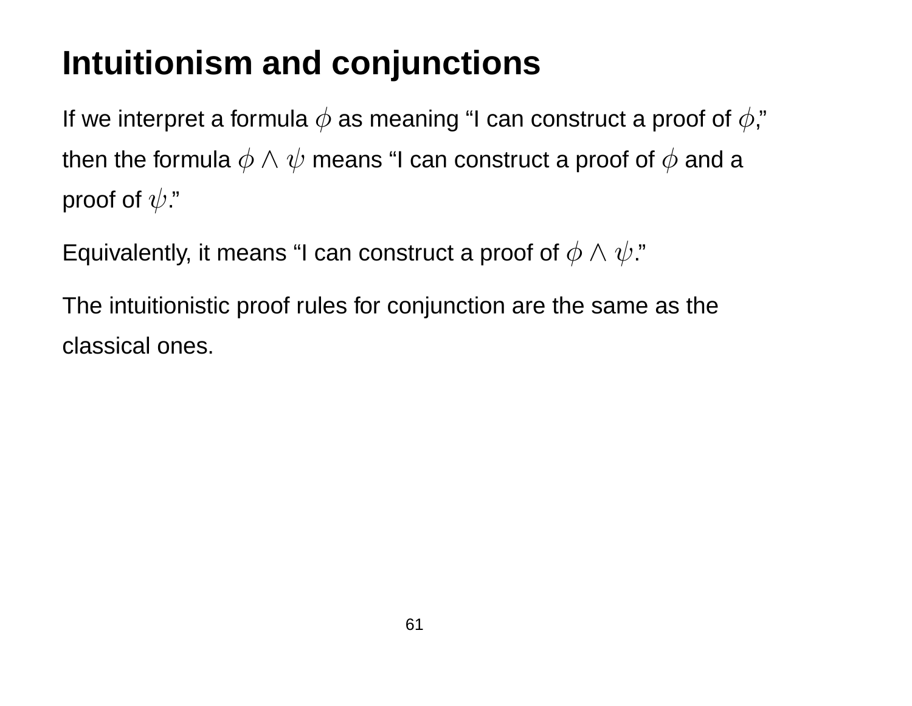# Intuitionism and conjunctions

If we interpret a formula $\phi$ as meaning “I can construct a proof of $\phi$,” then the formula $\phi \wedge \psi$ means “I can construct a proof of $\phi$ and a proof of $\psi$.”

Equivalently, it means “I can construct a proof of $\phi \wedge \psi$.”

The intuitionistic proof rules for conjunction are the same as the classical ones.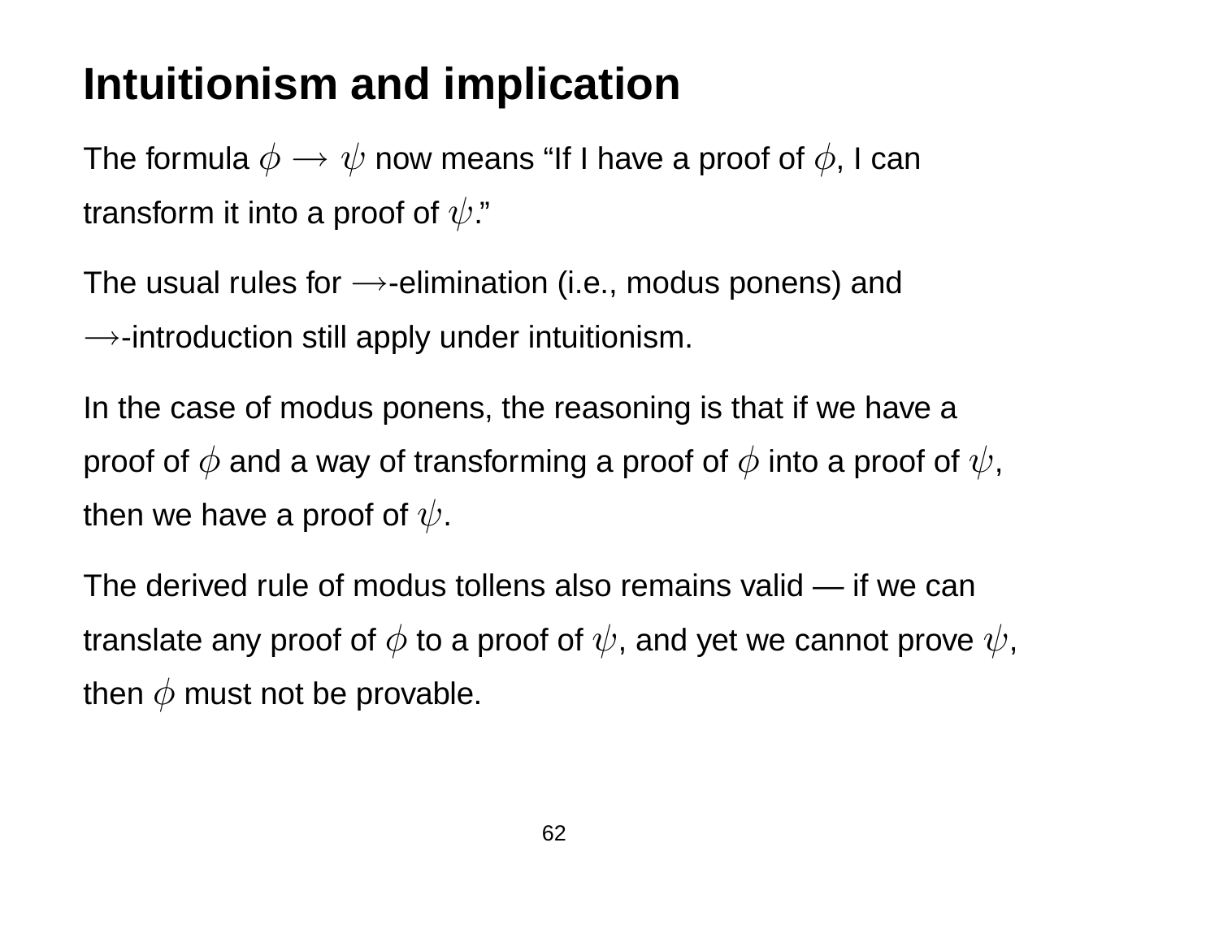# Intuitionism and implication

The formula $\phi \to \psi$ now means "If I have a proof of $\phi$, I can transform it into a proof of $\psi$."

The usual rules for $\to$-elimination (i.e., modus ponens) and $\to$-introduction still apply under intuitionism.

In the case of modus ponens, the reasoning is that if we have a proof of $\phi$ and a way of transforming a proof of $\phi$ into a proof of $\psi$, then we have a proof of $\psi$.

The derived rule of modus tollens also remains valid — if we can translate any proof of $\phi$ to a proof of $\psi$, and yet we cannot prove $\psi$, then $\phi$ must not be provable.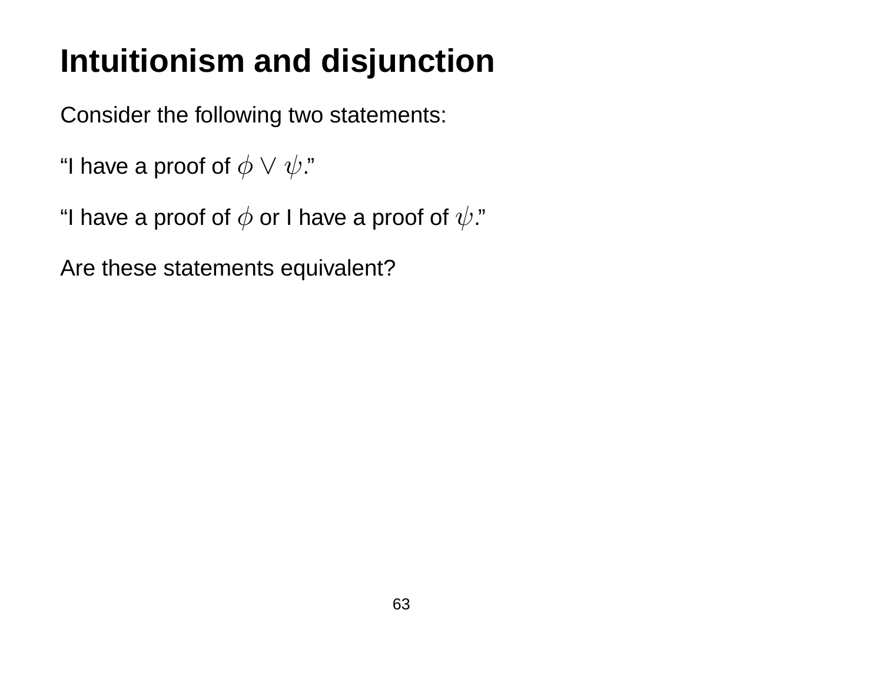# Intuitionism and disjunction

Consider the following two statements:

“I have a proof of $\phi \vee \psi$.”

“I have a proof of $\phi$ or I have a proof of $\psi$.”

Are these statements equivalent?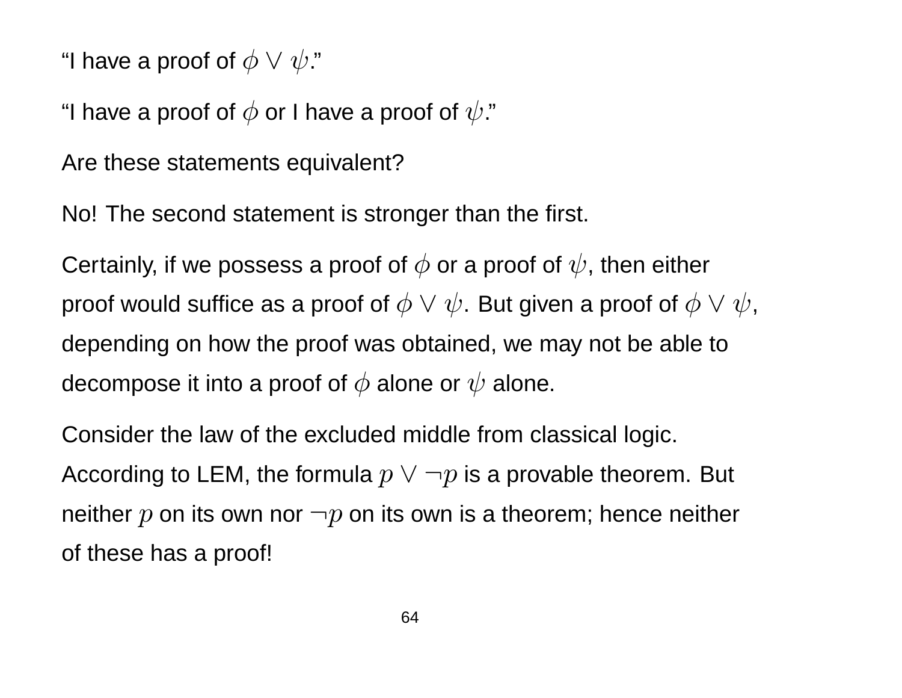"I have a proof of $\phi \vee \psi$."

"I have a proof of $\phi$ or I have a proof of $\psi$."

Are these statements equivalent?

No! The second statement is stronger than the first.

Certainly, if we possess a proof of $\phi$ or a proof of $\psi$, then either proof would suffice as a proof of $\phi \vee \psi$. But given a proof of $\phi \vee \psi$, depending on how the proof was obtained, we may not be able to decompose it into a proof of $\phi$ alone or $\psi$ alone.

Consider the law of the excluded middle from classical logic. According to LEM, the formula $p \vee \neg p$ is a provable theorem. But neither $p$ on its own nor $\neg p$ on its own is a theorem; hence neither of these has a proof!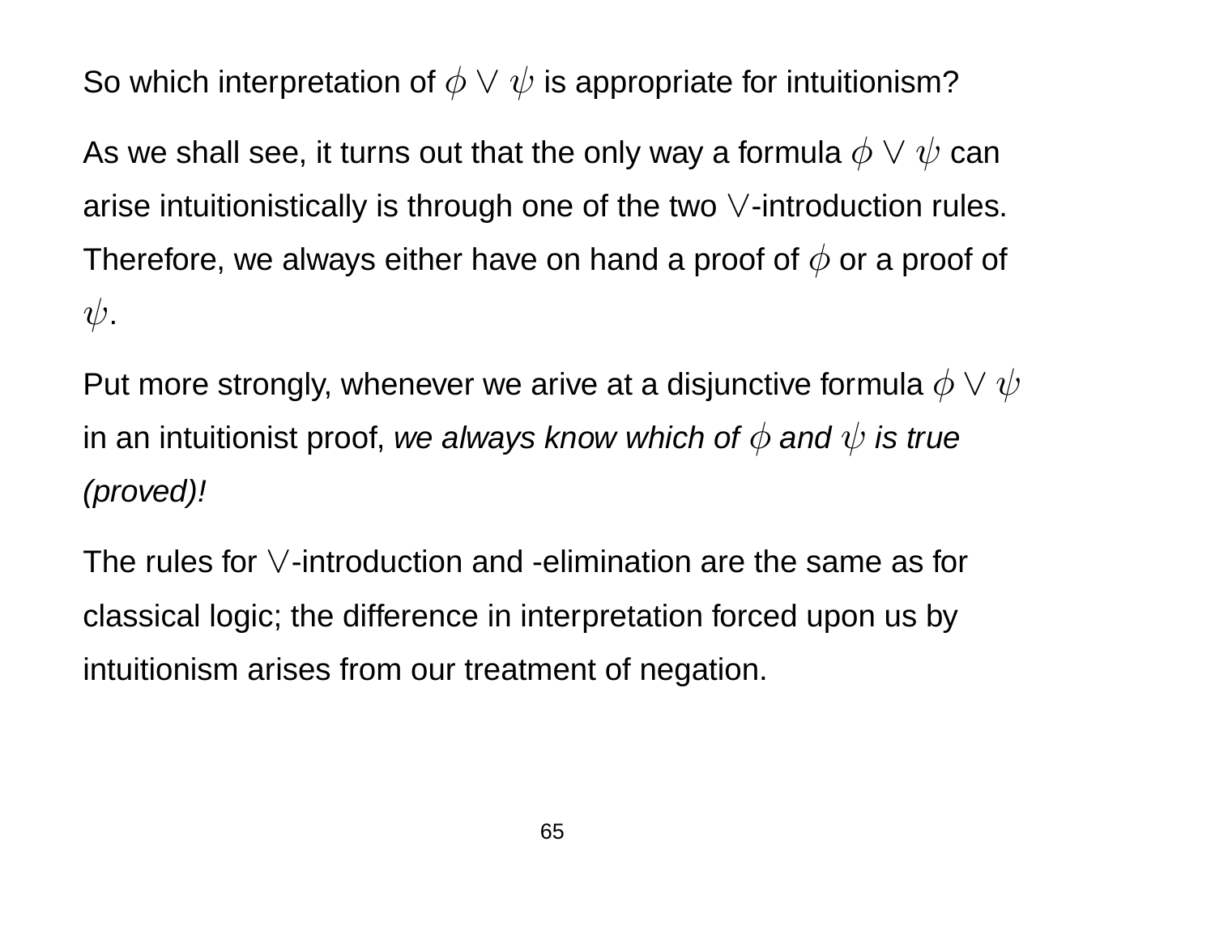So which interpretation of $\phi \vee \psi$ is appropriate for intuitionism?

As we shall see, it turns out that the only way a formula $\phi \vee \psi$ can arise intuitionistically is through one of the two $\vee$-introduction rules. Therefore, we always either have on hand a proof of $\phi$ or a proof of $\psi$.

Put more strongly, whenever we arive at a disjunctive formula $\phi \vee \psi$ in an intuitionist proof, *we always know which of $\phi$ and $\psi$ is true (proved)!*

The rules for $\vee$-introduction and -elimination are the same as for classical logic; the difference in interpretation forced upon us by intuitionism arises from our treatment of negation.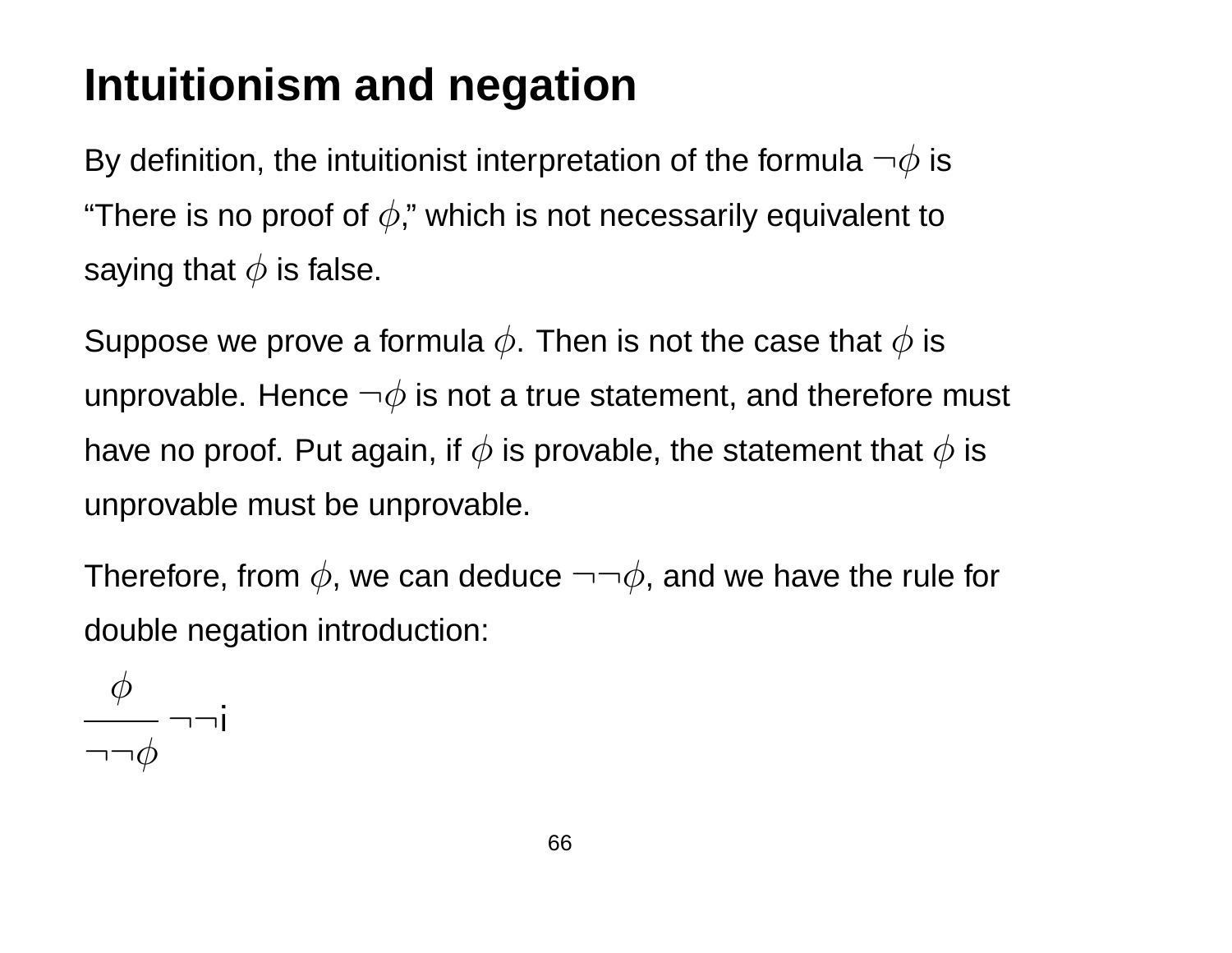# Intuitionism and negation

By definition, the intuitionist interpretation of the formula $\neg\phi$ is "There is no proof of $\phi$," which is not necessarily equivalent to saying that $\phi$ is false.

Suppose we prove a formula $\phi$. Then is not the case that $\phi$ is unprovable. Hence $\neg\phi$ is not a true statement, and therefore must have no proof. Put again, if $\phi$ is provable, the statement that $\phi$ is unprovable must be unprovable.

Therefore, from $\phi$, we can deduce $\neg\neg\phi$, and we have the rule for double negation introduction:

$$\frac{\phi}{\neg\neg\phi}\ \neg\neg\text{i}$$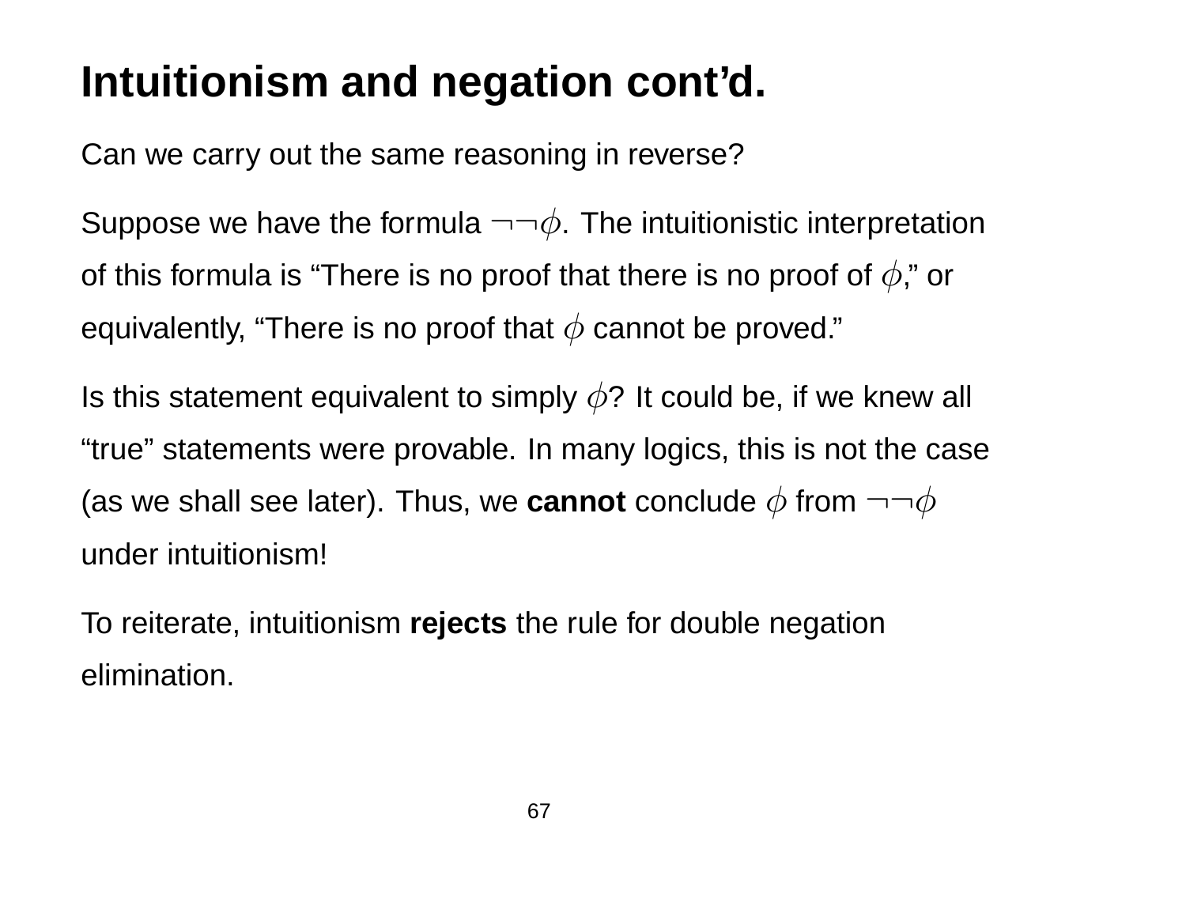# Intuitionism and negation cont'd.

Can we carry out the same reasoning in reverse?

Suppose we have the formula $\neg\neg\phi$. The intuitionistic interpretation of this formula is "There is no proof that there is no proof of $\phi$," or equivalently, "There is no proof that $\phi$ cannot be proved."

Is this statement equivalent to simply $\phi$? It could be, if we knew all "true" statements were provable. In many logics, this is not the case (as we shall see later). Thus, we **cannot** conclude $\phi$ from $\neg\neg\phi$ under intuitionism!

To reiterate, intuitionism **rejects** the rule for double negation elimination.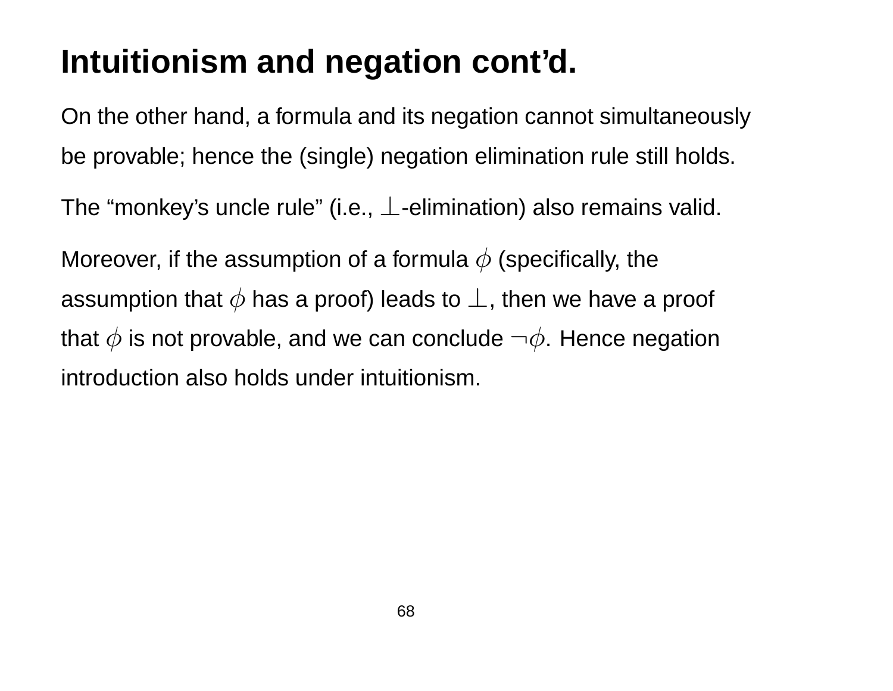# Intuitionism and negation cont'd.

On the other hand, a formula and its negation cannot simultaneously be provable; hence the (single) negation elimination rule still holds.

The "monkey's uncle rule" (i.e., $\perp$-elimination) also remains valid.

Moreover, if the assumption of a formula $\phi$ (specifically, the assumption that $\phi$ has a proof) leads to $\perp$, then we have a proof that $\phi$ is not provable, and we can conclude $\neg\phi$. Hence negation introduction also holds under intuitionism.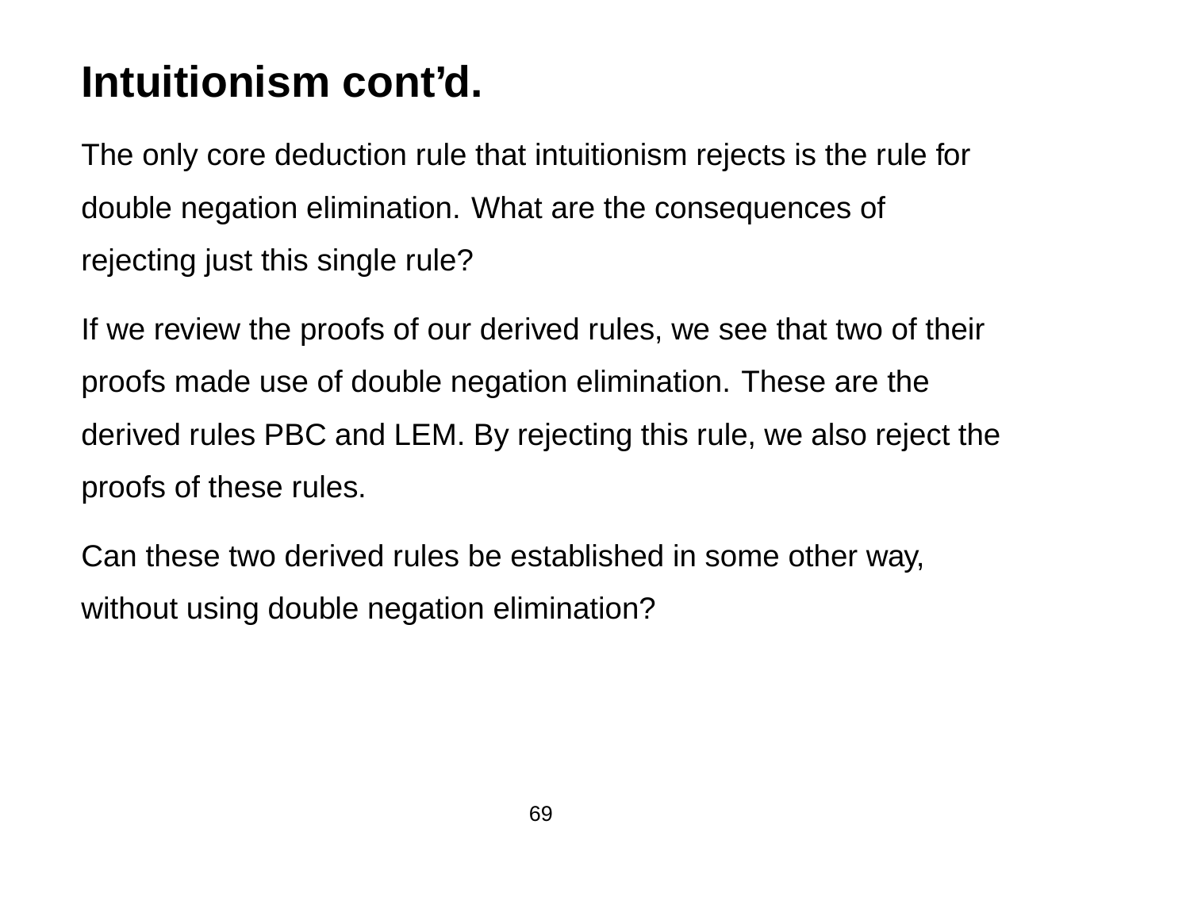# Intuitionism cont’d.

The only core deduction rule that intuitionism rejects is the rule for double negation elimination. What are the consequences of rejecting just this single rule?

If we review the proofs of our derived rules, we see that two of their proofs made use of double negation elimination. These are the derived rules PBC and LEM. By rejecting this rule, we also reject the proofs of these rules.

Can these two derived rules be established in some other way, without using double negation elimination?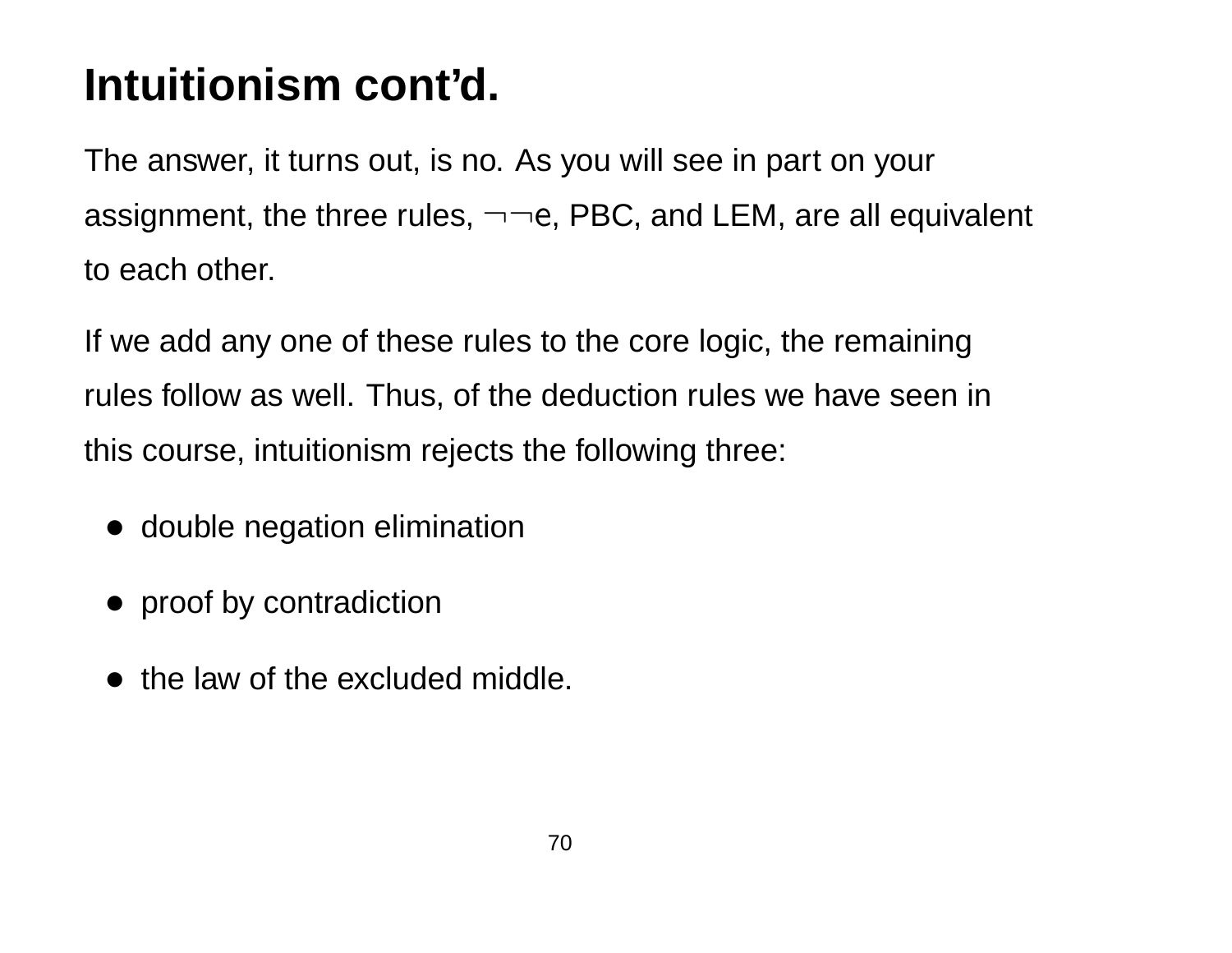# Intuitionism cont'd.

The answer, it turns out, is no. As you will see in part on your assignment, the three rules, $\neg\neg$e, PBC, and LEM, are all equivalent to each other.

If we add any one of these rules to the core logic, the remaining rules follow as well. Thus, of the deduction rules we have seen in this course, intuitionism rejects the following three:

- double negation elimination
- proof by contradiction
- the law of the excluded middle.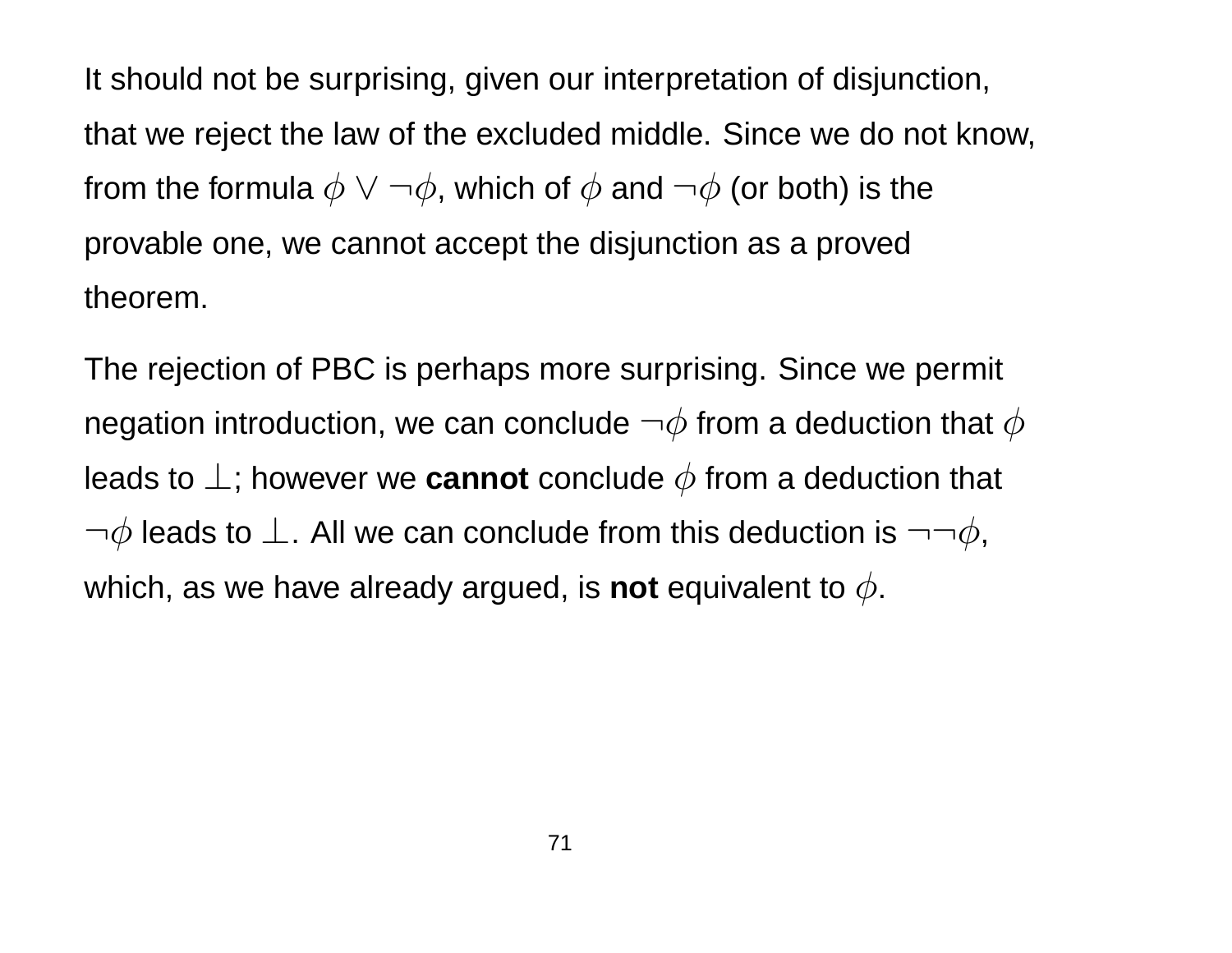It should not be surprising, given our interpretation of disjunction, that we reject the law of the excluded middle. Since we do not know, from the formula $\phi \vee \neg\phi$, which of $\phi$ and $\neg\phi$ (or both) is the provable one, we cannot accept the disjunction as a proved theorem.

The rejection of PBC is perhaps more surprising. Since we permit negation introduction, we can conclude $\neg\phi$ from a deduction that $\phi$ leads to $\bot$; however we **cannot** conclude $\phi$ from a deduction that $\neg\phi$ leads to $\bot$. All we can conclude from this deduction is $\neg\neg\phi$, which, as we have already argued, is **not** equivalent to $\phi$.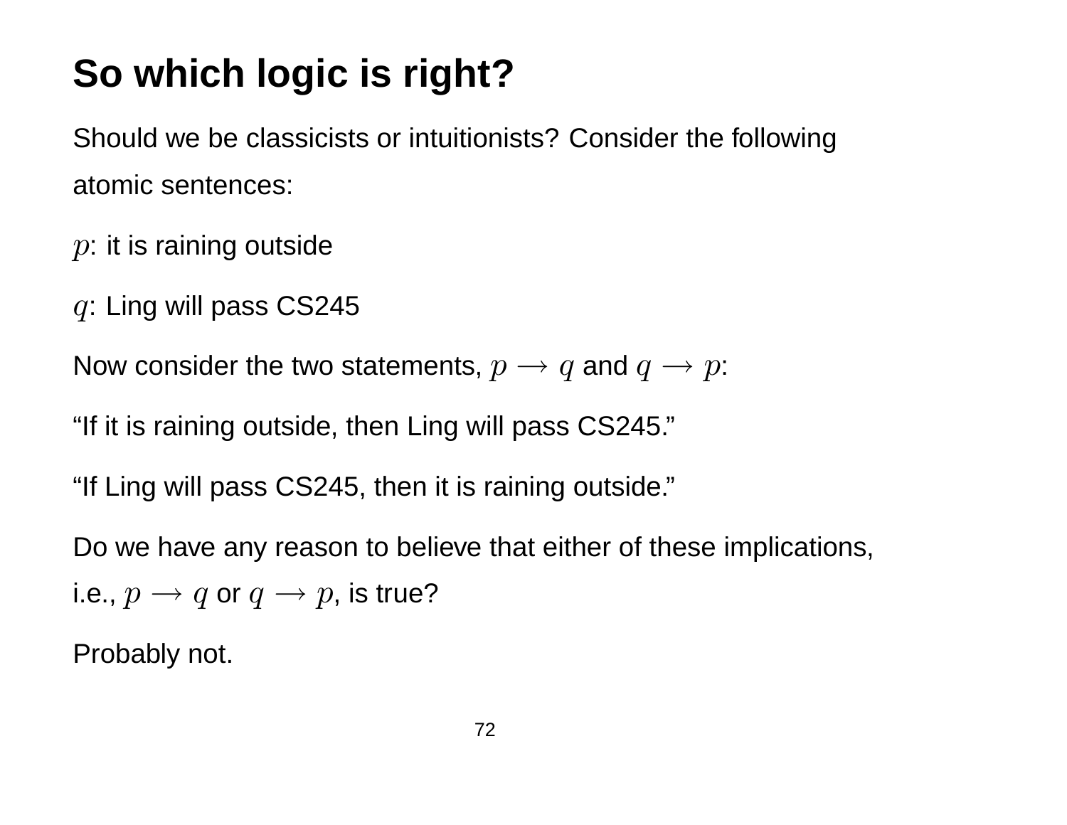# So which logic is right?

Should we be classicists or intuitionists? Consider the following atomic sentences:

$p$: it is raining outside

$q$: Ling will pass CS245

Now consider the two statements, $p \longrightarrow q$ and $q \longrightarrow p$:

"If it is raining outside, then Ling will pass CS245."

"If Ling will pass CS245, then it is raining outside."

Do we have any reason to believe that either of these implications, i.e., $p \longrightarrow q$ or $q \longrightarrow p$, is true?

Probably not.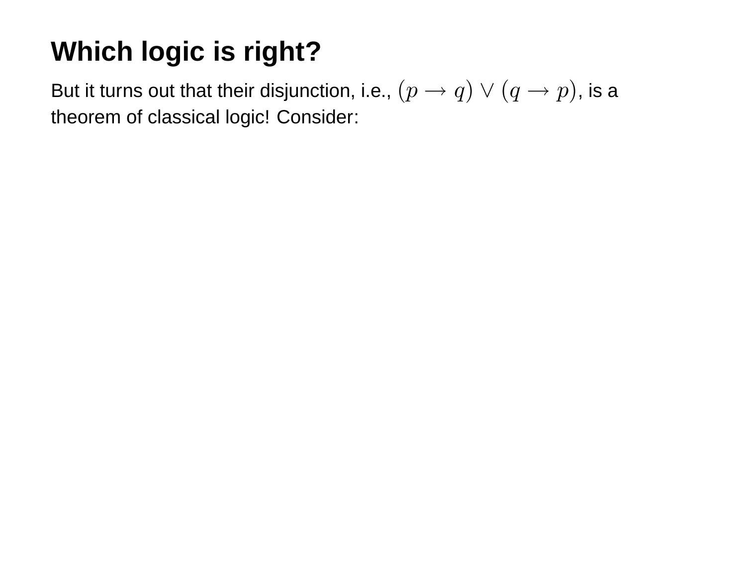# Which logic is right?

But it turns out that their disjunction, i.e., $(p \rightarrow q) \vee (q \rightarrow p)$, is a theorem of classical logic! Consider: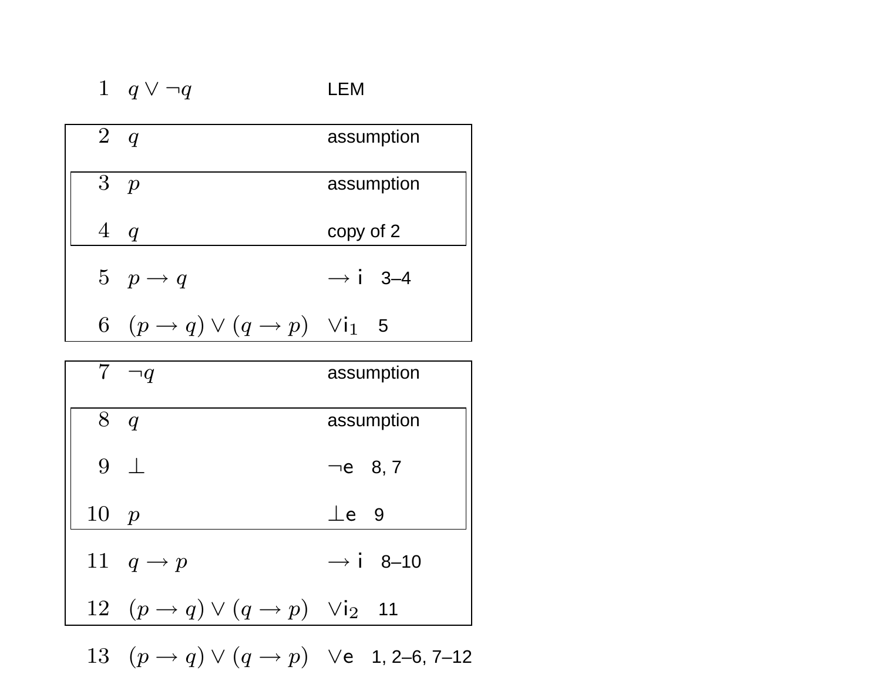| Line | Formula | Justification |
|---|---|---|
| 1 | $q \vee \neg q$ | LEM |
| 2 | $q$ | assumption |
| 3 | $p$ | assumption |
| 4 | $q$ | copy of 2 |
| 5 | $p \rightarrow q$ | $\rightarrow$i 3–4 |
| 6 | $(p \rightarrow q) \vee (q \rightarrow p)$ | $\vee$i$_1$ 5 |
| 7 | $\neg q$ | assumption |
| 8 | $q$ | assumption |
| 9 | $\bot$ | $\neg$e 8, 7 |
| 10 | $p$ | $\bot$e 9 |
| 11 | $q \rightarrow p$ | $\rightarrow$i 8–10 |
| 12 | $(p \rightarrow q) \vee (q \rightarrow p)$ | $\vee$i$_2$ 11 |
| 13 | $(p \rightarrow q) \vee (q \rightarrow p)$ | $\vee$e 1, 2–6, 7–12 |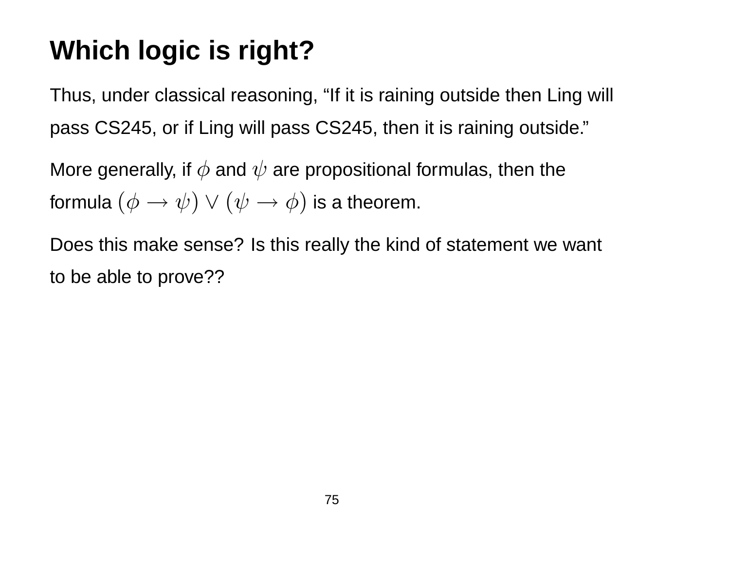# Which logic is right?

Thus, under classical reasoning, “If it is raining outside then Ling will pass CS245, or if Ling will pass CS245, then it is raining outside.”

More generally, if $\phi$ and $\psi$ are propositional formulas, then the formula $(\phi \to \psi) \vee (\psi \to \phi)$ is a theorem.

Does this make sense? Is this really the kind of statement we want to be able to prove??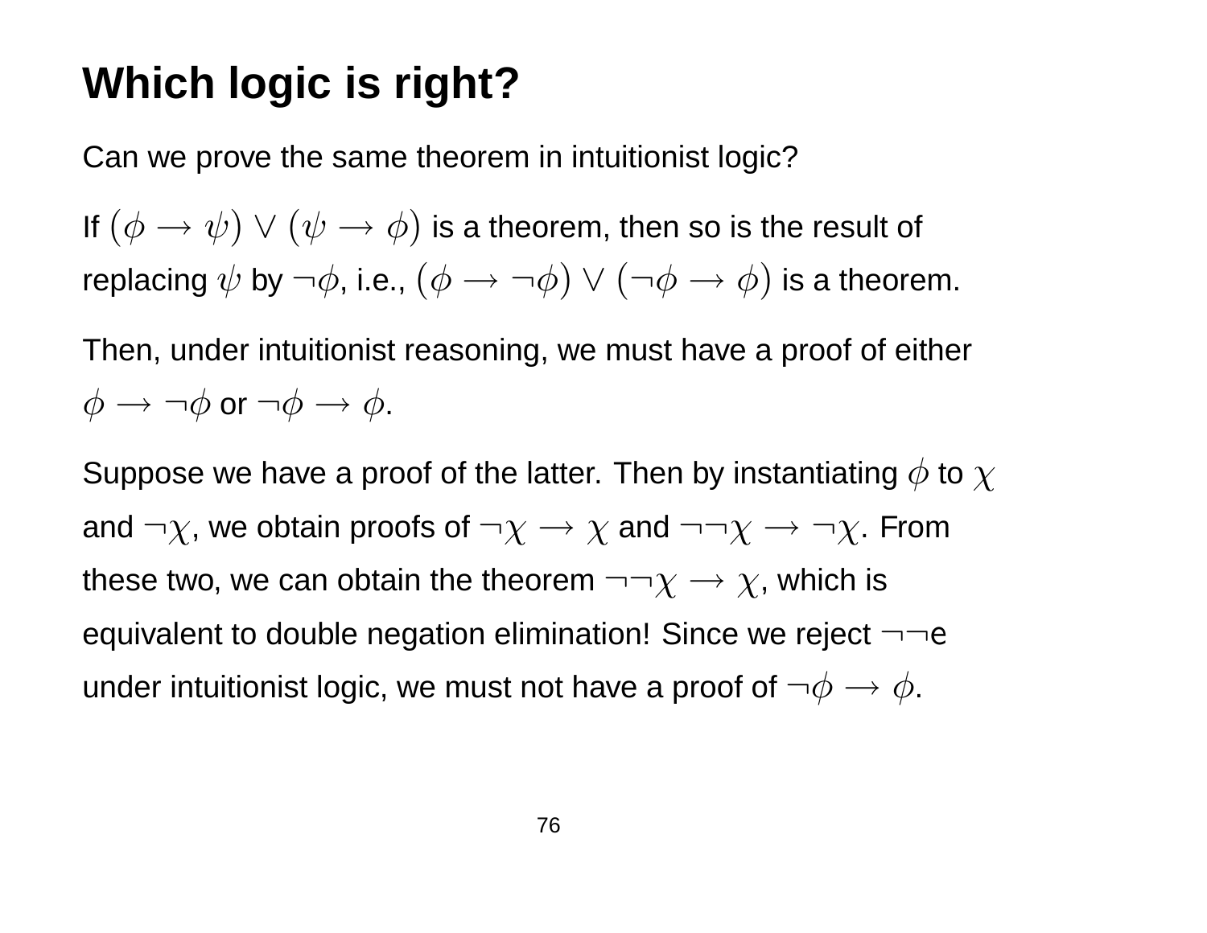# Which logic is right?

Can we prove the same theorem in intuitionist logic?

If $(\phi \rightarrow \psi) \vee (\psi \rightarrow \phi)$ is a theorem, then so is the result of replacing $\psi$ by $\neg\phi$, i.e., $(\phi \rightarrow \neg\phi) \vee (\neg\phi \rightarrow \phi)$ is a theorem.

Then, under intuitionist reasoning, we must have a proof of either $\phi \rightarrow \neg\phi$ or $\neg\phi \rightarrow \phi$.

Suppose we have a proof of the latter. Then by instantiating $\phi$ to $\chi$ and $\neg\chi$, we obtain proofs of $\neg\chi \rightarrow \chi$ and $\neg\neg\chi \rightarrow \neg\chi$. From these two, we can obtain the theorem $\neg\neg\chi \rightarrow \chi$, which is equivalent to double negation elimination! Since we reject $\neg\neg$e under intuitionist logic, we must not have a proof of $\neg\phi \rightarrow \phi$.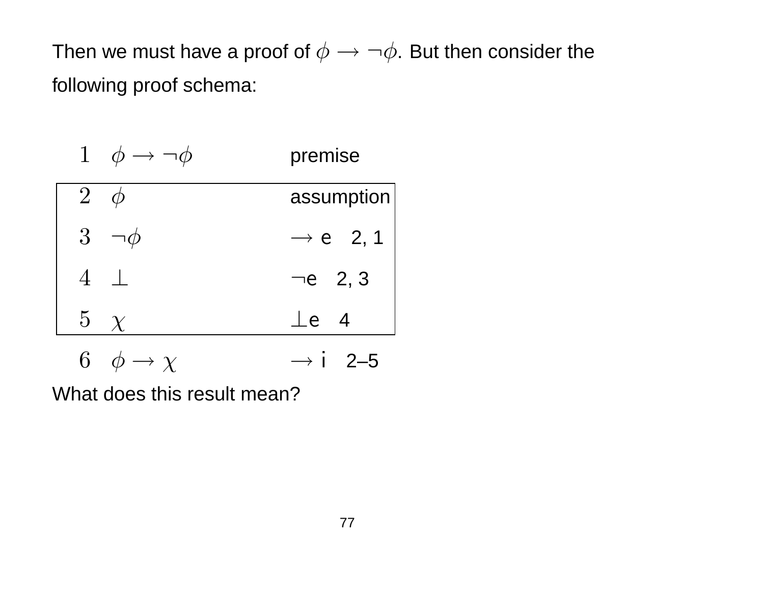Then we must have a proof of $\phi \rightarrow \neg\phi$. But then consider the following proof schema:

| | | |
|---|---|---|
| 1 | $\phi \rightarrow \neg\phi$ | premise |
| 2 | $\phi$ | assumption |
| 3 | $\neg\phi$ | $\rightarrow$ e 2, 1 |
| 4 | $\bot$ | $\neg$e 2, 3 |
| 5 | $\chi$ | $\bot$e 4 |
| 6 | $\phi \rightarrow \chi$ | $\rightarrow$ i 2–5 |

What does this result mean?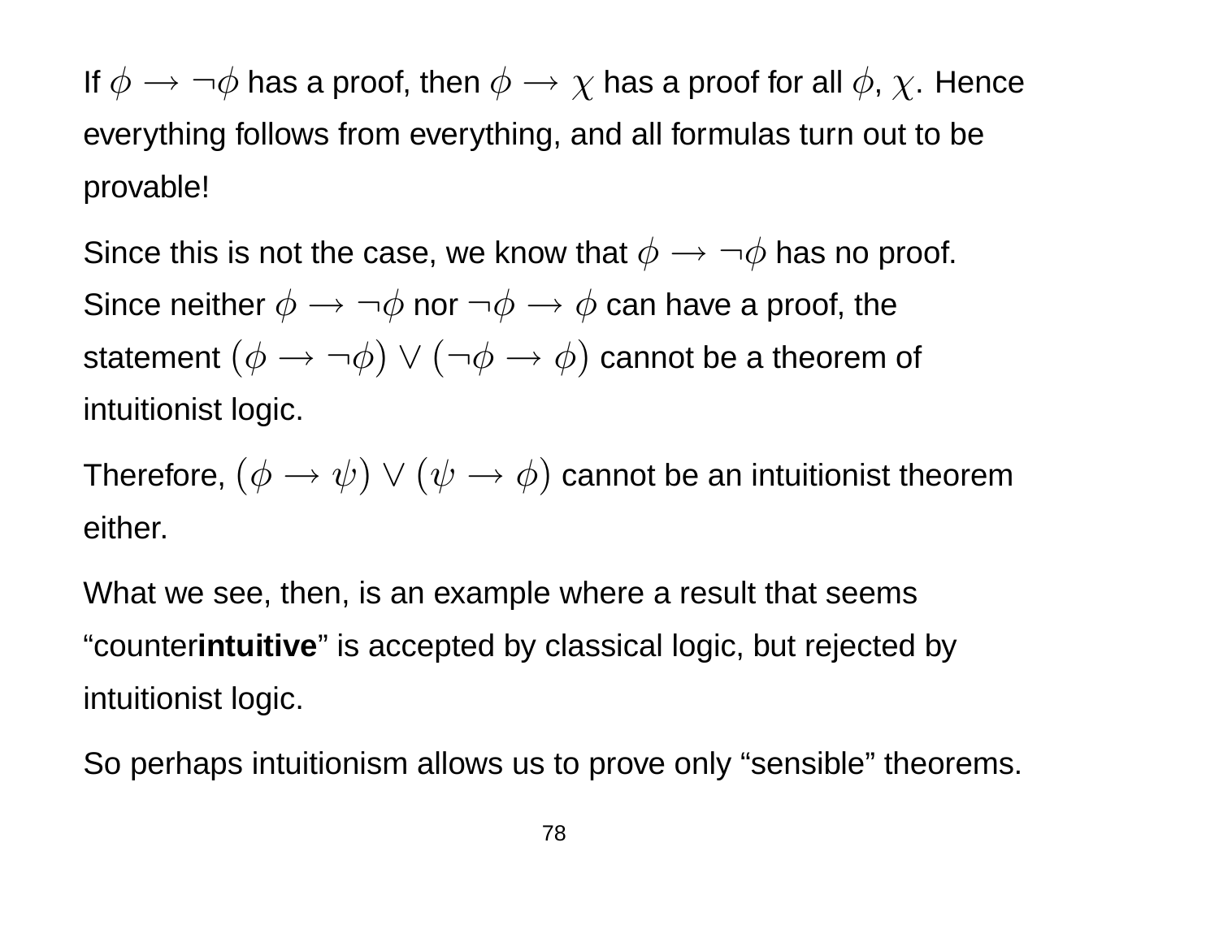If $\phi \rightarrow \neg\phi$ has a proof, then $\phi \rightarrow \chi$ has a proof for all $\phi$, $\chi$. Hence everything follows from everything, and all formulas turn out to be provable!

Since this is not the case, we know that $\phi \rightarrow \neg\phi$ has no proof. Since neither $\phi \rightarrow \neg\phi$ nor $\neg\phi \rightarrow \phi$ can have a proof, the statement $(\phi \rightarrow \neg\phi) \vee (\neg\phi \rightarrow \phi)$ cannot be a theorem of intuitionist logic.

Therefore, $(\phi \rightarrow \psi) \vee (\psi \rightarrow \phi)$ cannot be an intuitionist theorem either.

What we see, then, is an example where a result that seems "counter**intuitive**" is accepted by classical logic, but rejected by intuitionist logic.

So perhaps intuitionism allows us to prove only "sensible" theorems.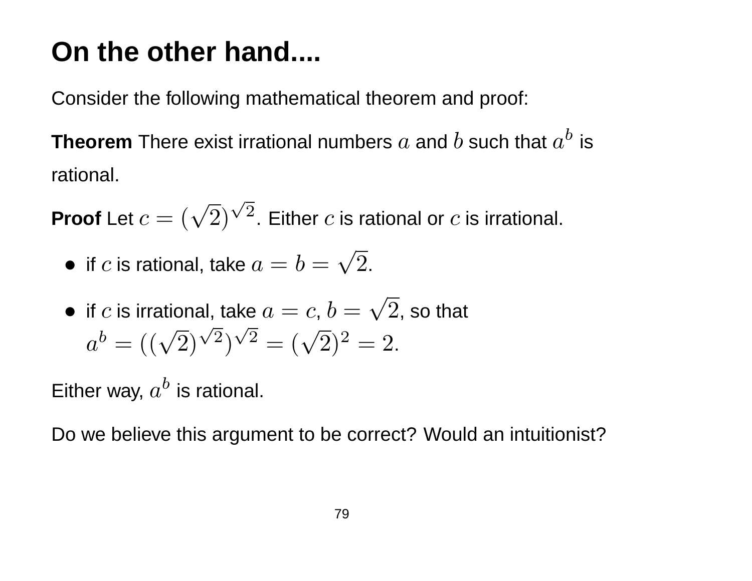# On the other hand....

Consider the following mathematical theorem and proof:

**Theorem** There exist irrational numbers $a$ and $b$ such that $a^b$ is rational.

**Proof** Let $c = (\sqrt{2})^{\sqrt{2}}$. Either $c$ is rational or $c$ is irrational.

- if $c$ is rational, take $a = b = \sqrt{2}$.
- if $c$ is irrational, take $a = c, b = \sqrt{2}$, so that $a^b = ((\sqrt{2})^{\sqrt{2}})^{\sqrt{2}} = (\sqrt{2})^2 = 2$.

Either way, $a^b$ is rational.

Do we believe this argument to be correct? Would an intuitionist?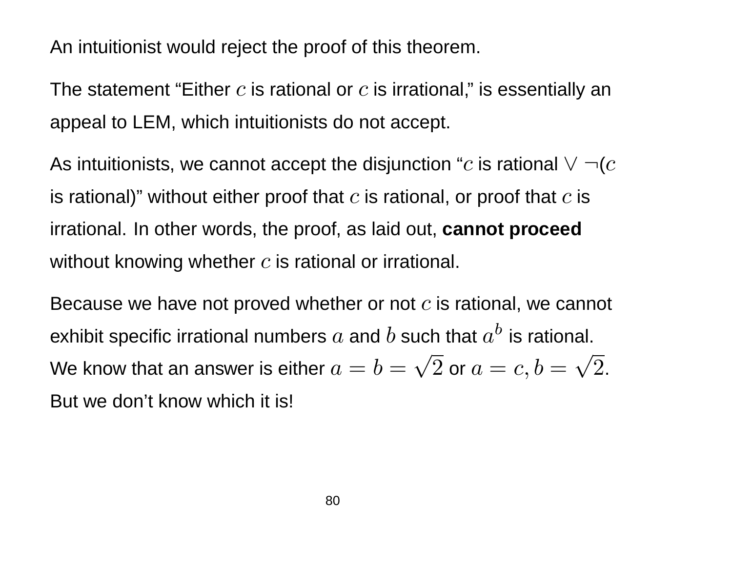An intuitionist would reject the proof of this theorem.

The statement "Either $c$ is rational or $c$ is irrational," is essentially an appeal to LEM, which intuitionists do not accept.

As intuitionists, we cannot accept the disjunction "$c$ is rational $\vee \neg$($c$ is rational)" without either proof that $c$ is rational, or proof that $c$ is irrational. In other words, the proof, as laid out, **cannot proceed** without knowing whether $c$ is rational or irrational.

Because we have not proved whether or not $c$ is rational, we cannot exhibit specific irrational numbers $a$ and $b$ such that $a^b$ is rational. We know that an answer is either $a = b = \sqrt{2}$ or $a = c, b = \sqrt{2}$. But we don't know which it is!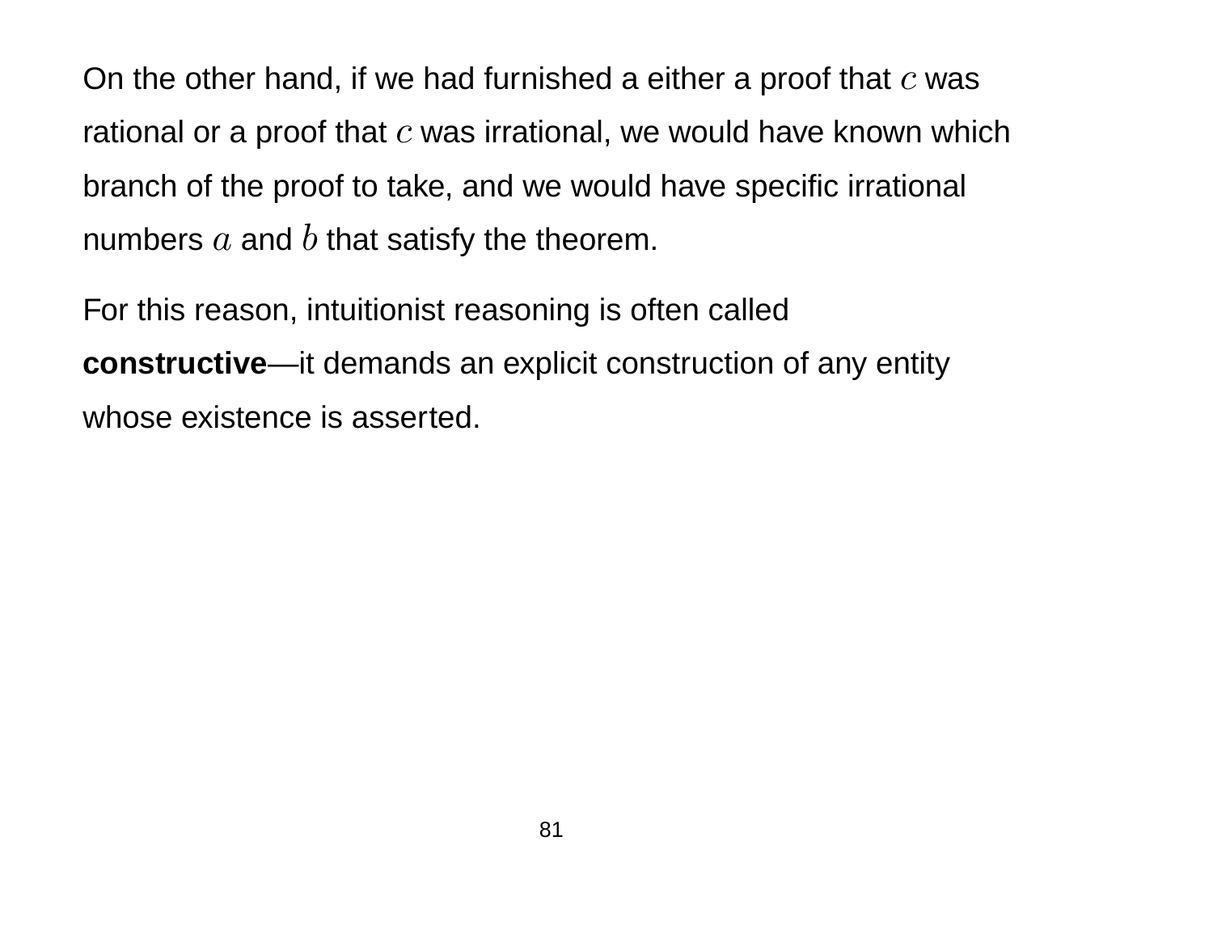On the other hand, if we had furnished a either a proof that $c$ was rational or a proof that $c$ was irrational, we would have known which branch of the proof to take, and we would have specific irrational numbers $a$ and $b$ that satisfy the theorem.

For this reason, intuitionist reasoning is often called **constructive**—it demands an explicit construction of any entity whose existence is asserted.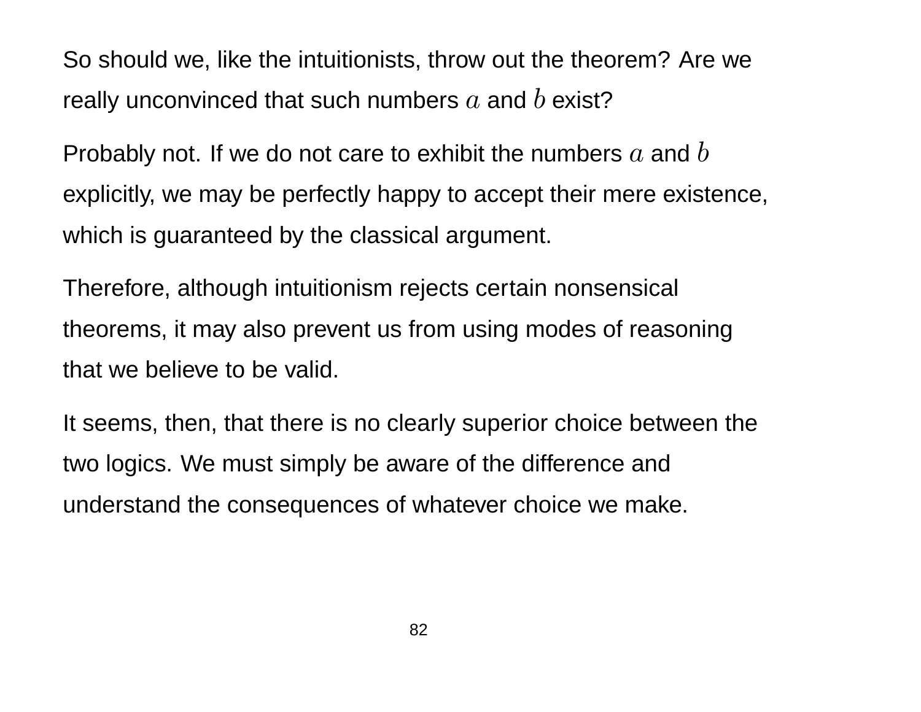So should we, like the intuitionists, throw out the theorem? Are we really unconvinced that such numbers $a$ and $b$ exist?

Probably not. If we do not care to exhibit the numbers $a$ and $b$ explicitly, we may be perfectly happy to accept their mere existence, which is guaranteed by the classical argument.

Therefore, although intuitionism rejects certain nonsensical theorems, it may also prevent us from using modes of reasoning that we believe to be valid.

It seems, then, that there is no clearly superior choice between the two logics. We must simply be aware of the difference and understand the consequences of whatever choice we make.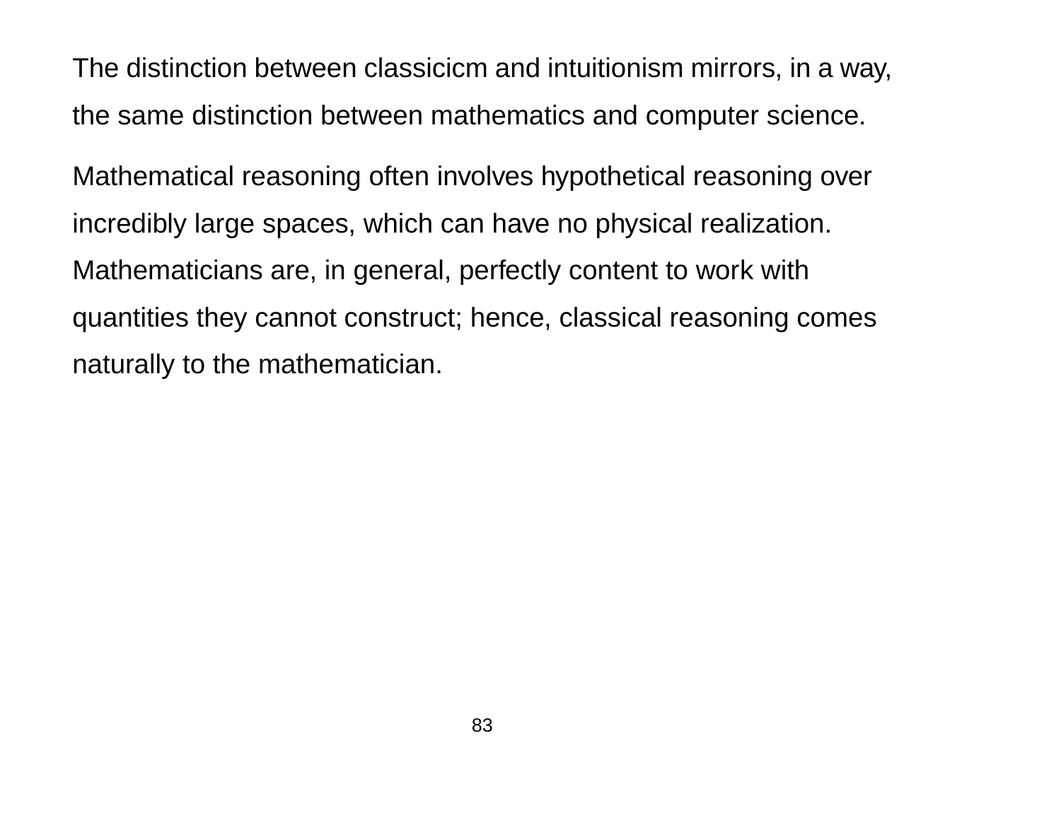The distinction between classicicm and intuitionism mirrors, in a way, the same distinction between mathematics and computer science.

Mathematical reasoning often involves hypothetical reasoning over incredibly large spaces, which can have no physical realization. Mathematicians are, in general, perfectly content to work with quantities they cannot construct; hence, classical reasoning comes naturally to the mathematician.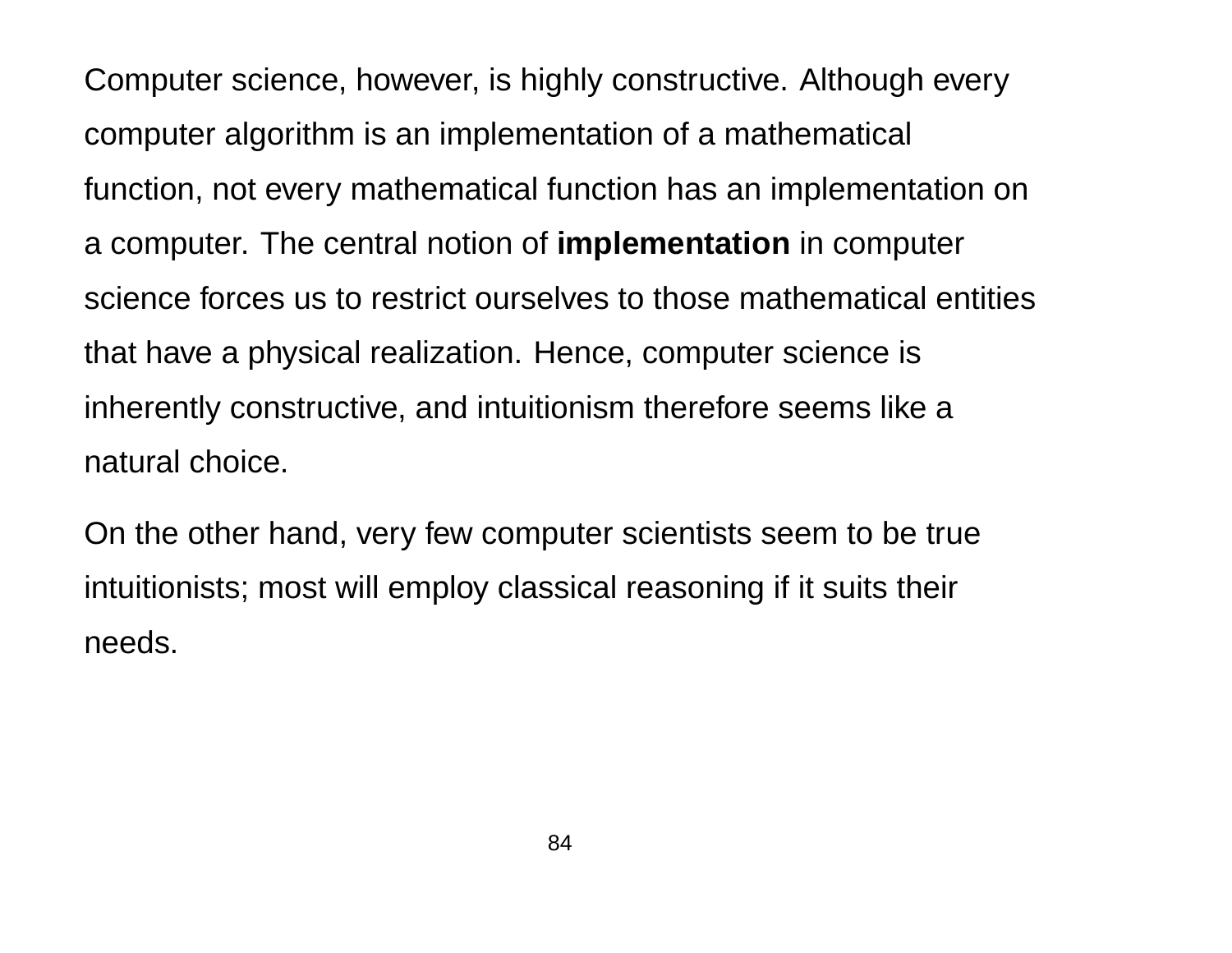Computer science, however, is highly constructive. Although every computer algorithm is an implementation of a mathematical function, not every mathematical function has an implementation on a computer. The central notion of **implementation** in computer science forces us to restrict ourselves to those mathematical entities that have a physical realization. Hence, computer science is inherently constructive, and intuitionism therefore seems like a natural choice.

On the other hand, very few computer scientists seem to be true intuitionists; most will employ classical reasoning if it suits their needs.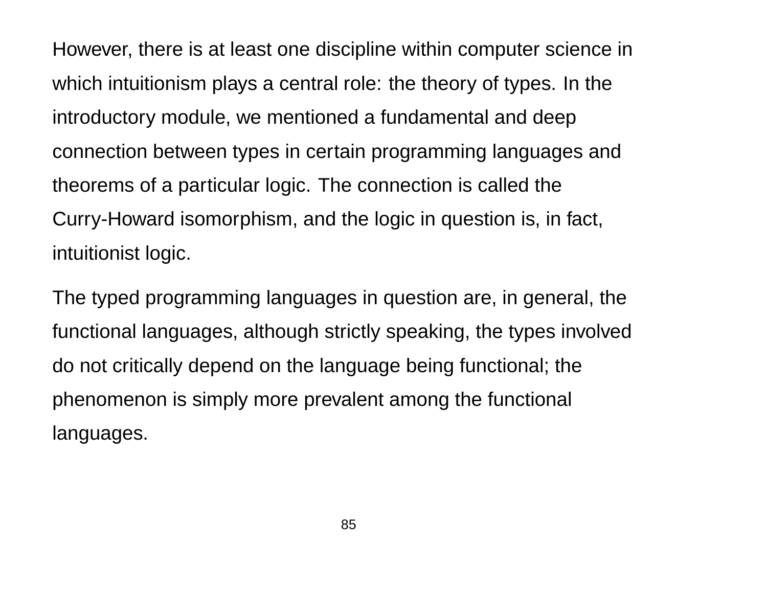However, there is at least one discipline within computer science in which intuitionism plays a central role: the theory of types. In the introductory module, we mentioned a fundamental and deep connection between types in certain programming languages and theorems of a particular logic. The connection is called the Curry-Howard isomorphism, and the logic in question is, in fact, intuitionist logic.

The typed programming languages in question are, in general, the functional languages, although strictly speaking, the types involved do not critically depend on the language being functional; the phenomenon is simply more prevalent among the functional languages.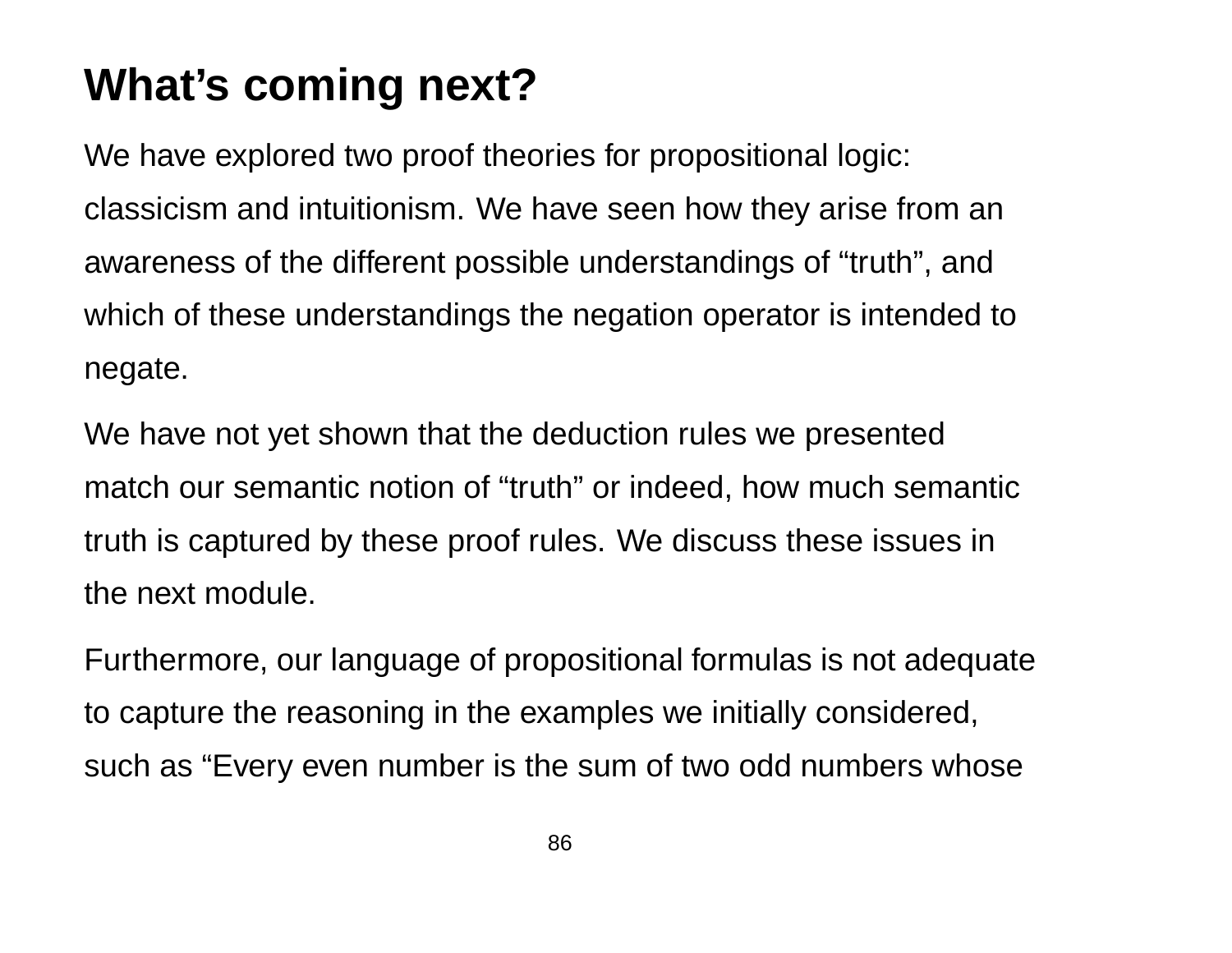# What's coming next?

We have explored two proof theories for propositional logic: classicism and intuitionism. We have seen how they arise from an awareness of the different possible understandings of "truth", and which of these understandings the negation operator is intended to negate.

We have not yet shown that the deduction rules we presented match our semantic notion of "truth" or indeed, how much semantic truth is captured by these proof rules. We discuss these issues in the next module.

Furthermore, our language of propositional formulas is not adequate to capture the reasoning in the examples we initially considered, such as "Every even number is the sum of two odd numbers whose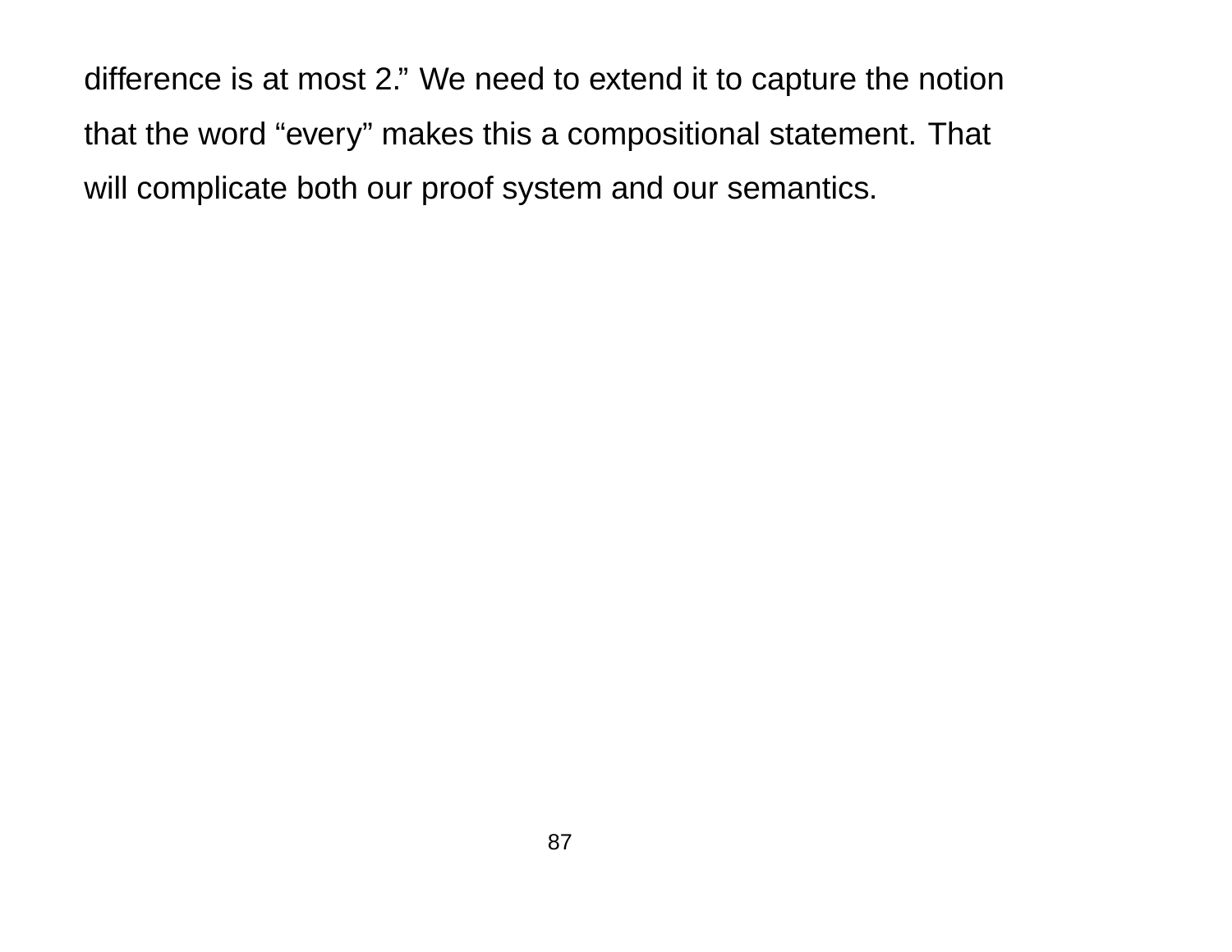difference is at most 2.” We need to extend it to capture the notion that the word “every” makes this a compositional statement. That will complicate both our proof system and our semantics.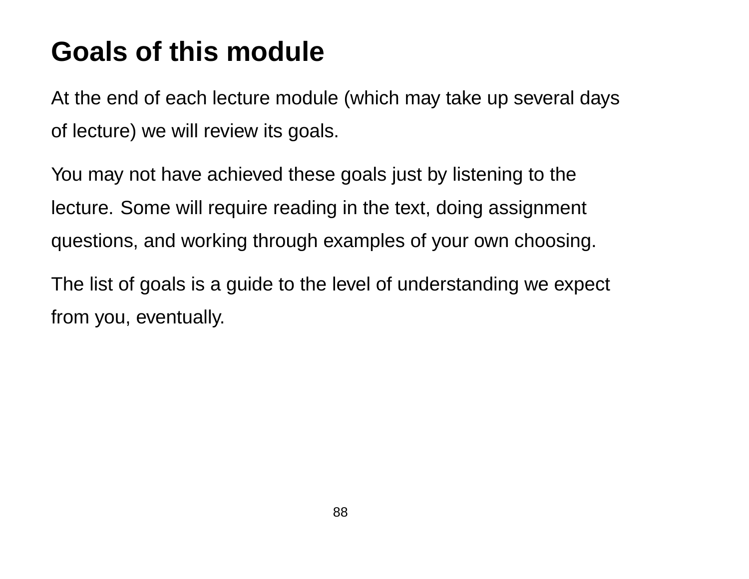# Goals of this module

At the end of each lecture module (which may take up several days of lecture) we will review its goals.

You may not have achieved these goals just by listening to the lecture. Some will require reading in the text, doing assignment questions, and working through examples of your own choosing.

The list of goals is a guide to the level of understanding we expect from you, eventually.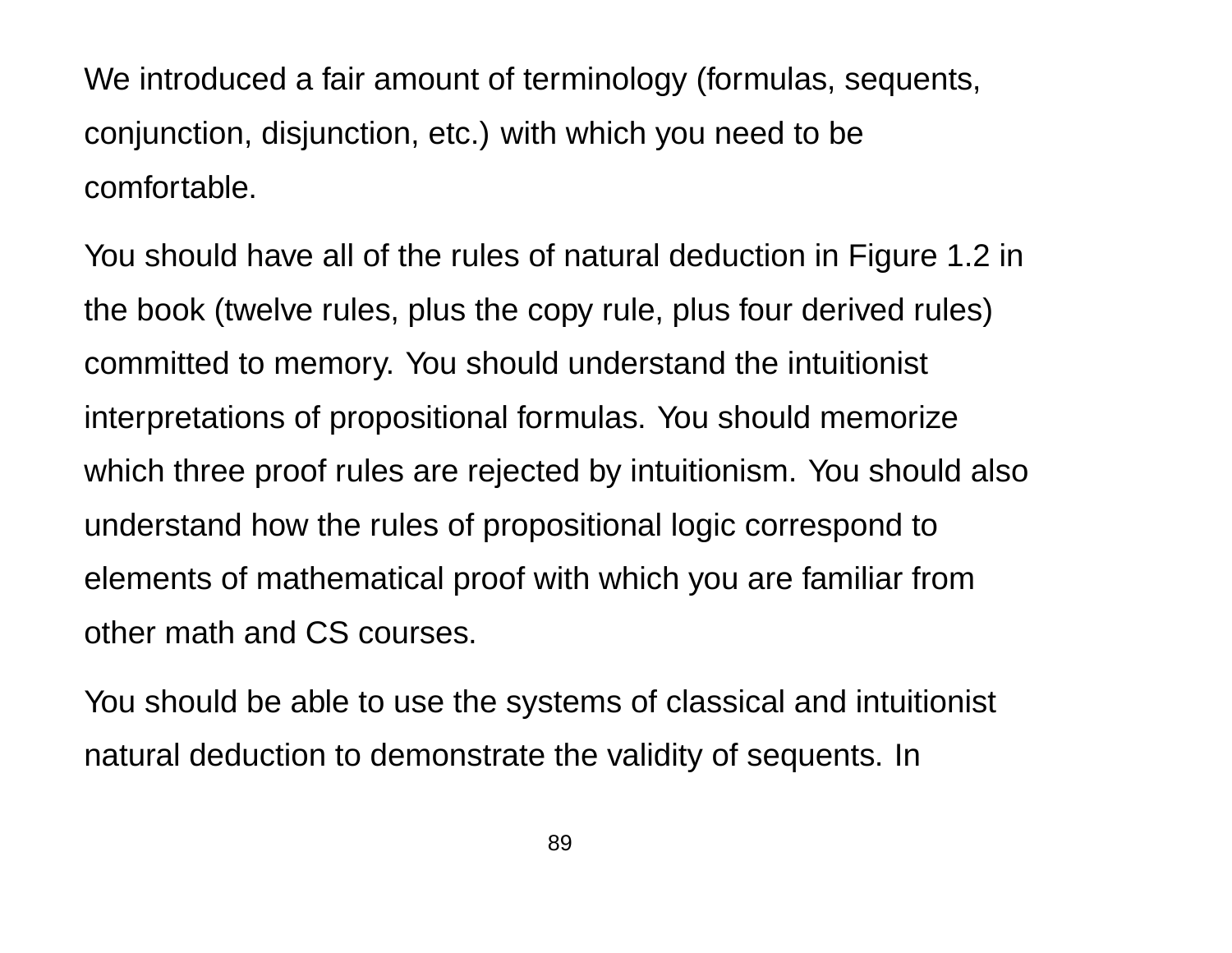We introduced a fair amount of terminology (formulas, sequents, conjunction, disjunction, etc.) with which you need to be comfortable.

You should have all of the rules of natural deduction in Figure 1.2 in the book (twelve rules, plus the copy rule, plus four derived rules) committed to memory. You should understand the intuitionist interpretations of propositional formulas. You should memorize which three proof rules are rejected by intuitionism. You should also understand how the rules of propositional logic correspond to elements of mathematical proof with which you are familiar from other math and CS courses.

You should be able to use the systems of classical and intuitionist natural deduction to demonstrate the validity of sequents. In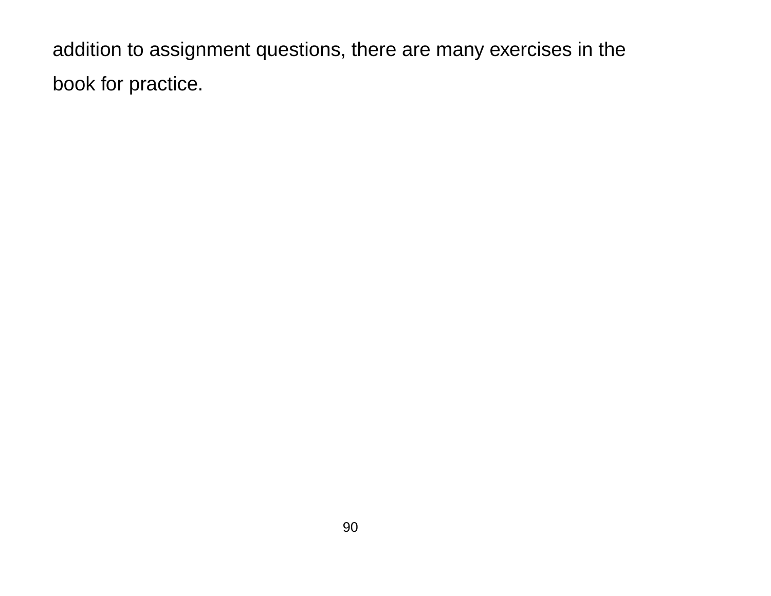addition to assignment questions, there are many exercises in the book for practice.